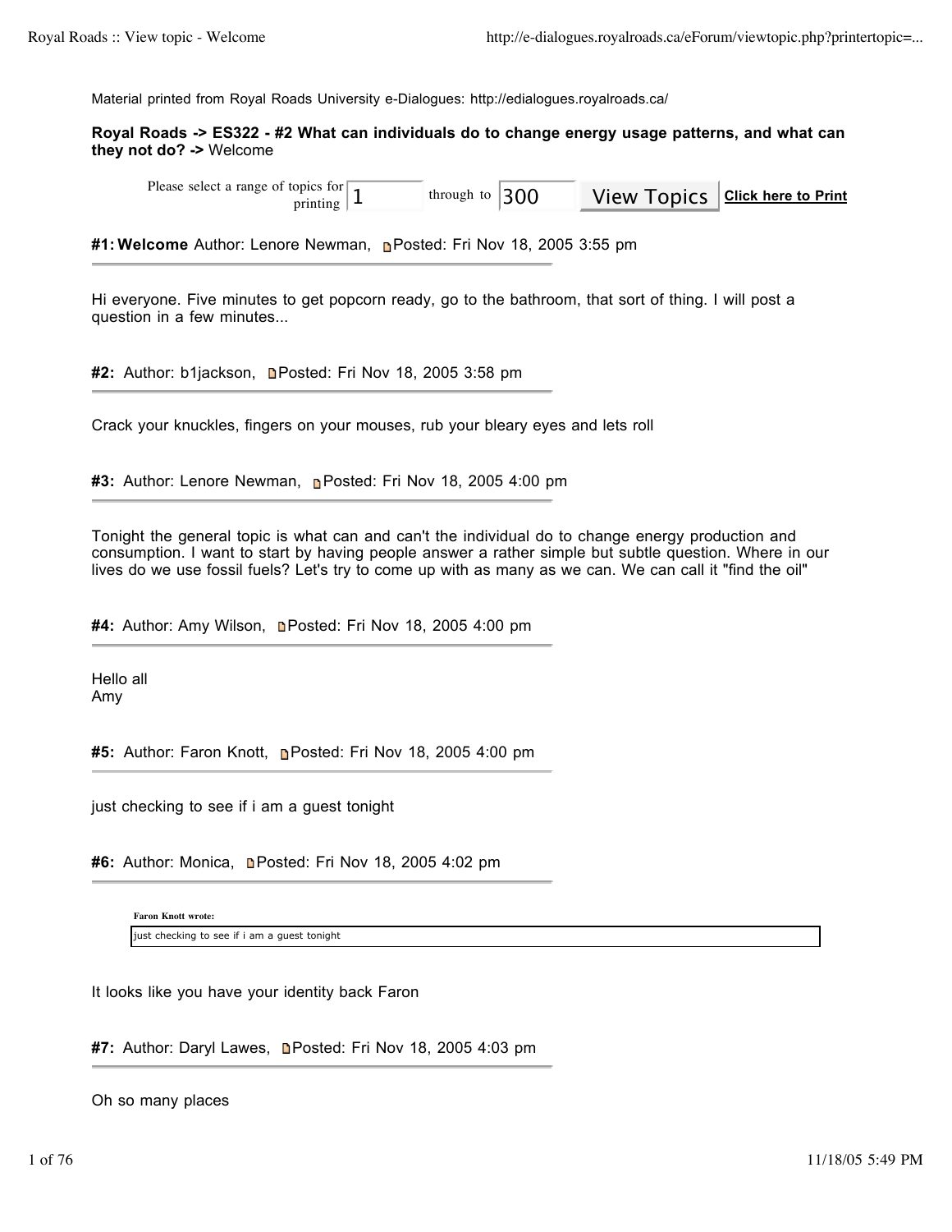Material printed from Royal Roads University e-Dialogues: http://edialogues.royalroads.ca/

**Royal Roads -> ES322 - #2 What can individuals do to change energy usage patterns, and what can they not do? ->** Welcome

Please select a range of topics for printing 1 through to 300 View Topics **Click here to Print**

**#1: Welcome** Author: Lenore Newman, Posted: Fri Nov 18, 2005 3:55 pm

Hi everyone. Five minutes to get popcorn ready, go to the bathroom, that sort of thing. I will post a question in a few minutes...

**#2:** Author: b1jackson, Posted: Fri Nov 18, 2005 3:58 pm

Crack your knuckles, fingers on your mouses, rub your bleary eyes and lets roll

**#3:** Author: Lenore Newman, Posted: Fri Nov 18, 2005 4:00 pm

Tonight the general topic is what can and can't the individual do to change energy production and consumption. I want to start by having people answer a rather simple but subtle question. Where in our lives do we use fossil fuels? Let's try to come up with as many as we can. We can call it "find the oil"

**#4:** Author: Amy Wilson, Posted: Fri Nov 18, 2005 4:00 pm

Hello all
Amy

**#5:** Author: Faron Knott, Posted: Fri Nov 18, 2005 4:00 pm

just checking to see if i am a guest tonight

**#6:** Author: Monica, Posted: Fri Nov 18, 2005 4:02 pm

> **Faron Knott wrote:**
> just checking to see if i am a guest tonight

It looks like you have your identity back Faron

**#7:** Author: Daryl Lawes, Posted: Fri Nov 18, 2005 4:03 pm

Oh so many places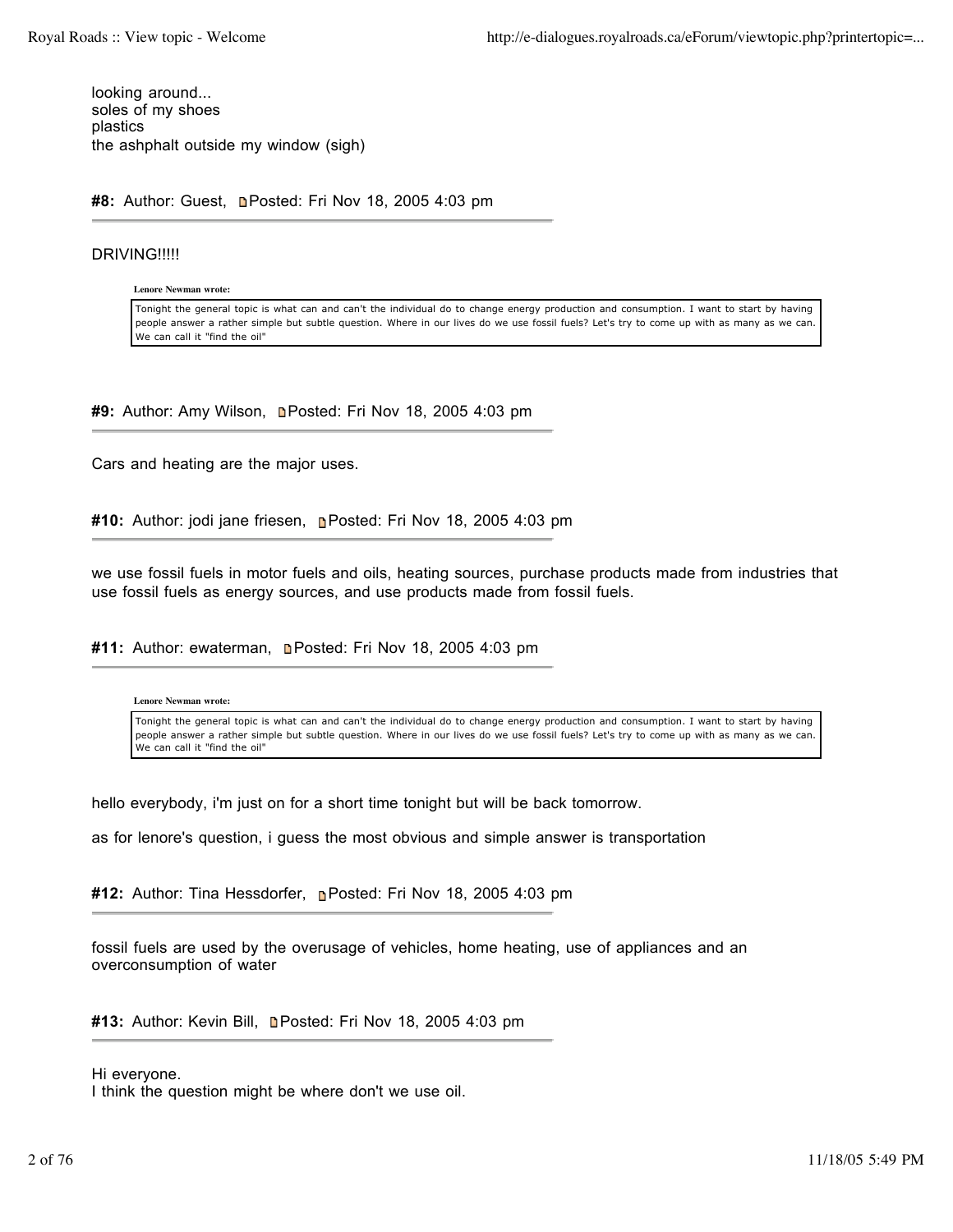looking around...
soles of my shoes
plastics
the ashphalt outside my window (sigh)

**#8:** Author: Guest, Posted: Fri Nov 18, 2005 4:03 pm

DRIVING!!!!!

> **Lenore Newman wrote:**
>
> Tonight the general topic is what can and can't the individual do to change energy production and consumption. I want to start by having people answer a rather simple but subtle question. Where in our lives do we use fossil fuels? Let's try to come up with as many as we can. We can call it "find the oil"

**#9:** Author: Amy Wilson, Posted: Fri Nov 18, 2005 4:03 pm

Cars and heating are the major uses.

**#10:** Author: jodi jane friesen, Posted: Fri Nov 18, 2005 4:03 pm

we use fossil fuels in motor fuels and oils, heating sources, purchase products made from industries that use fossil fuels as energy sources, and use products made from fossil fuels.

**#11:** Author: ewaterman, Posted: Fri Nov 18, 2005 4:03 pm

> **Lenore Newman wrote:**
>
> Tonight the general topic is what can and can't the individual do to change energy production and consumption. I want to start by having people answer a rather simple but subtle question. Where in our lives do we use fossil fuels? Let's try to come up with as many as we can. We can call it "find the oil"

hello everybody, i'm just on for a short time tonight but will be back tomorrow.

as for lenore's question, i guess the most obvious and simple answer is transportation

**#12:** Author: Tina Hessdorfer, Posted: Fri Nov 18, 2005 4:03 pm

fossil fuels are used by the overusage of vehicles, home heating, use of appliances and an overconsumption of water

**#13:** Author: Kevin Bill, Posted: Fri Nov 18, 2005 4:03 pm

Hi everyone.
I think the question might be where don't we use oil.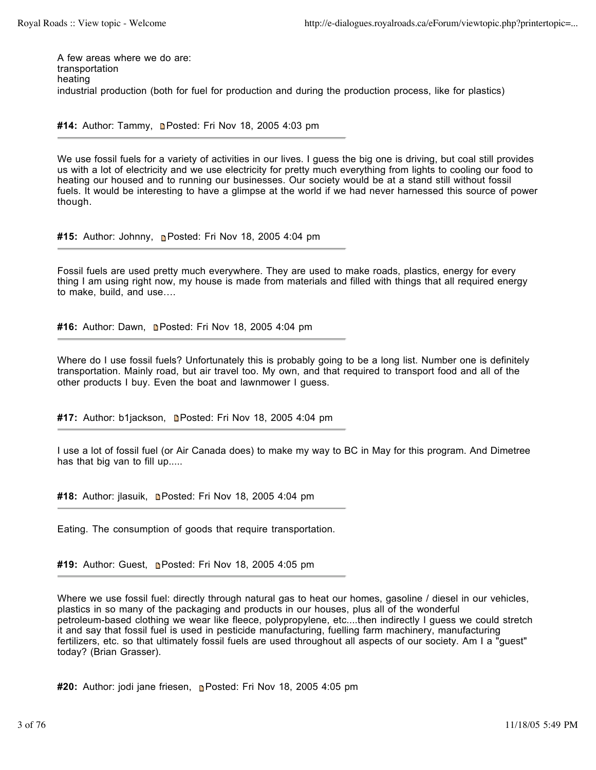A few areas where we do are:
transportation
heating
industrial production (both for fuel for production and during the production process, like for plastics)

**#14:** Author: Tammy, Posted: Fri Nov 18, 2005 4:03 pm

---

We use fossil fuels for a variety of activities in our lives. I guess the big one is driving, but coal still provides us with a lot of electricity and we use electricity for pretty much everything from lights to cooling our food to heating our housed and to running our businesses. Our society would be at a stand still without fossil fuels. It would be interesting to have a glimpse at the world if we had never harnessed this source of power though.

**#15:** Author: Johnny, Posted: Fri Nov 18, 2005 4:04 pm

---

Fossil fuels are used pretty much everywhere. They are used to make roads, plastics, energy for every thing I am using right now, my house is made from materials and filled with things that all required energy to make, build, and use….

**#16:** Author: Dawn, Posted: Fri Nov 18, 2005 4:04 pm

---

Where do I use fossil fuels? Unfortunately this is probably going to be a long list. Number one is definitely transportation. Mainly road, but air travel too. My own, and that required to transport food and all of the other products I buy. Even the boat and lawnmower I guess.

**#17:** Author: b1jackson, Posted: Fri Nov 18, 2005 4:04 pm

---

I use a lot of fossil fuel (or Air Canada does) to make my way to BC in May for this program. And Dimetree has that big van to fill up.....

**#18:** Author: jlasuik, Posted: Fri Nov 18, 2005 4:04 pm

---

Eating. The consumption of goods that require transportation.

**#19:** Author: Guest, Posted: Fri Nov 18, 2005 4:05 pm

---

Where we use fossil fuel: directly through natural gas to heat our homes, gasoline / diesel in our vehicles, plastics in so many of the packaging and products in our houses, plus all of the wonderful petroleum-based clothing we wear like fleece, polypropylene, etc....then indirectly I guess we could stretch it and say that fossil fuel is used in pesticide manufacturing, fuelling farm machinery, manufacturing fertilizers, etc. so that ultimately fossil fuels are used throughout all aspects of our society. Am I a "guest" today? (Brian Grasser).

**#20:** Author: jodi jane friesen, Posted: Fri Nov 18, 2005 4:05 pm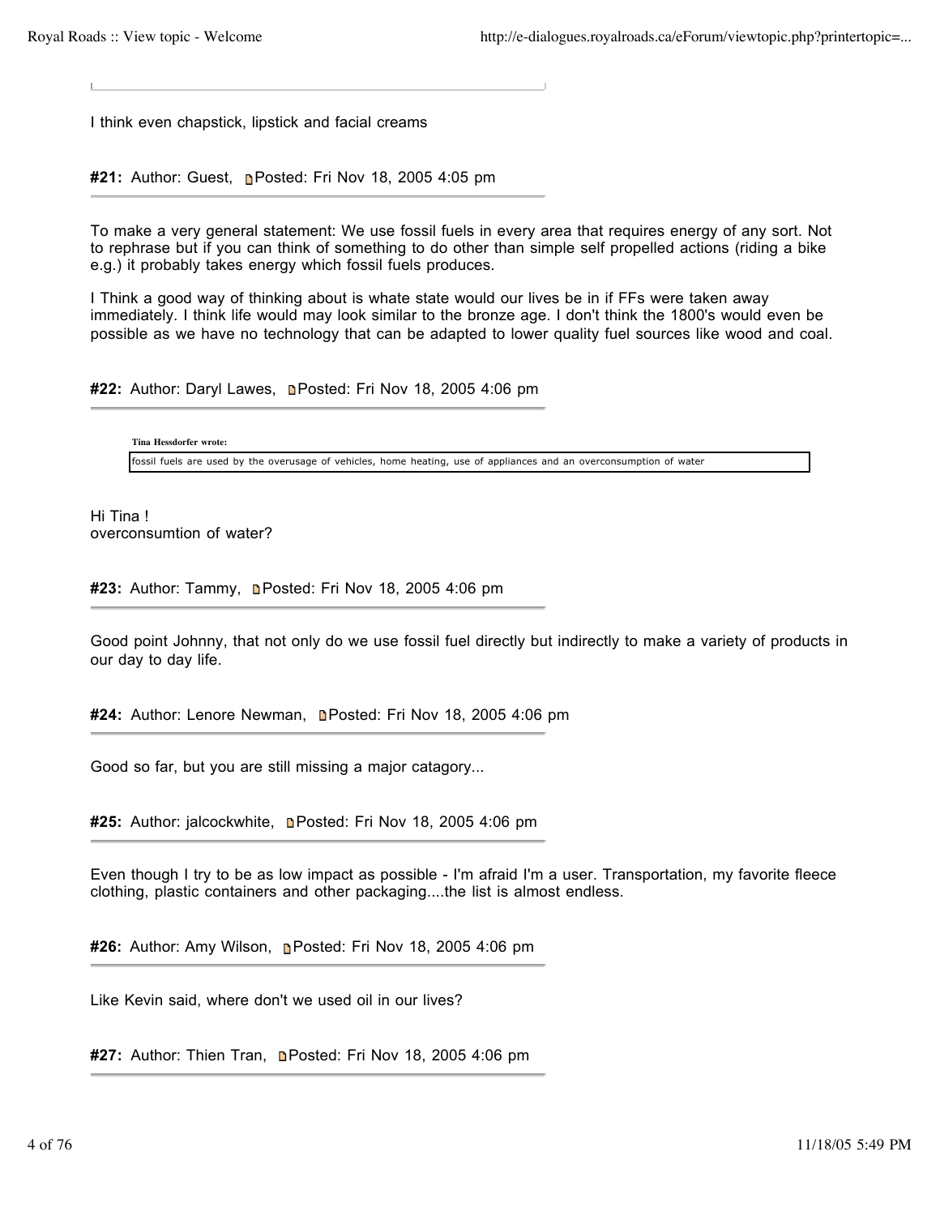I think even chapstick, lipstick and facial creams

**#21:** Author: Guest, Posted: Fri Nov 18, 2005 4:05 pm

---

To make a very general statement: We use fossil fuels in every area that requires energy of any sort. Not to rephrase but if you can think of something to do other than simple self propelled actions (riding a bike e.g.) it probably takes energy which fossil fuels produces.

I Think a good way of thinking about is whate state would our lives be in if FFs were taken away immediately. I think life would may look similar to the bronze age. I don't think the 1800's would even be possible as we have no technology that can be adapted to lower quality fuel sources like wood and coal.

**#22:** Author: Daryl Lawes, Posted: Fri Nov 18, 2005 4:06 pm

---

> **Tina Hessdorfer wrote:**
>
> fossil fuels are used by the overusage of vehicles, home heating, use of appliances and an overconsumption of water

Hi Tina !
overconsumtion of water?

**#23:** Author: Tammy, Posted: Fri Nov 18, 2005 4:06 pm

---

Good point Johnny, that not only do we use fossil fuel directly but indirectly to make a variety of products in our day to day life.

**#24:** Author: Lenore Newman, Posted: Fri Nov 18, 2005 4:06 pm

---

Good so far, but you are still missing a major catagory...

**#25:** Author: jalcockwhite, Posted: Fri Nov 18, 2005 4:06 pm

---

Even though I try to be as low impact as possible - I'm afraid I'm a user. Transportation, my favorite fleece clothing, plastic containers and other packaging....the list is almost endless.

**#26:** Author: Amy Wilson, Posted: Fri Nov 18, 2005 4:06 pm

---

Like Kevin said, where don't we used oil in our lives?

**#27:** Author: Thien Tran, Posted: Fri Nov 18, 2005 4:06 pm

---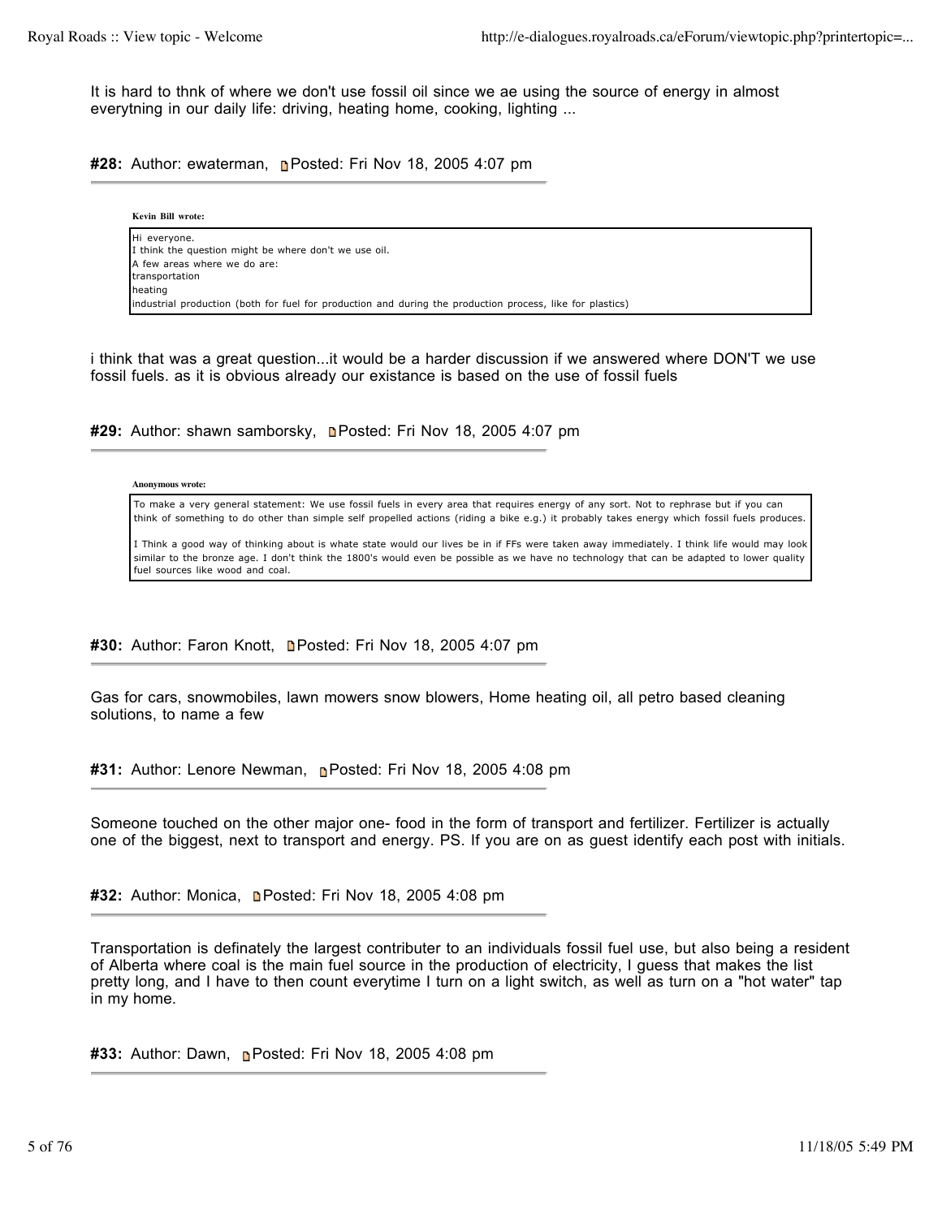It is hard to thnk of where we don't use fossil oil since we ae using the source of energy in almost everytning in our daily life: driving, heating home, cooking, lighting ...

**#28:** Author: ewaterman, Posted: Fri Nov 18, 2005 4:07 pm

> **Kevin Bill wrote:**
>
> Hi everyone.
> I think the question might be where don't we use oil.
> A few areas where we do are:
> transportation
> heating
> industrial production (both for fuel for production and during the production process, like for plastics)

i think that was a great question...it would be a harder discussion if we answered where DON'T we use fossil fuels. as it is obvious already our existance is based on the use of fossil fuels

**#29:** Author: shawn samborsky, Posted: Fri Nov 18, 2005 4:07 pm

> **Anonymous wrote:**
>
> To make a very general statement: We use fossil fuels in every area that requires energy of any sort. Not to rephrase but if you can think of something to do other than simple self propelled actions (riding a bike e.g.) it probably takes energy which fossil fuels produces.
>
> I Think a good way of thinking about is whate state would our lives be in if FFs were taken away immediately. I think life would may look similar to the bronze age. I don't think the 1800's would even be possible as we have no technology that can be adapted to lower quality fuel sources like wood and coal.

**#30:** Author: Faron Knott, Posted: Fri Nov 18, 2005 4:07 pm

Gas for cars, snowmobiles, lawn mowers snow blowers, Home heating oil, all petro based cleaning solutions, to name a few

**#31:** Author: Lenore Newman, Posted: Fri Nov 18, 2005 4:08 pm

Someone touched on the other major one- food in the form of transport and fertilizer. Fertilizer is actually one of the biggest, next to transport and energy. PS. If you are on as guest identify each post with initials.

**#32:** Author: Monica, Posted: Fri Nov 18, 2005 4:08 pm

Transportation is definately the largest contributer to an individuals fossil fuel use, but also being a resident of Alberta where coal is the main fuel source in the production of electricity, I guess that makes the list pretty long, and I have to then count everytime I turn on a light switch, as well as turn on a "hot water" tap in my home.

**#33:** Author: Dawn, Posted: Fri Nov 18, 2005 4:08 pm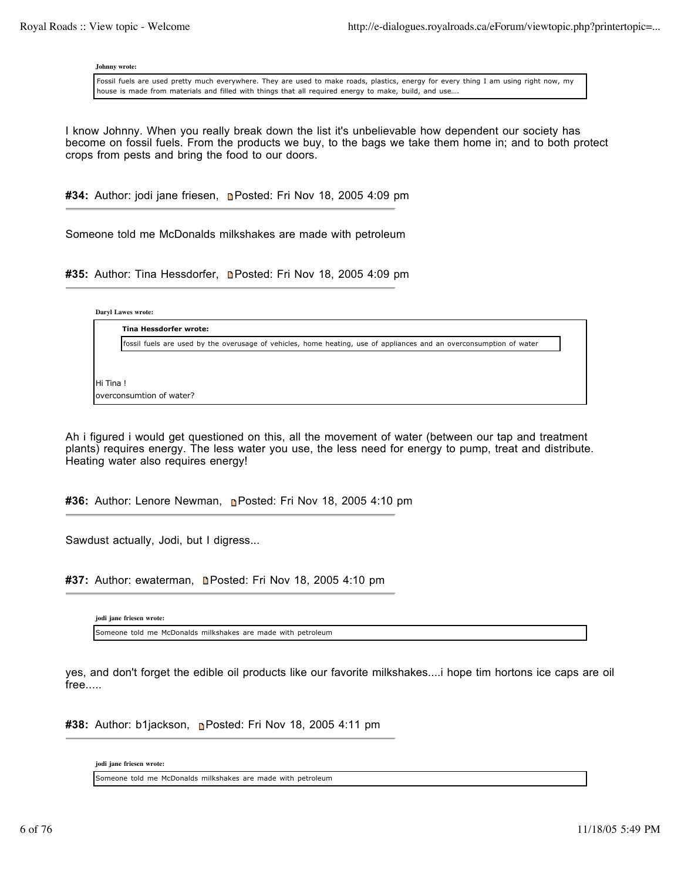> **Johnny wrote:**
>
> Fossil fuels are used pretty much everywhere. They are used to make roads, plastics, energy for every thing I am using right now, my house is made from materials and filled with things that all required energy to make, build, and use….

I know Johnny. When you really break down the list it's unbelievable how dependent our society has become on fossil fuels. From the products we buy, to the bags we take them home in; and to both protect crops from pests and bring the food to our doors.

**#34:** Author: jodi jane friesen, Posted: Fri Nov 18, 2005 4:09 pm

---

Someone told me McDonalds milkshakes are made with petroleum

**#35:** Author: Tina Hessdorfer, Posted: Fri Nov 18, 2005 4:09 pm

---

> **Daryl Lawes wrote:**
>
> > **Tina Hessdorfer wrote:**
> >
> > fossil fuels are used by the overusage of vehicles, home heating, use of appliances and an overconsumption of water
>
> Hi Tina !
> overconsumtion of water?

Ah i figured i would get questioned on this, all the movement of water (between our tap and treatment plants) requires energy. The less water you use, the less need for energy to pump, treat and distribute. Heating water also requires energy!

**#36:** Author: Lenore Newman, Posted: Fri Nov 18, 2005 4:10 pm

---

Sawdust actually, Jodi, but I digress...

**#37:** Author: ewaterman, Posted: Fri Nov 18, 2005 4:10 pm

---

> **jodi jane friesen wrote:**
>
> Someone told me McDonalds milkshakes are made with petroleum

yes, and don't forget the edible oil products like our favorite milkshakes....i hope tim hortons ice caps are oil free.....

**#38:** Author: b1jackson, Posted: Fri Nov 18, 2005 4:11 pm

---

> **jodi jane friesen wrote:**
>
> Someone told me McDonalds milkshakes are made with petroleum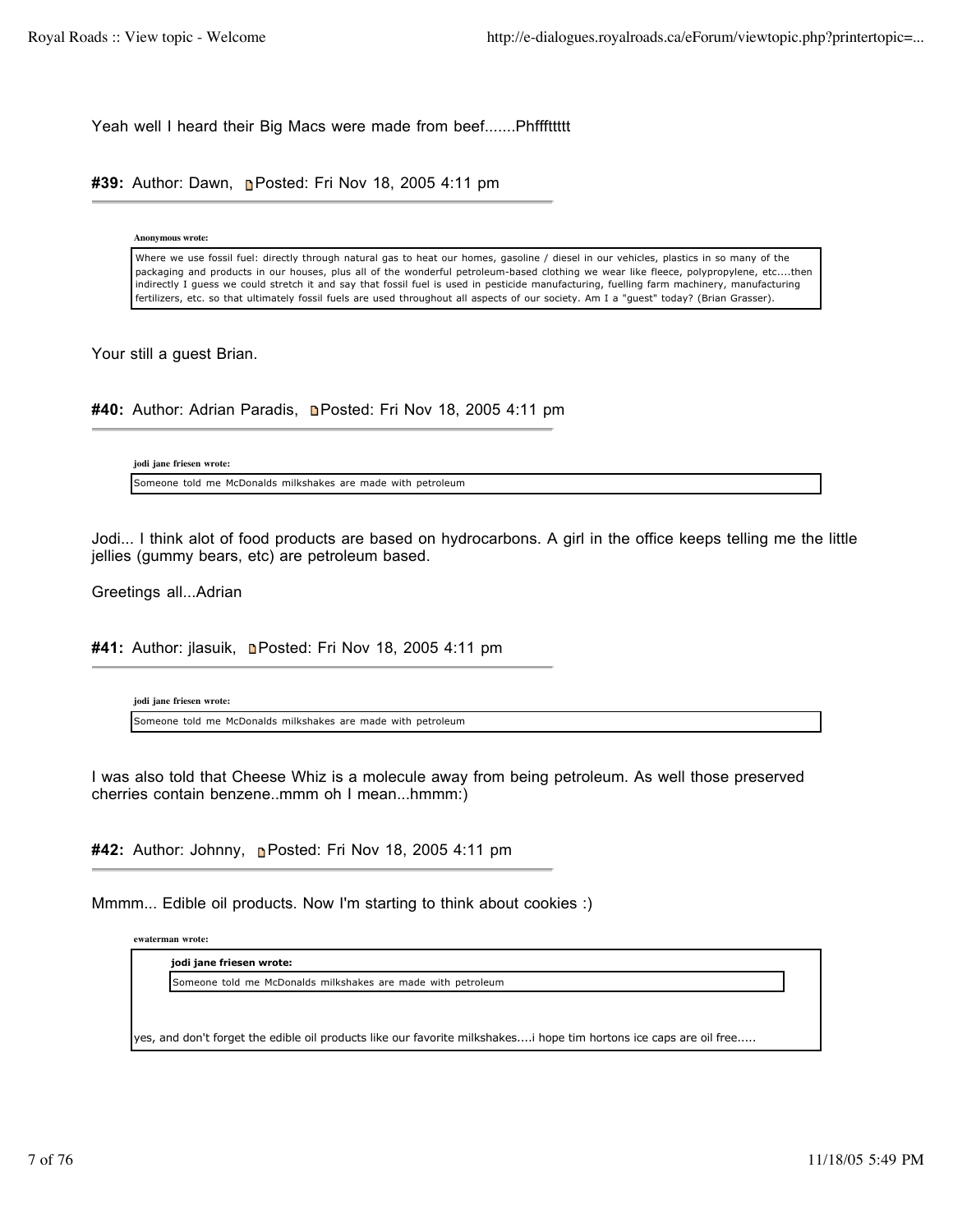Yeah well I heard their Big Macs were made from beef.......Phffftttttt

**#39:** Author: Dawn, Posted: Fri Nov 18, 2005 4:11 pm

> **Anonymous wrote:**
>
> Where we use fossil fuel: directly through natural gas to heat our homes, gasoline / diesel in our vehicles, plastics in so many of the packaging and products in our houses, plus all of the wonderful petroleum-based clothing we wear like fleece, polypropylene, etc....then indirectly I guess we could stretch it and say that fossil fuel is used in pesticide manufacturing, fuelling farm machinery, manufacturing fertilizers, etc. so that ultimately fossil fuels are used throughout all aspects of our society. Am I a "guest" today? (Brian Grasser).

Your still a guest Brian.

**#40:** Author: Adrian Paradis, Posted: Fri Nov 18, 2005 4:11 pm

> **jodi jane friesen wrote:**
>
> Someone told me McDonalds milkshakes are made with petroleum

Jodi... I think alot of food products are based on hydrocarbons. A girl in the office keeps telling me the little jellies (gummy bears, etc) are petroleum based.

Greetings all...Adrian

**#41:** Author: jlasuik, Posted: Fri Nov 18, 2005 4:11 pm

> **jodi jane friesen wrote:**
>
> Someone told me McDonalds milkshakes are made with petroleum

I was also told that Cheese Whiz is a molecule away from being petroleum. As well those preserved cherries contain benzene..mmm oh I mean...hmmm:)

**#42:** Author: Johnny, Posted: Fri Nov 18, 2005 4:11 pm

Mmmm... Edible oil products. Now I'm starting to think about cookies :)

> **ewaterman wrote:**
>
> > **jodi jane friesen wrote:**
> >
> > Someone told me McDonalds milkshakes are made with petroleum
>
> yes, and don't forget the edible oil products like our favorite milkshakes....i hope tim hortons ice caps are oil free.....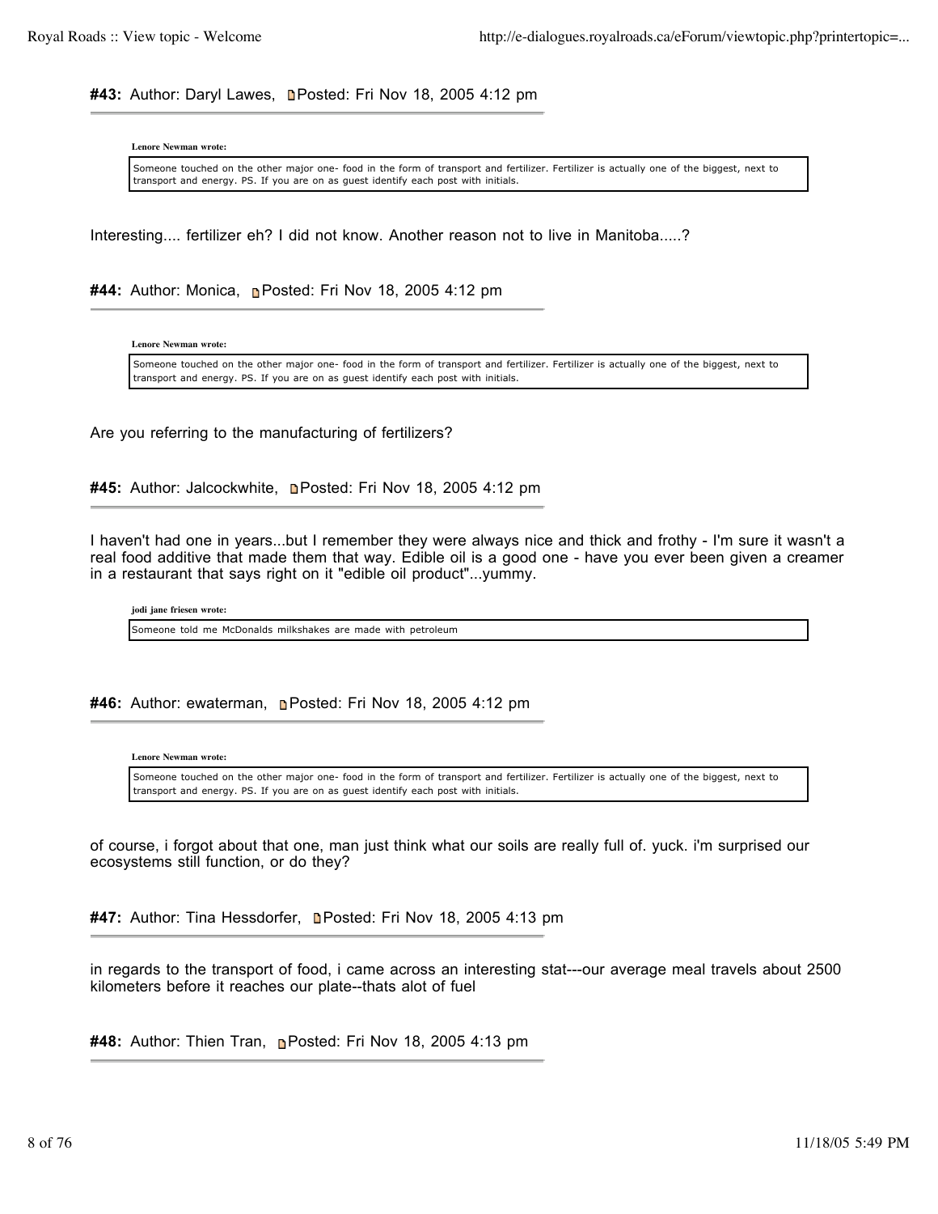**#43:** Author: Daryl Lawes, Posted: Fri Nov 18, 2005 4:12 pm

---

> **Lenore Newman wrote:**
>
> Someone touched on the other major one- food in the form of transport and fertilizer. Fertilizer is actually one of the biggest, next to transport and energy. PS. If you are on as guest identify each post with initials.

Interesting.... fertilizer eh? I did not know. Another reason not to live in Manitoba.....?

**#44:** Author: Monica, Posted: Fri Nov 18, 2005 4:12 pm

---

> **Lenore Newman wrote:**
>
> Someone touched on the other major one- food in the form of transport and fertilizer. Fertilizer is actually one of the biggest, next to transport and energy. PS. If you are on as guest identify each post with initials.

Are you referring to the manufacturing of fertilizers?

**#45:** Author: Jalcockwhite, Posted: Fri Nov 18, 2005 4:12 pm

---

I haven't had one in years...but I remember they were always nice and thick and frothy - I'm sure it wasn't a real food additive that made them that way. Edible oil is a good one - have you ever been given a creamer in a restaurant that says right on it "edible oil product"...yummy.

> **jodi jane friesen wrote:**
>
> Someone told me McDonalds milkshakes are made with petroleum

**#46:** Author: ewaterman, Posted: Fri Nov 18, 2005 4:12 pm

---

> **Lenore Newman wrote:**
>
> Someone touched on the other major one- food in the form of transport and fertilizer. Fertilizer is actually one of the biggest, next to transport and energy. PS. If you are on as guest identify each post with initials.

of course, i forgot about that one, man just think what our soils are really full of. yuck. i'm surprised our ecosystems still function, or do they?

**#47:** Author: Tina Hessdorfer, Posted: Fri Nov 18, 2005 4:13 pm

---

in regards to the transport of food, i came across an interesting stat---our average meal travels about 2500 kilometers before it reaches our plate--thats alot of fuel

**#48:** Author: Thien Tran, Posted: Fri Nov 18, 2005 4:13 pm

---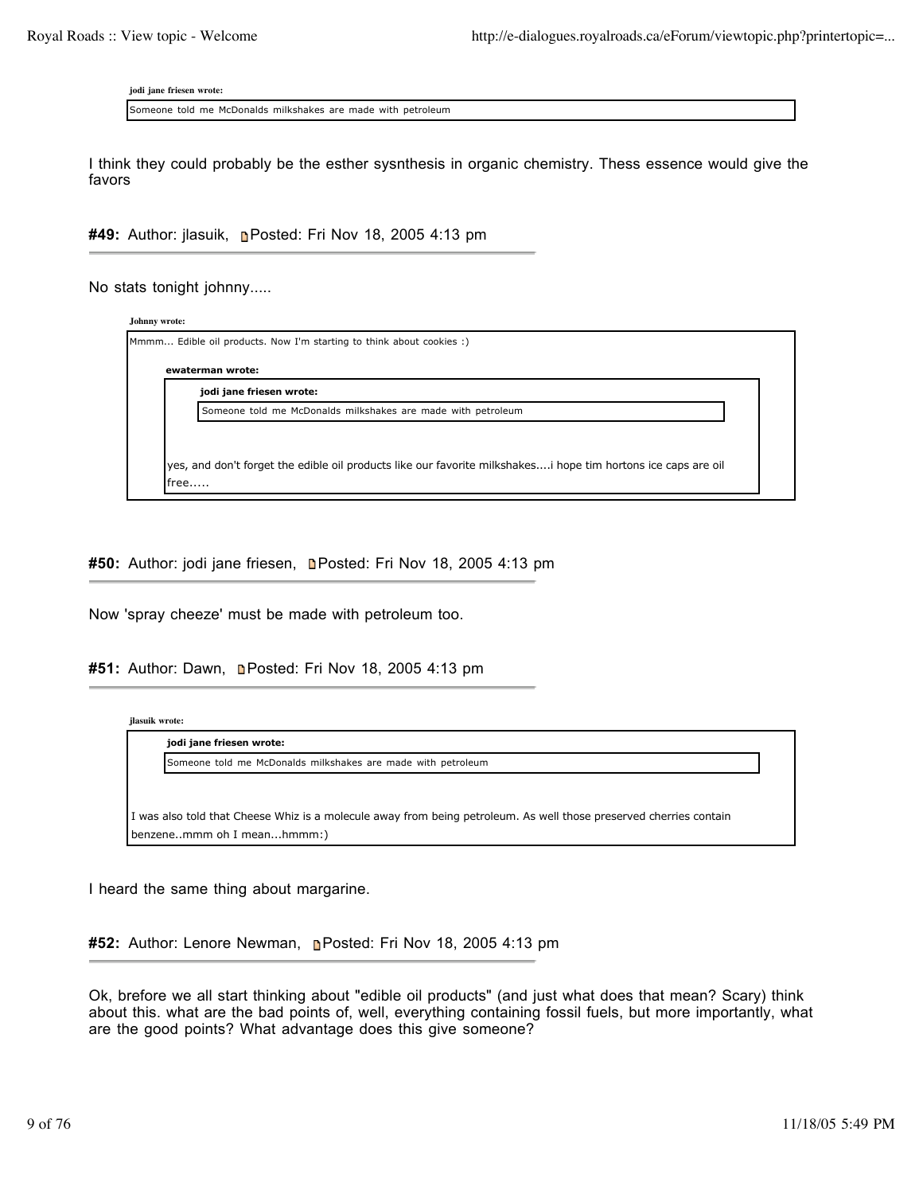> **jodi jane friesen wrote:**
>
> Someone told me McDonalds milkshakes are made with petroleum

I think they could probably be the esther sysnthesis in organic chemistry. Thess essence would give the favors

**#49:** Author: jlasuik, Posted: Fri Nov 18, 2005 4:13 pm

No stats tonight johnny.....

> **Johnny wrote:**
>
> Mmmm... Edible oil products. Now I'm starting to think about cookies :)
>
> > **ewaterman wrote:**
> >
> > > **jodi jane friesen wrote:**
> > >
> > > Someone told me McDonalds milkshakes are made with petroleum
> >
> > yes, and don't forget the edible oil products like our favorite milkshakes....i hope tim hortons ice caps are oil free.....

**#50:** Author: jodi jane friesen, Posted: Fri Nov 18, 2005 4:13 pm

Now 'spray cheeze' must be made with petroleum too.

**#51:** Author: Dawn, Posted: Fri Nov 18, 2005 4:13 pm

> **jlasuik wrote:**
>
> > **jodi jane friesen wrote:**
> >
> > Someone told me McDonalds milkshakes are made with petroleum
>
> I was also told that Cheese Whiz is a molecule away from being petroleum. As well those preserved cherries contain benzene..mmm oh I mean...hmmm:)

I heard the same thing about margarine.

**#52:** Author: Lenore Newman, Posted: Fri Nov 18, 2005 4:13 pm

Ok, brefore we all start thinking about "edible oil products" (and just what does that mean? Scary) think about this. what are the bad points of, well, everything containing fossil fuels, but more importantly, what are the good points? What advantage does this give someone?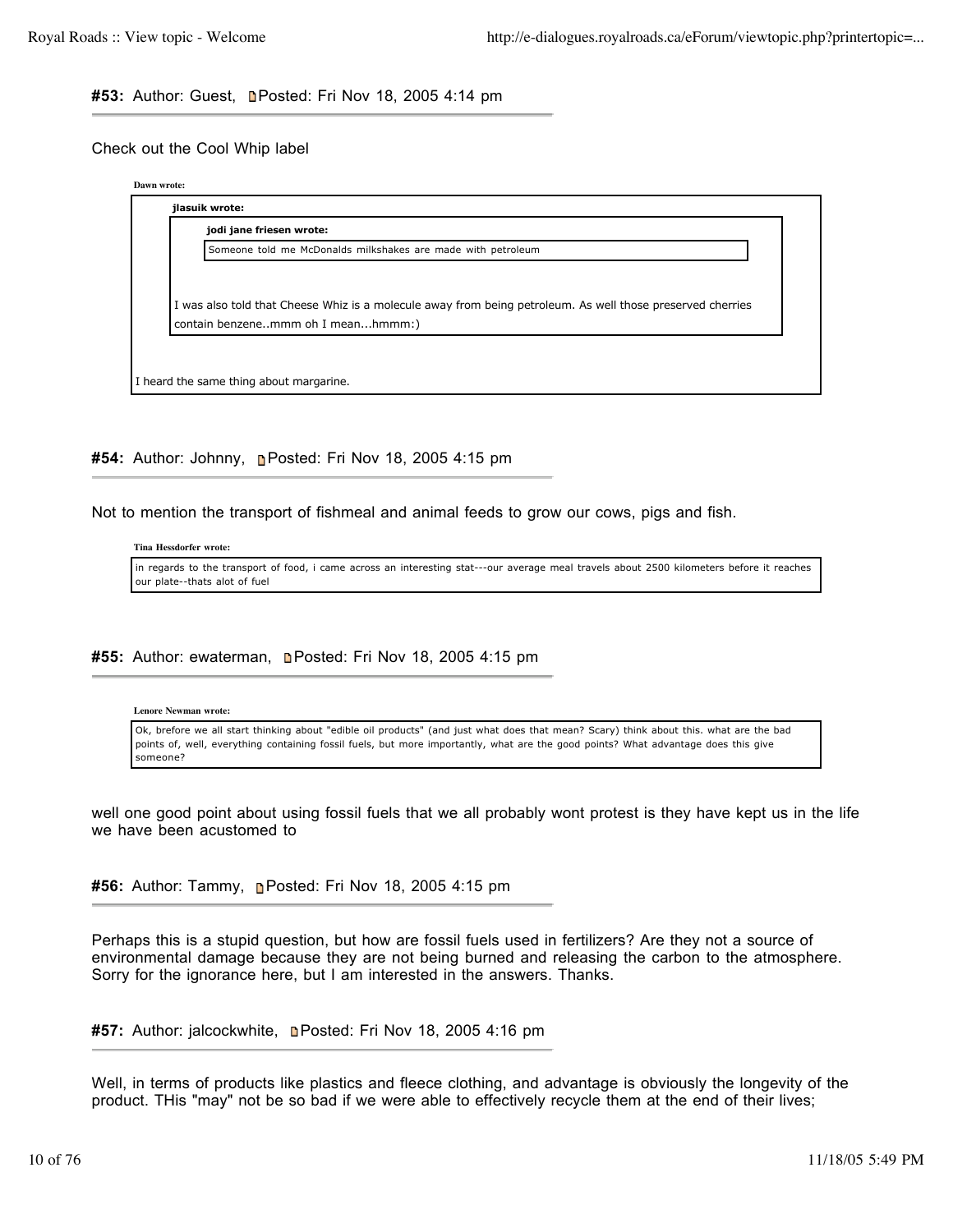**#53:** Author: Guest, Posted: Fri Nov 18, 2005 4:14 pm

Check out the Cool Whip label

> **Dawn wrote:**
>
> > **jlasuik wrote:**
> >
> > > **jodi jane friesen wrote:**
> > >
> > > Someone told me McDonalds milkshakes are made with petroleum
> >
> > I was also told that Cheese Whiz is a molecule away from being petroleum. As well those preserved cherries contain benzene..mmm oh I mean...hmmm:)
>
> I heard the same thing about margarine.

**#54:** Author: Johnny, Posted: Fri Nov 18, 2005 4:15 pm

Not to mention the transport of fishmeal and animal feeds to grow our cows, pigs and fish.

> **Tina Hessdorfer wrote:**
>
> in regards to the transport of food, i came across an interesting stat---our average meal travels about 2500 kilometers before it reaches our plate--thats alot of fuel

**#55:** Author: ewaterman, Posted: Fri Nov 18, 2005 4:15 pm

> **Lenore Newman wrote:**
>
> Ok, brefore we all start thinking about "edible oil products" (and just what does that mean? Scary) think about this. what are the bad points of, well, everything containing fossil fuels, but more importantly, what are the good points? What advantage does this give someone?

well one good point about using fossil fuels that we all probably wont protest is they have kept us in the life we have been acustomed to

**#56:** Author: Tammy, Posted: Fri Nov 18, 2005 4:15 pm

Perhaps this is a stupid question, but how are fossil fuels used in fertilizers? Are they not a source of environmental damage because they are not being burned and releasing the carbon to the atmosphere. Sorry for the ignorance here, but I am interested in the answers. Thanks.

**#57:** Author: jalcockwhite, Posted: Fri Nov 18, 2005 4:16 pm

Well, in terms of products like plastics and fleece clothing, and advantage is obviously the longevity of the product. THis "may" not be so bad if we were able to effectively recycle them at the end of their lives;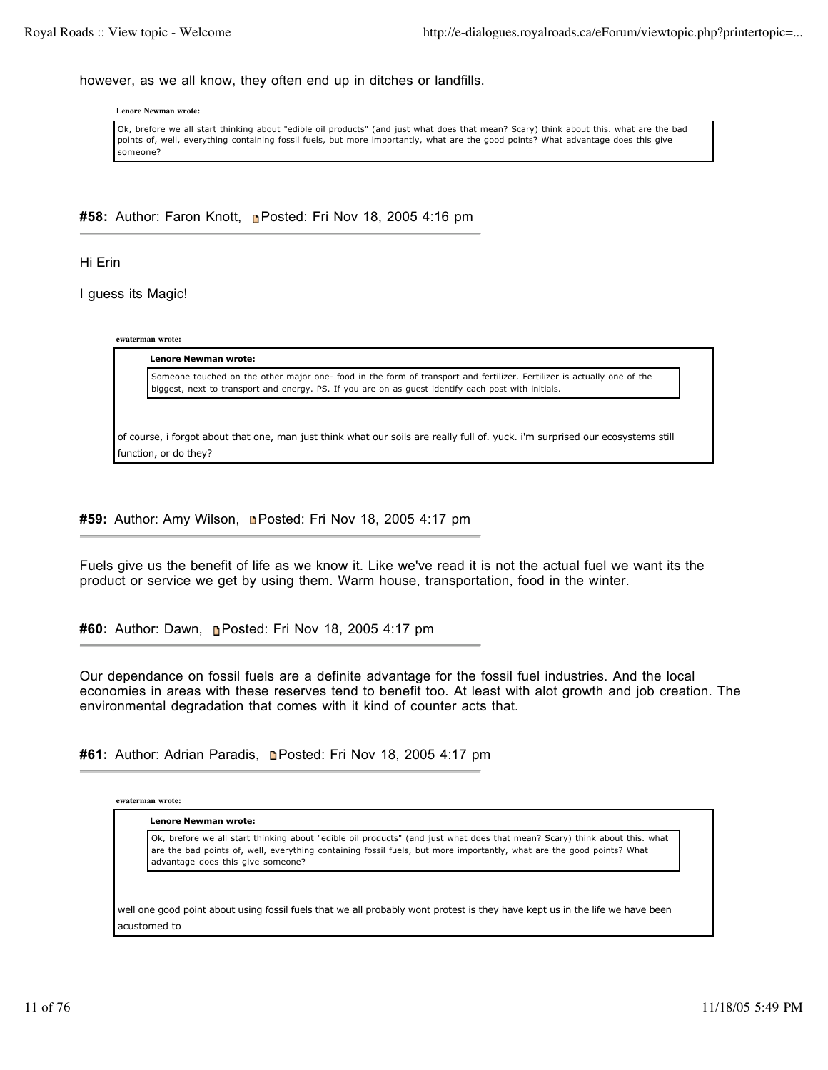however, as we all know, they often end up in ditches or landfills.

> **Lenore Newman wrote:**
>
> Ok, brefore we all start thinking about "edible oil products" (and just what does that mean? Scary) think about this. what are the bad points of, well, everything containing fossil fuels, but more importantly, what are the good points? What advantage does this give someone?

**#58:** Author: Faron Knott, Posted: Fri Nov 18, 2005 4:16 pm

Hi Erin

I guess its Magic!

> **ewaterman wrote:**
>
> > **Lenore Newman wrote:**
> >
> > Someone touched on the other major one- food in the form of transport and fertilizer. Fertilizer is actually one of the biggest, next to transport and energy. PS. If you are on as guest identify each post with initials.
>
> of course, i forgot about that one, man just think what our soils are really full of. yuck. i'm surprised our ecosystems still function, or do they?

**#59:** Author: Amy Wilson, Posted: Fri Nov 18, 2005 4:17 pm

Fuels give us the benefit of life as we know it. Like we've read it is not the actual fuel we want its the product or service we get by using them. Warm house, transportation, food in the winter.

**#60:** Author: Dawn, Posted: Fri Nov 18, 2005 4:17 pm

Our dependance on fossil fuels are a definite advantage for the fossil fuel industries. And the local economies in areas with these reserves tend to benefit too. At least with alot growth and job creation. The environmental degradation that comes with it kind of counter acts that.

**#61:** Author: Adrian Paradis, Posted: Fri Nov 18, 2005 4:17 pm

> **ewaterman wrote:**
>
> > **Lenore Newman wrote:**
> >
> > Ok, brefore we all start thinking about "edible oil products" (and just what does that mean? Scary) think about this. what are the bad points of, well, everything containing fossil fuels, but more importantly, what are the good points? What advantage does this give someone?
>
> well one good point about using fossil fuels that we all probably wont protest is they have kept us in the life we have been acustomed to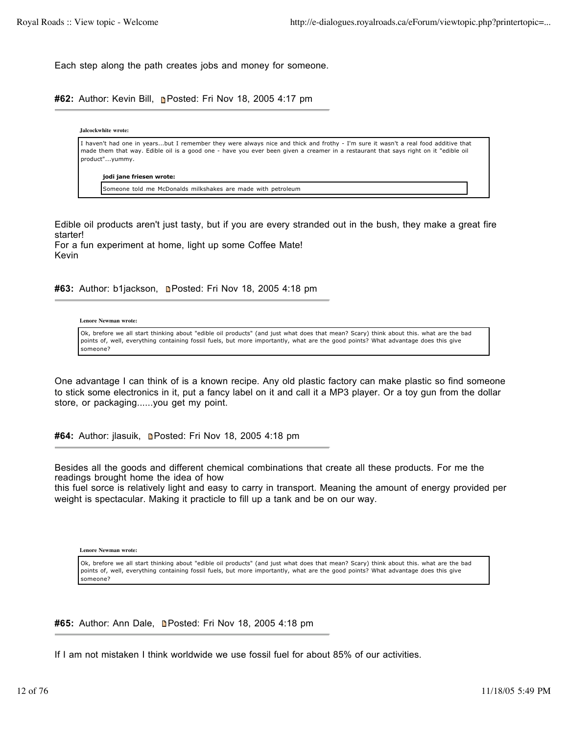Each step along the path creates jobs and money for someone.

**#62:** Author: Kevin Bill, Posted: Fri Nov 18, 2005 4:17 pm

---

> **Jalcockwhite wrote:**
>
> I haven't had one in years...but I remember they were always nice and thick and frothy - I'm sure it wasn't a real food additive that made them that way. Edible oil is a good one - have you ever been given a creamer in a restaurant that says right on it "edible oil product"...yummy.
>
> > **jodi jane friesen wrote:**
> >
> > Someone told me McDonalds milkshakes are made with petroleum

Edible oil products aren't just tasty, but if you are every stranded out in the bush, they make a great fire starter!
For a fun experiment at home, light up some Coffee Mate!
Kevin

**#63:** Author: b1jackson, Posted: Fri Nov 18, 2005 4:18 pm

---

> **Lenore Newman wrote:**
>
> Ok, brefore we all start thinking about "edible oil products" (and just what does that mean? Scary) think about this. what are the bad points of, well, everything containing fossil fuels, but more importantly, what are the good points? What advantage does this give someone?

One advantage I can think of is a known recipe. Any old plastic factory can make plastic so find someone to stick some electronics in it, put a fancy label on it and call it a MP3 player. Or a toy gun from the dollar store, or packaging......you get my point.

**#64:** Author: jlasuik, Posted: Fri Nov 18, 2005 4:18 pm

---

Besides all the goods and different chemical combinations that create all these products. For me the readings brought home the idea of how
this fuel sorce is relatively light and easy to carry in transport. Meaning the amount of energy provided per weight is spectacular. Making it practicle to fill up a tank and be on our way.

> **Lenore Newman wrote:**
>
> Ok, brefore we all start thinking about "edible oil products" (and just what does that mean? Scary) think about this. what are the bad points of, well, everything containing fossil fuels, but more importantly, what are the good points? What advantage does this give someone?

**#65:** Author: Ann Dale, Posted: Fri Nov 18, 2005 4:18 pm

---

If I am not mistaken I think worldwide we use fossil fuel for about 85% of our activities.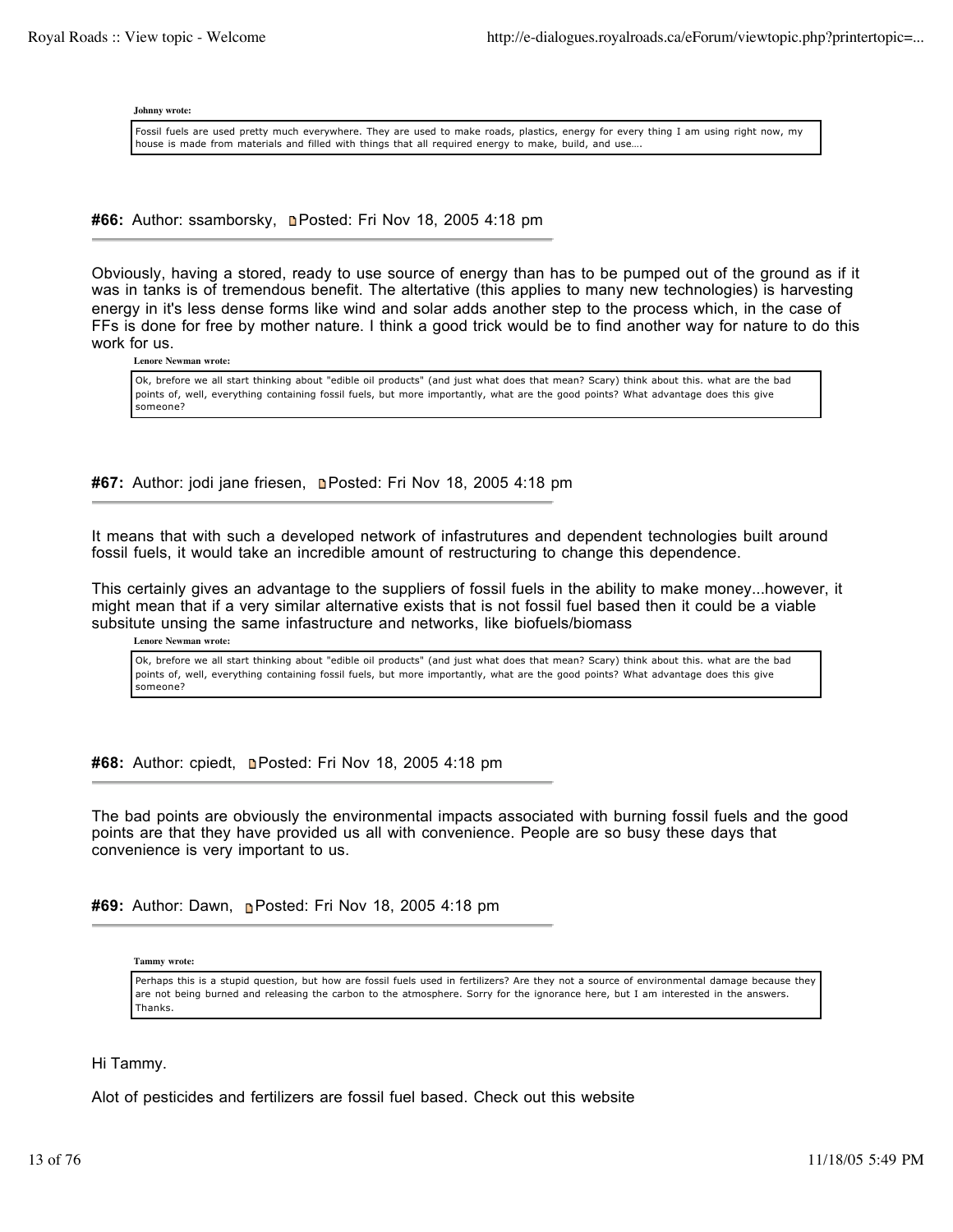**Johnny wrote:**

> Fossil fuels are used pretty much everywhere. They are used to make roads, plastics, energy for every thing I am using right now, my house is made from materials and filled with things that all required energy to make, build, and use….

**#66:** Author: ssamborsky, Posted: Fri Nov 18, 2005 4:18 pm

Obviously, having a stored, ready to use source of energy than has to be pumped out of the ground as if it was in tanks is of tremendous benefit. The altertative (this applies to many new technologies) is harvesting energy in it's less dense forms like wind and solar adds another step to the process which, in the case of FFs is done for free by mother nature. I think a good trick would be to find another way for nature to do this work for us.

**Lenore Newman wrote:**

> Ok, brefore we all start thinking about "edible oil products" (and just what does that mean? Scary) think about this. what are the bad points of, well, everything containing fossil fuels, but more importantly, what are the good points? What advantage does this give someone?

**#67:** Author: jodi jane friesen, Posted: Fri Nov 18, 2005 4:18 pm

It means that with such a developed network of infastrutures and dependent technologies built around fossil fuels, it would take an incredible amount of restructuring to change this dependence.

This certainly gives an advantage to the suppliers of fossil fuels in the ability to make money...however, it might mean that if a very similar alternative exists that is not fossil fuel based then it could be a viable subsitute unsing the same infastructure and networks, like biofuels/biomass

**Lenore Newman wrote:**

> Ok, brefore we all start thinking about "edible oil products" (and just what does that mean? Scary) think about this. what are the bad points of, well, everything containing fossil fuels, but more importantly, what are the good points? What advantage does this give someone?

**#68:** Author: cpiedt, Posted: Fri Nov 18, 2005 4:18 pm

The bad points are obviously the environmental impacts associated with burning fossil fuels and the good points are that they have provided us all with convenience. People are so busy these days that convenience is very important to us.

**#69:** Author: Dawn, Posted: Fri Nov 18, 2005 4:18 pm

**Tammy wrote:**

> Perhaps this is a stupid question, but how are fossil fuels used in fertilizers? Are they not a source of environmental damage because they are not being burned and releasing the carbon to the atmosphere. Sorry for the ignorance here, but I am interested in the answers. Thanks.

Hi Tammy.

Alot of pesticides and fertilizers are fossil fuel based. Check out this website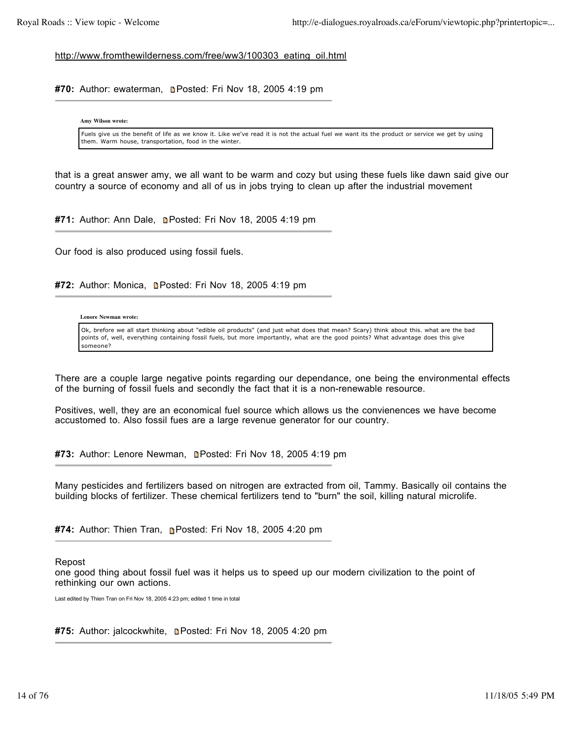http://www.fromthewilderness.com/free/ww3/100303_eating_oil.html

**#70:** Author: ewaterman, Posted: Fri Nov 18, 2005 4:19 pm

> **Amy Wilson wrote:**
>
> Fuels give us the benefit of life as we know it. Like we've read it is not the actual fuel we want its the product or service we get by using them. Warm house, transportation, food in the winter.

that is a great answer amy, we all want to be warm and cozy but using these fuels like dawn said give our country a source of economy and all of us in jobs trying to clean up after the industrial movement

**#71:** Author: Ann Dale, Posted: Fri Nov 18, 2005 4:19 pm

Our food is also produced using fossil fuels.

**#72:** Author: Monica, Posted: Fri Nov 18, 2005 4:19 pm

> **Lenore Newman wrote:**
>
> Ok, brefore we all start thinking about "edible oil products" (and just what does that mean? Scary) think about this. what are the bad points of, well, everything containing fossil fuels, but more importantly, what are the good points? What advantage does this give someone?

There are a couple large negative points regarding our dependance, one being the environmental effects of the burning of fossil fuels and secondly the fact that it is a non-renewable resource.

Positives, well, they are an economical fuel source which allows us the convienences we have become accustomed to. Also fossil fues are a large revenue generator for our country.

**#73:** Author: Lenore Newman, Posted: Fri Nov 18, 2005 4:19 pm

Many pesticides and fertilizers based on nitrogen are extracted from oil, Tammy. Basically oil contains the building blocks of fertilizer. These chemical fertilizers tend to "burn" the soil, killing natural microlife.

**#74:** Author: Thien Tran, Posted: Fri Nov 18, 2005 4:20 pm

Repost
one good thing about fossil fuel was it helps us to speed up our modern civilization to the point of rethinking our own actions.

Last edited by Thien Tran on Fri Nov 18, 2005 4:23 pm; edited 1 time in total

**#75:** Author: jalcockwhite, Posted: Fri Nov 18, 2005 4:20 pm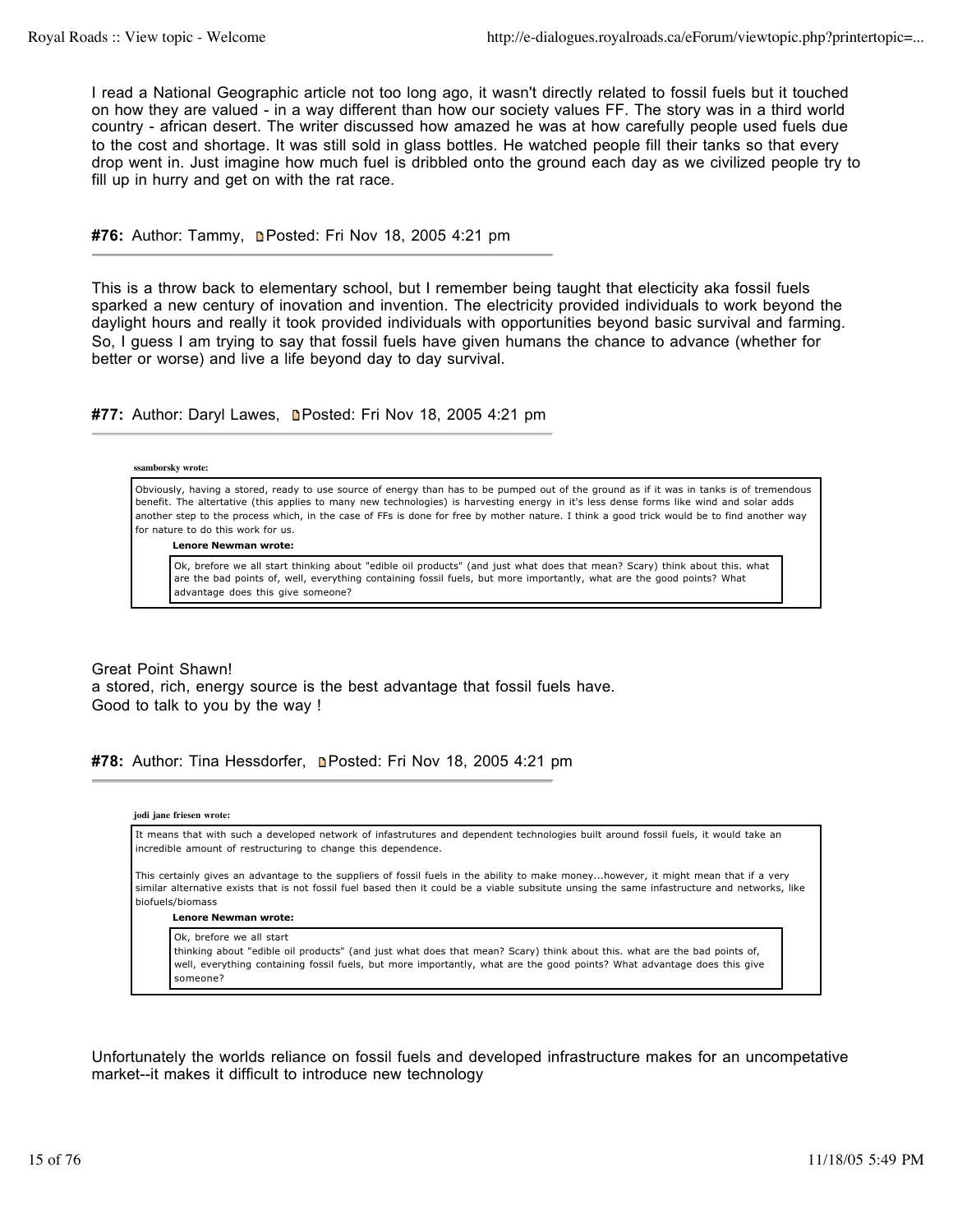I read a National Geographic article not too long ago, it wasn't directly related to fossil fuels but it touched on how they are valued - in a way different than how our society values FF. The story was in a third world country - african desert. The writer discussed how amazed he was at how carefully people used fuels due to the cost and shortage. It was still sold in glass bottles. He watched people fill their tanks so that every drop went in. Just imagine how much fuel is dribbled onto the ground each day as we civilized people try to fill up in hurry and get on with the rat race.

**#76:** Author: Tammy, Posted: Fri Nov 18, 2005 4:21 pm

---

This is a throw back to elementary school, but I remember being taught that electicity aka fossil fuels sparked a new century of inovation and invention. The electricity provided individuals to work beyond the daylight hours and really it took provided individuals with opportunities beyond basic survival and farming. So, I guess I am trying to say that fossil fuels have given humans the chance to advance (whether for better or worse) and live a life beyond day to day survival.

**#77:** Author: Daryl Lawes, Posted: Fri Nov 18, 2005 4:21 pm

---

> **ssamborsky wrote:**
>
> Obviously, having a stored, ready to use source of energy than has to be pumped out of the ground as if it was in tanks is of tremendous benefit. The altertative (this applies to many new technologies) is harvesting energy in it's less dense forms like wind and solar adds another step to the process which, in the case of FFs is done for free by mother nature. I think a good trick would be to find another way for nature to do this work for us.
>
> > **Lenore Newman wrote:**
> >
> > Ok, brefore we all start thinking about "edible oil products" (and just what does that mean? Scary) think about this. what are the bad points of, well, everything containing fossil fuels, but more importantly, what are the good points? What advantage does this give someone?

Great Point Shawn!
a stored, rich, energy source is the best advantage that fossil fuels have.
Good to talk to you by the way !

**#78:** Author: Tina Hessdorfer, Posted: Fri Nov 18, 2005 4:21 pm

---

> **jodi jane friesen wrote:**
>
> It means that with such a developed network of infastrutures and dependent technologies built around fossil fuels, it would take an incredible amount of restructuring to change this dependence.
>
> This certainly gives an advantage to the suppliers of fossil fuels in the ability to make money...however, it might mean that if a very similar alternative exists that is not fossil fuel based then it could be a viable subsitute unsing the same infastructure and networks, like biofuels/biomass
>
> > **Lenore Newman wrote:**
> >
> > Ok, brefore we all start
> > thinking about "edible oil products" (and just what does that mean? Scary) think about this. what are the bad points of, well, everything containing fossil fuels, but more importantly, what are the good points? What advantage does this give someone?

Unfortunately the worlds reliance on fossil fuels and developed infrastructure makes for an uncompetative market--it makes it difficult to introduce new technology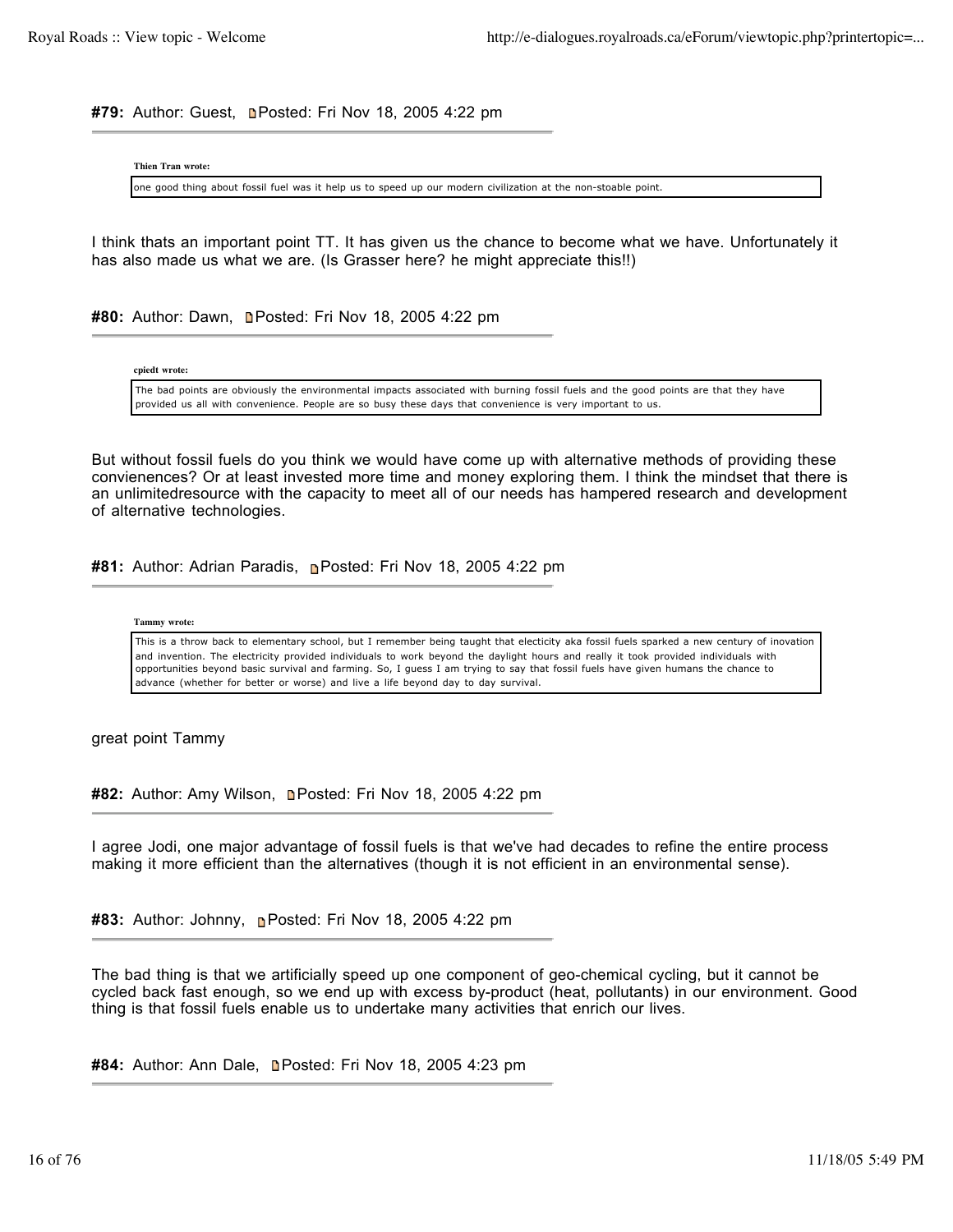**#79:** Author: Guest, Posted: Fri Nov 18, 2005 4:22 pm

> **Thien Tran wrote:**
>
> one good thing about fossil fuel was it help us to speed up our modern civilization at the non-stoable point.

I think thats an important point TT. It has given us the chance to become what we have. Unfortunately it has also made us what we are. (Is Grasser here? he might appreciate this!!)

**#80:** Author: Dawn, Posted: Fri Nov 18, 2005 4:22 pm

> **cpiedt wrote:**
>
> The bad points are obviously the environmental impacts associated with burning fossil fuels and the good points are that they have provided us all with convenience. People are so busy these days that convenience is very important to us.

But without fossil fuels do you think we would have come up with alternative methods of providing these convienences? Or at least invested more time and money exploring them. I think the mindset that there is an unlimitedresource with the capacity to meet all of our needs has hampered research and development of alternative technologies.

**#81:** Author: Adrian Paradis, Posted: Fri Nov 18, 2005 4:22 pm

> **Tammy wrote:**
>
> This is a throw back to elementary school, but I remember being taught that electicity aka fossil fuels sparked a new century of inovation and invention. The electricity provided individuals to work beyond the daylight hours and really it took provided individuals with opportunities beyond basic survival and farming. So, I guess I am trying to say that fossil fuels have given humans the chance to advance (whether for better or worse) and live a life beyond day to day survival.

great point Tammy

**#82:** Author: Amy Wilson, Posted: Fri Nov 18, 2005 4:22 pm

I agree Jodi, one major advantage of fossil fuels is that we've had decades to refine the entire process making it more efficient than the alternatives (though it is not efficient in an environmental sense).

**#83:** Author: Johnny, Posted: Fri Nov 18, 2005 4:22 pm

The bad thing is that we artificially speed up one component of geo-chemical cycling, but it cannot be cycled back fast enough, so we end up with excess by-product (heat, pollutants) in our environment. Good thing is that fossil fuels enable us to undertake many activities that enrich our lives.

**#84:** Author: Ann Dale, Posted: Fri Nov 18, 2005 4:23 pm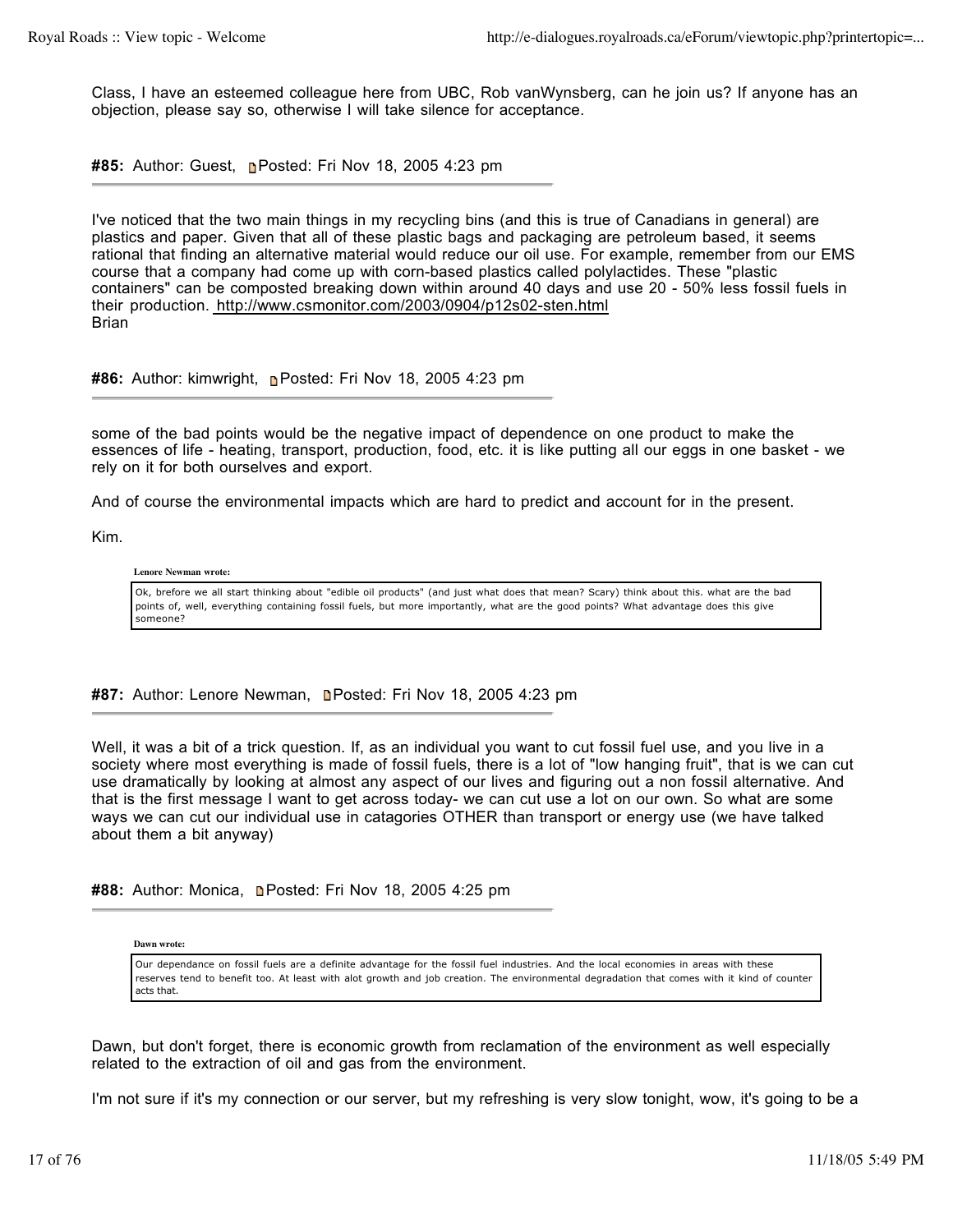Class, I have an esteemed colleague here from UBC, Rob vanWynsberg, can he join us? If anyone has an objection, please say so, otherwise I will take silence for acceptance.

**#85:** Author: Guest, Posted: Fri Nov 18, 2005 4:23 pm

I've noticed that the two main things in my recycling bins (and this is true of Canadians in general) are plastics and paper. Given that all of these plastic bags and packaging are petroleum based, it seems rational that finding an alternative material would reduce our oil use. For example, remember from our EMS course that a company had come up with corn-based plastics called polylactides. These "plastic containers" can be composted breaking down within around 40 days and use 20 - 50% less fossil fuels in their production. http://www.csmonitor.com/2003/0904/p12s02-sten.html
Brian

**#86:** Author: kimwright, Posted: Fri Nov 18, 2005 4:23 pm

some of the bad points would be the negative impact of dependence on one product to make the essences of life - heating, transport, production, food, etc. it is like putting all our eggs in one basket - we rely on it for both ourselves and export.

And of course the environmental impacts which are hard to predict and account for in the present.

Kim.

> **Lenore Newman wrote:**
>
> Ok, brefore we all start thinking about "edible oil products" (and just what does that mean? Scary) think about this. what are the bad points of, well, everything containing fossil fuels, but more importantly, what are the good points? What advantage does this give someone?

**#87:** Author: Lenore Newman, Posted: Fri Nov 18, 2005 4:23 pm

Well, it was a bit of a trick question. If, as an individual you want to cut fossil fuel use, and you live in a society where most everything is made of fossil fuels, there is a lot of "low hanging fruit", that is we can cut use dramatically by looking at almost any aspect of our lives and figuring out a non fossil alternative. And that is the first message I want to get across today- we can cut use a lot on our own. So what are some ways we can cut our individual use in catagories OTHER than transport or energy use (we have talked about them a bit anyway)

**#88:** Author: Monica, Posted: Fri Nov 18, 2005 4:25 pm

> **Dawn wrote:**
>
> Our dependance on fossil fuels are a definite advantage for the fossil fuel industries. And the local economies in areas with these reserves tend to benefit too. At least with alot growth and job creation. The environmental degradation that comes with it kind of counter acts that.

Dawn, but don't forget, there is economic growth from reclamation of the environment as well especially related to the extraction of oil and gas from the environment.

I'm not sure if it's my connection or our server, but my refreshing is very slow tonight, wow, it's going to be a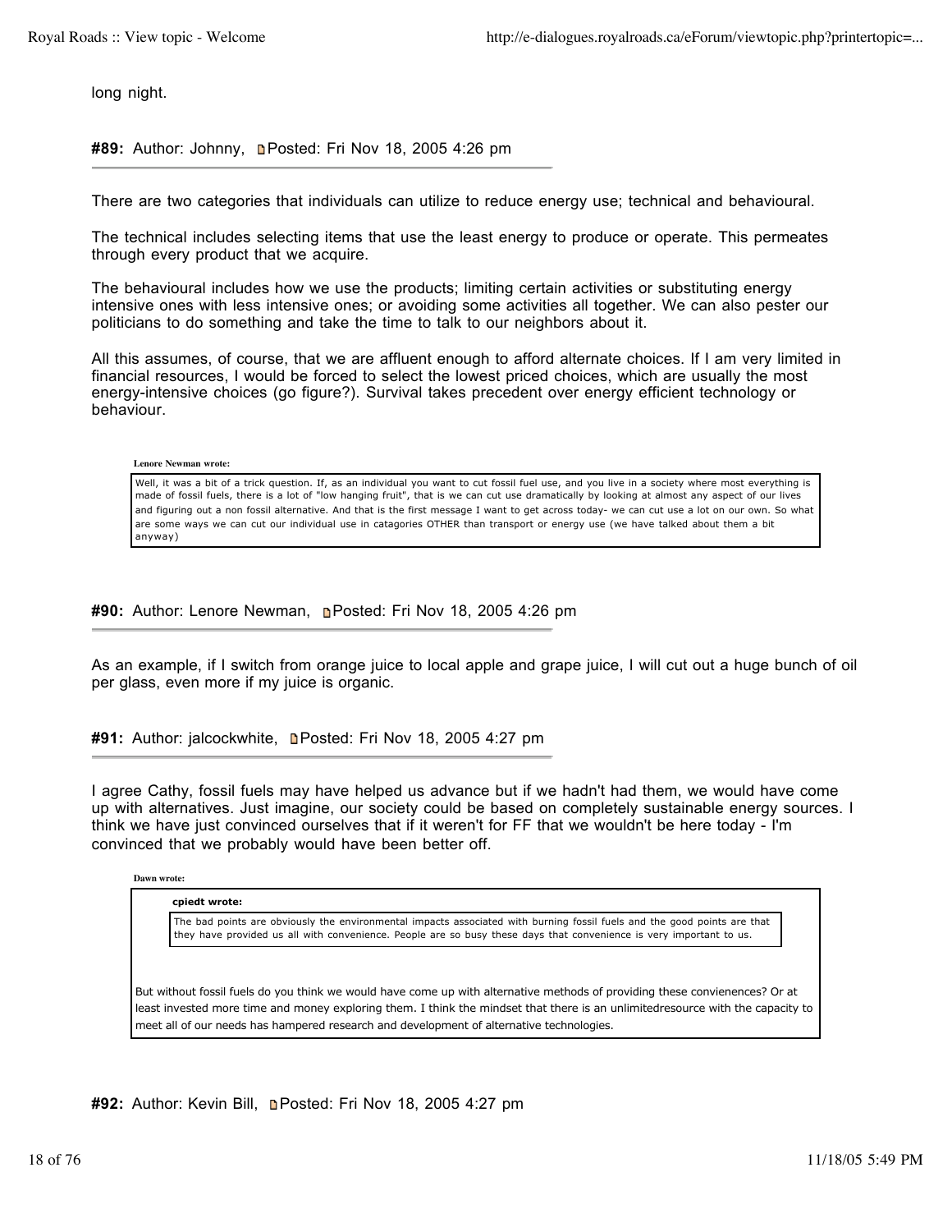long night.

**#89:** Author: Johnny, Posted: Fri Nov 18, 2005 4:26 pm

There are two categories that individuals can utilize to reduce energy use; technical and behavioural.

The technical includes selecting items that use the least energy to produce or operate. This permeates through every product that we acquire.

The behavioural includes how we use the products; limiting certain activities or substituting energy intensive ones with less intensive ones; or avoiding some activities all together. We can also pester our politicians to do something and take the time to talk to our neighbors about it.

All this assumes, of course, that we are affluent enough to afford alternate choices. If I am very limited in financial resources, I would be forced to select the lowest priced choices, which are usually the most energy-intensive choices (go figure?). Survival takes precedent over energy efficient technology or behaviour.

> **Lenore Newman wrote:**
>
> Well, it was a bit of a trick question. If, as an individual you want to cut fossil fuel use, and you live in a society where most everything is made of fossil fuels, there is a lot of "low hanging fruit", that is we can cut use dramatically by looking at almost any aspect of our lives and figuring out a non fossil alternative. And that is the first message I want to get across today- we can cut use a lot on our own. So what are some ways we can cut our individual use in catagories OTHER than transport or energy use (we have talked about them a bit anyway)

**#90:** Author: Lenore Newman, Posted: Fri Nov 18, 2005 4:26 pm

As an example, if I switch from orange juice to local apple and grape juice, I will cut out a huge bunch of oil per glass, even more if my juice is organic.

**#91:** Author: jalcockwhite, Posted: Fri Nov 18, 2005 4:27 pm

I agree Cathy, fossil fuels may have helped us advance but if we hadn't had them, we would have come up with alternatives. Just imagine, our society could be based on completely sustainable energy sources. I think we have just convinced ourselves that if it weren't for FF that we wouldn't be here today - I'm convinced that we probably would have been better off.

> **Dawn wrote:**
>
> > **cpiedt wrote:**
> >
> > The bad points are obviously the environmental impacts associated with burning fossil fuels and the good points are that they have provided us all with convenience. People are so busy these days that convenience is very important to us.
>
> But without fossil fuels do you think we would have come up with alternative methods of providing these convienences? Or at least invested more time and money exploring them. I think the mindset that there is an unlimitedresource with the capacity to meet all of our needs has hampered research and development of alternative technologies.

**#92:** Author: Kevin Bill, Posted: Fri Nov 18, 2005 4:27 pm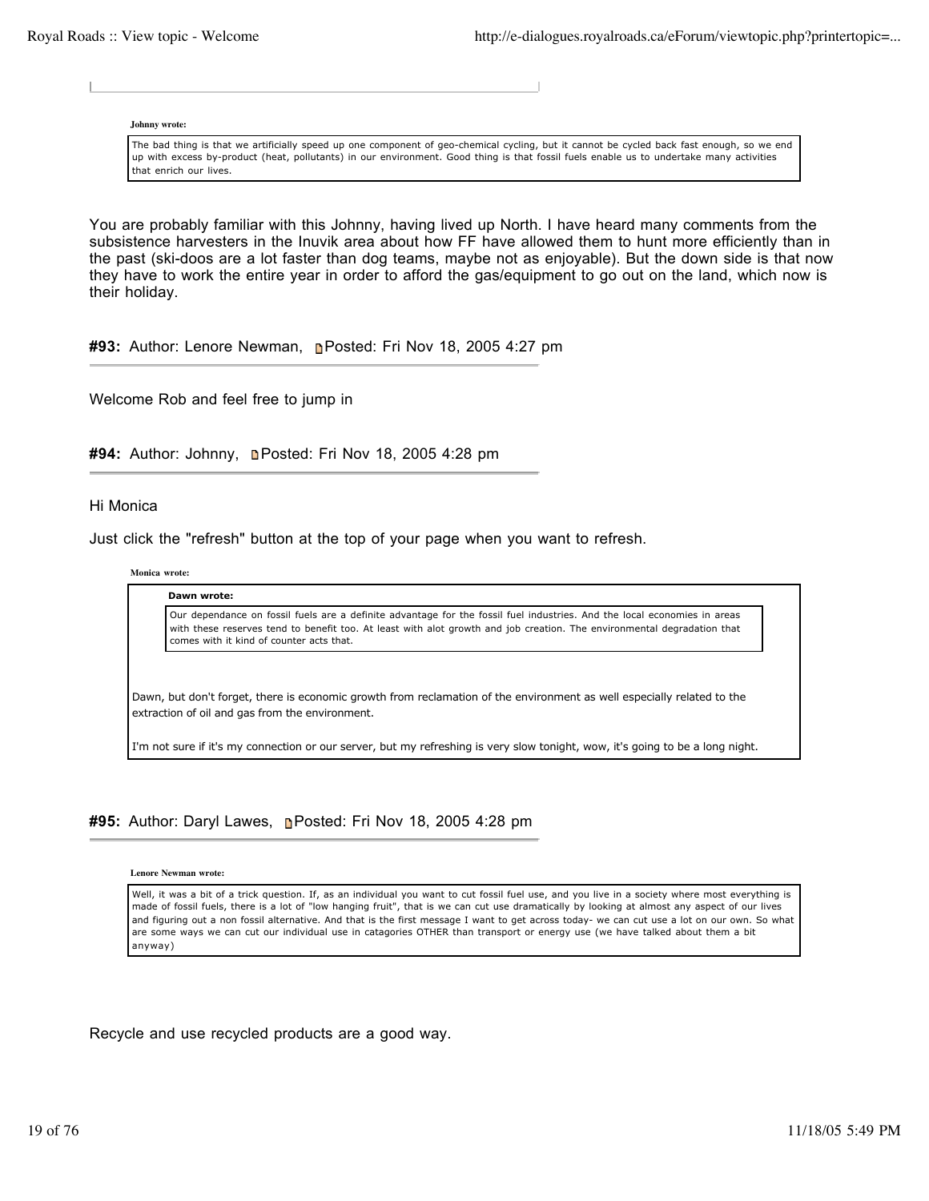**Johnny wrote:**

> The bad thing is that we artificially speed up one component of geo-chemical cycling, but it cannot be cycled back fast enough, so we end up with excess by-product (heat, pollutants) in our environment. Good thing is that fossil fuels enable us to undertake many activities that enrich our lives.

You are probably familiar with this Johnny, having lived up North. I have heard many comments from the subsistence harvesters in the Inuvik area about how FF have allowed them to hunt more efficiently than in the past (ski-doos are a lot faster than dog teams, maybe not as enjoyable). But the down side is that now they have to work the entire year in order to afford the gas/equipment to go out on the land, which now is their holiday.

**#93:** Author: Lenore Newman, Posted: Fri Nov 18, 2005 4:27 pm

Welcome Rob and feel free to jump in

**#94:** Author: Johnny, Posted: Fri Nov 18, 2005 4:28 pm

Hi Monica

Just click the "refresh" button at the top of your page when you want to refresh.

**Monica wrote:**

> **Dawn wrote:**
>
> > Our dependance on fossil fuels are a definite advantage for the fossil fuel industries. And the local economies in areas with these reserves tend to benefit too. At least with alot growth and job creation. The environmental degradation that comes with it kind of counter acts that.
>
> Dawn, but don't forget, there is economic growth from reclamation of the environment as well especially related to the extraction of oil and gas from the environment.
>
> I'm not sure if it's my connection or our server, but my refreshing is very slow tonight, wow, it's going to be a long night.

**#95:** Author: Daryl Lawes, Posted: Fri Nov 18, 2005 4:28 pm

**Lenore Newman wrote:**

> Well, it was a bit of a trick question. If, as an individual you want to cut fossil fuel use, and you live in a society where most everything is made of fossil fuels, there is a lot of "low hanging fruit", that is we can cut use dramatically by looking at almost any aspect of our lives and figuring out a non fossil alternative. And that is the first message I want to get across today- we can cut use a lot on our own. So what are some ways we can cut our individual use in catagories OTHER than transport or energy use (we have talked about them a bit anyway)

Recycle and use recycled products are a good way.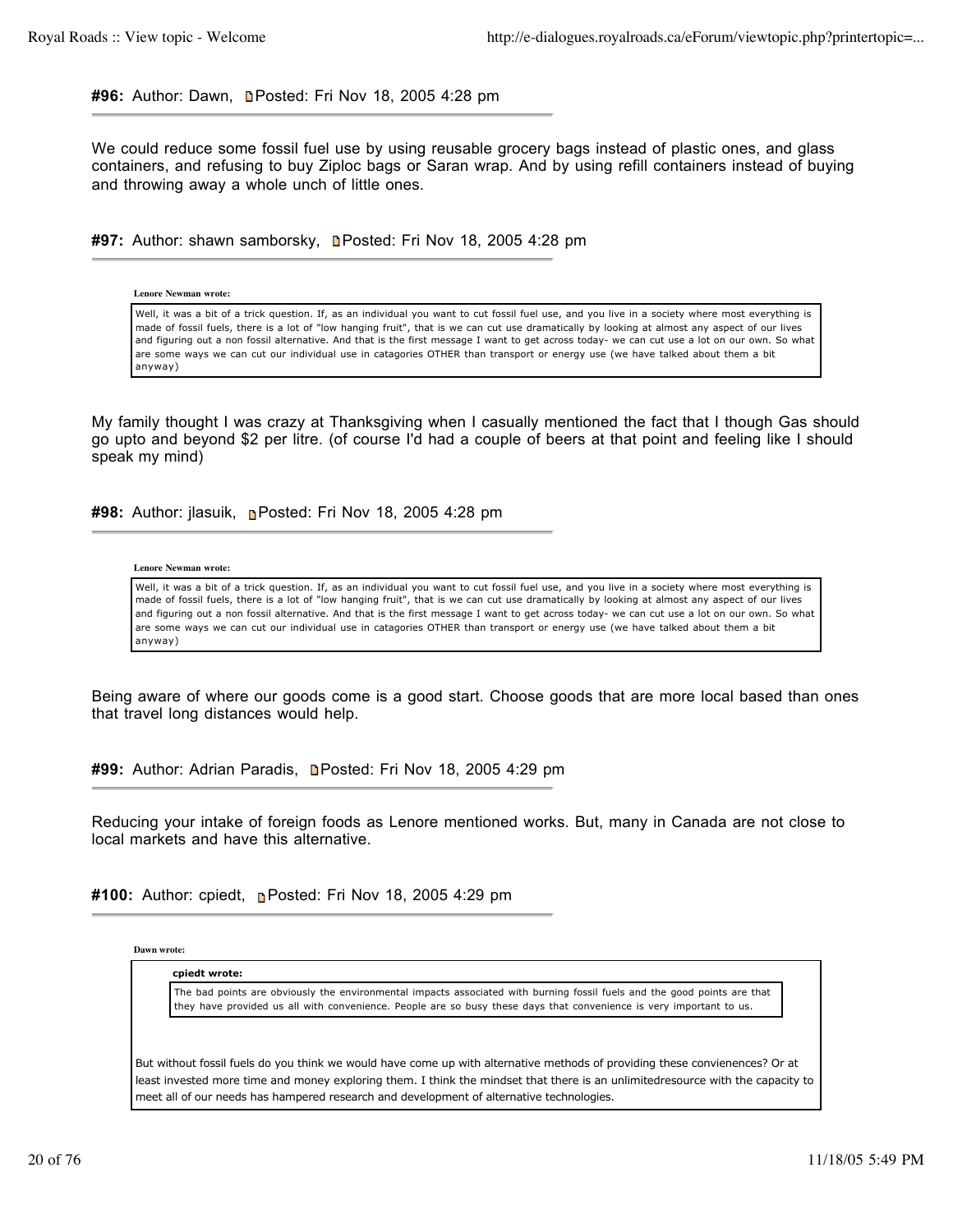**#96:** Author: Dawn, Posted: Fri Nov 18, 2005 4:28 pm

---

We could reduce some fossil fuel use by using reusable grocery bags instead of plastic ones, and glass containers, and refusing to buy Ziploc bags or Saran wrap. And by using refill containers instead of buying and throwing away a whole unch of little ones.

**#97:** Author: shawn samborsky, Posted: Fri Nov 18, 2005 4:28 pm

---

> **Lenore Newman wrote:**
>
> Well, it was a bit of a trick question. If, as an individual you want to cut fossil fuel use, and you live in a society where most everything is made of fossil fuels, there is a lot of "low hanging fruit", that is we can cut use dramatically by looking at almost any aspect of our lives and figuring out a non fossil alternative. And that is the first message I want to get across today- we can cut use a lot on our own. So what are some ways we can cut our individual use in catagories OTHER than transport or energy use (we have talked about them a bit anyway)

My family thought I was crazy at Thanksgiving when I casually mentioned the fact that I though Gas should go upto and beyond $2 per litre. (of course I'd had a couple of beers at that point and feeling like I should speak my mind)

**#98:** Author: jlasuik, Posted: Fri Nov 18, 2005 4:28 pm

---

> **Lenore Newman wrote:**
>
> Well, it was a bit of a trick question. If, as an individual you want to cut fossil fuel use, and you live in a society where most everything is made of fossil fuels, there is a lot of "low hanging fruit", that is we can cut use dramatically by looking at almost any aspect of our lives and figuring out a non fossil alternative. And that is the first message I want to get across today- we can cut use a lot on our own. So what are some ways we can cut our individual use in catagories OTHER than transport or energy use (we have talked about them a bit anyway)

Being aware of where our goods come is a good start. Choose goods that are more local based than ones that travel long distances would help.

**#99:** Author: Adrian Paradis, Posted: Fri Nov 18, 2005 4:29 pm

---

Reducing your intake of foreign foods as Lenore mentioned works. But, many in Canada are not close to local markets and have this alternative.

**#100:** Author: cpiedt, Posted: Fri Nov 18, 2005 4:29 pm

---

> **Dawn wrote:**
>
> > **cpiedt wrote:**
> >
> > The bad points are obviously the environmental impacts associated with burning fossil fuels and the good points are that they have provided us all with convenience. People are so busy these days that convenience is very important to us.
>
> But without fossil fuels do you think we would have come up with alternative methods of providing these convienences? Or at least invested more time and money exploring them. I think the mindset that there is an unlimitedresource with the capacity to meet all of our needs has hampered research and development of alternative technologies.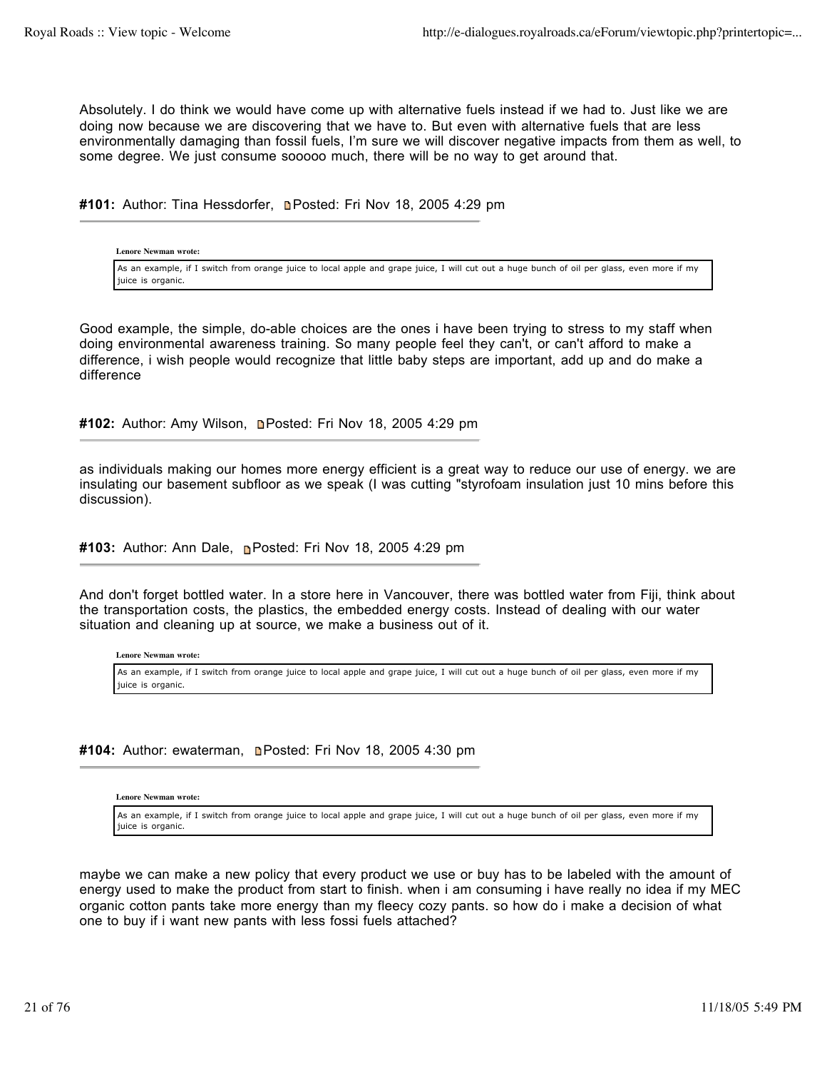Absolutely. I do think we would have come up with alternative fuels instead if we had to. Just like we are doing now because we are discovering that we have to. But even with alternative fuels that are less environmentally damaging than fossil fuels, I'm sure we will discover negative impacts from them as well, to some degree. We just consume sooooo much, there will be no way to get around that.

**#101:** Author: Tina Hessdorfer, Posted: Fri Nov 18, 2005 4:29 pm

---

> **Lenore Newman wrote:**
>
> As an example, if I switch from orange juice to local apple and grape juice, I will cut out a huge bunch of oil per glass, even more if my juice is organic.

Good example, the simple, do-able choices are the ones i have been trying to stress to my staff when doing environmental awareness training. So many people feel they can't, or can't afford to make a difference, i wish people would recognize that little baby steps are important, add up and do make a difference

**#102:** Author: Amy Wilson, Posted: Fri Nov 18, 2005 4:29 pm

---

as individuals making our homes more energy efficient is a great way to reduce our use of energy. we are insulating our basement subfloor as we speak (I was cutting "styrofoam insulation just 10 mins before this discussion).

**#103:** Author: Ann Dale, Posted: Fri Nov 18, 2005 4:29 pm

---

And don't forget bottled water. In a store here in Vancouver, there was bottled water from Fiji, think about the transportation costs, the plastics, the embedded energy costs. Instead of dealing with our water situation and cleaning up at source, we make a business out of it.

> **Lenore Newman wrote:**
>
> As an example, if I switch from orange juice to local apple and grape juice, I will cut out a huge bunch of oil per glass, even more if my juice is organic.

**#104:** Author: ewaterman, Posted: Fri Nov 18, 2005 4:30 pm

---

> **Lenore Newman wrote:**
>
> As an example, if I switch from orange juice to local apple and grape juice, I will cut out a huge bunch of oil per glass, even more if my juice is organic.

maybe we can make a new policy that every product we use or buy has to be labeled with the amount of energy used to make the product from start to finish. when i am consuming i have really no idea if my MEC organic cotton pants take more energy than my fleecy cozy pants. so how do i make a decision of what one to buy if i want new pants with less fossi fuels attached?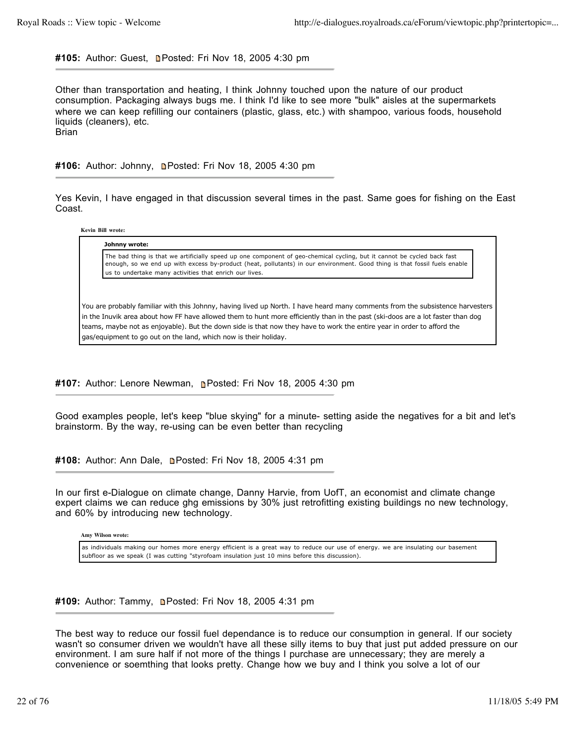**#105:** Author: Guest, Posted: Fri Nov 18, 2005 4:30 pm

---

Other than transportation and heating, I think Johnny touched upon the nature of our product consumption. Packaging always bugs me. I think I'd like to see more "bulk" aisles at the supermarkets where we can keep refilling our containers (plastic, glass, etc.) with shampoo, various foods, household liquids (cleaners), etc.
Brian

**#106:** Author: Johnny, Posted: Fri Nov 18, 2005 4:30 pm

---

Yes Kevin, I have engaged in that discussion several times in the past. Same goes for fishing on the East Coast.

> **Kevin Bill wrote:**
>
> > **Johnny wrote:**
> >
> > The bad thing is that we artificially speed up one component of geo-chemical cycling, but it cannot be cycled back fast enough, so we end up with excess by-product (heat, pollutants) in our environment. Good thing is that fossil fuels enable us to undertake many activities that enrich our lives.
>
> You are probably familiar with this Johnny, having lived up North. I have heard many comments from the subsistence harvesters in the Inuvik area about how FF have allowed them to hunt more efficiently than in the past (ski-doos are a lot faster than dog teams, maybe not as enjoyable). But the down side is that now they have to work the entire year in order to afford the gas/equipment to go out on the land, which now is their holiday.

**#107:** Author: Lenore Newman, Posted: Fri Nov 18, 2005 4:30 pm

---

Good examples people, let's keep "blue skying" for a minute- setting aside the negatives for a bit and let's brainstorm. By the way, re-using can be even better than recycling

**#108:** Author: Ann Dale, Posted: Fri Nov 18, 2005 4:31 pm

---

In our first e-Dialogue on climate change, Danny Harvie, from UofT, an economist and climate change expert claims we can reduce ghg emissions by 30% just retrofitting existing buildings no new technology, and 60% by introducing new technology.

> **Amy Wilson wrote:**
>
> as individuals making our homes more energy efficient is a great way to reduce our use of energy. we are insulating our basement subfloor as we speak (I was cutting "styrofoam insulation just 10 mins before this discussion).

**#109:** Author: Tammy, Posted: Fri Nov 18, 2005 4:31 pm

---

The best way to reduce our fossil fuel dependance is to reduce our consumption in general. If our society wasn't so consumer driven we wouldn't have all these silly items to buy that just put added pressure on our environment. I am sure half if not more of the things I purchase are unnecessary; they are merely a convenience or soemthing that looks pretty. Change how we buy and I think you solve a lot of our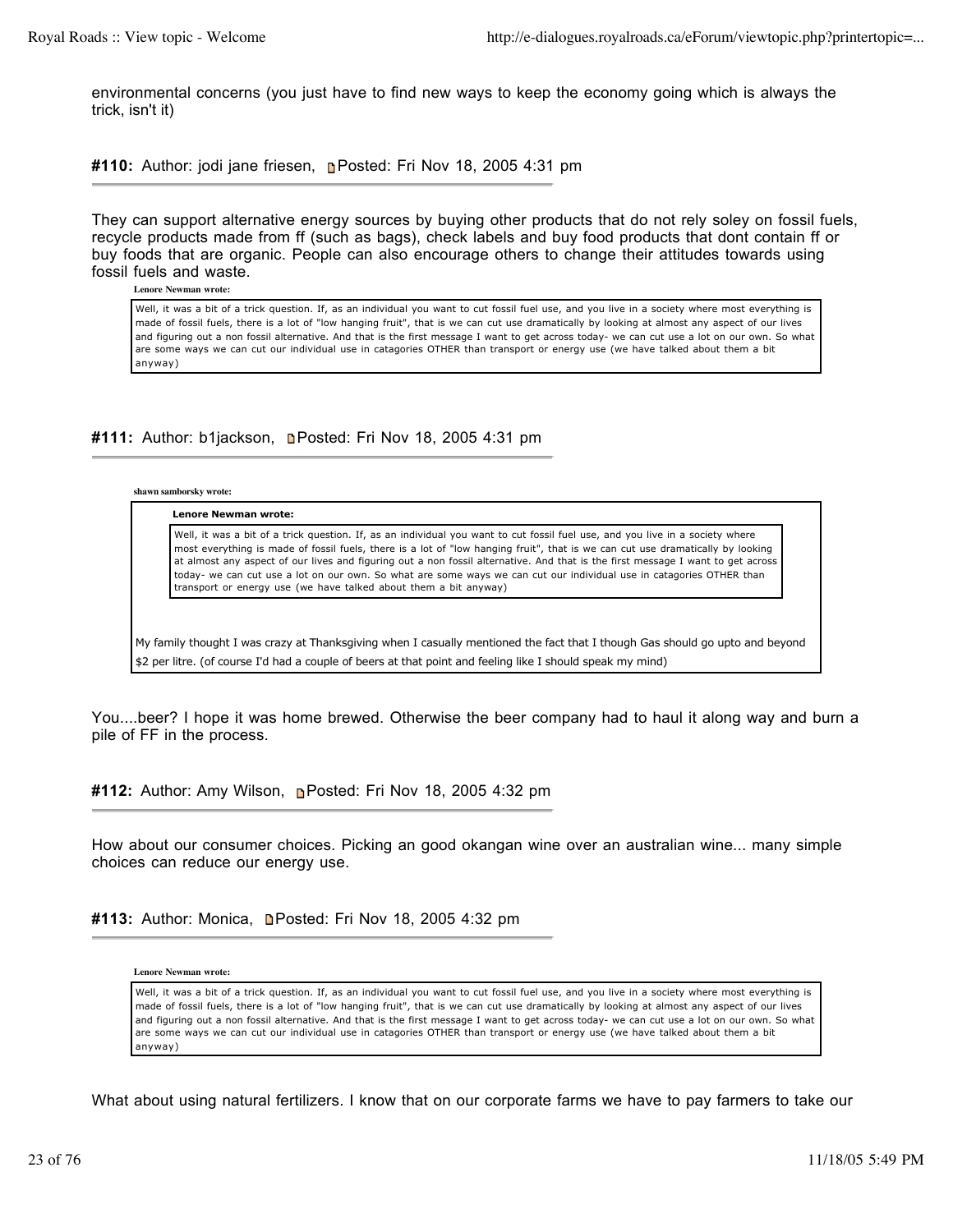environmental concerns (you just have to find new ways to keep the economy going which is always the trick, isn't it)

**#110:** Author: jodi jane friesen, Posted: Fri Nov 18, 2005 4:31 pm

They can support alternative energy sources by buying other products that do not rely soley on fossil fuels, recycle products made from ff (such as bags), check labels and buy food products that dont contain ff or buy foods that are organic. People can also encourage others to change their attitudes towards using fossil fuels and waste.

> **Lenore Newman wrote:**
>
> Well, it was a bit of a trick question. If, as an individual you want to cut fossil fuel use, and you live in a society where most everything is made of fossil fuels, there is a lot of "low hanging fruit", that is we can cut use dramatically by looking at almost any aspect of our lives and figuring out a non fossil alternative. And that is the first message I want to get across today- we can cut use a lot on our own. So what are some ways we can cut our individual use in catagories OTHER than transport or energy use (we have talked about them a bit anyway)

**#111:** Author: b1jackson, Posted: Fri Nov 18, 2005 4:31 pm

> **shawn samborsky wrote:**
>
> > **Lenore Newman wrote:**
> >
> > Well, it was a bit of a trick question. If, as an individual you want to cut fossil fuel use, and you live in a society where most everything is made of fossil fuels, there is a lot of "low hanging fruit", that is we can cut use dramatically by looking at almost any aspect of our lives and figuring out a non fossil alternative. And that is the first message I want to get across today- we can cut use a lot on our own. So what are some ways we can cut our individual use in catagories OTHER than transport or energy use (we have talked about them a bit anyway)
>
> My family thought I was crazy at Thanksgiving when I casually mentioned the fact that I though Gas should go upto and beyond $2 per litre. (of course I'd had a couple of beers at that point and feeling like I should speak my mind)

You....beer? I hope it was home brewed. Otherwise the beer company had to haul it along way and burn a pile of FF in the process.

**#112:** Author: Amy Wilson, Posted: Fri Nov 18, 2005 4:32 pm

How about our consumer choices. Picking an good okangan wine over an australian wine... many simple choices can reduce our energy use.

**#113:** Author: Monica, Posted: Fri Nov 18, 2005 4:32 pm

> **Lenore Newman wrote:**
>
> Well, it was a bit of a trick question. If, as an individual you want to cut fossil fuel use, and you live in a society where most everything is made of fossil fuels, there is a lot of "low hanging fruit", that is we can cut use dramatically by looking at almost any aspect of our lives and figuring out a non fossil alternative. And that is the first message I want to get across today- we can cut use a lot on our own. So what are some ways we can cut our individual use in catagories OTHER than transport or energy use (we have talked about them a bit anyway)

What about using natural fertilizers. I know that on our corporate farms we have to pay farmers to take our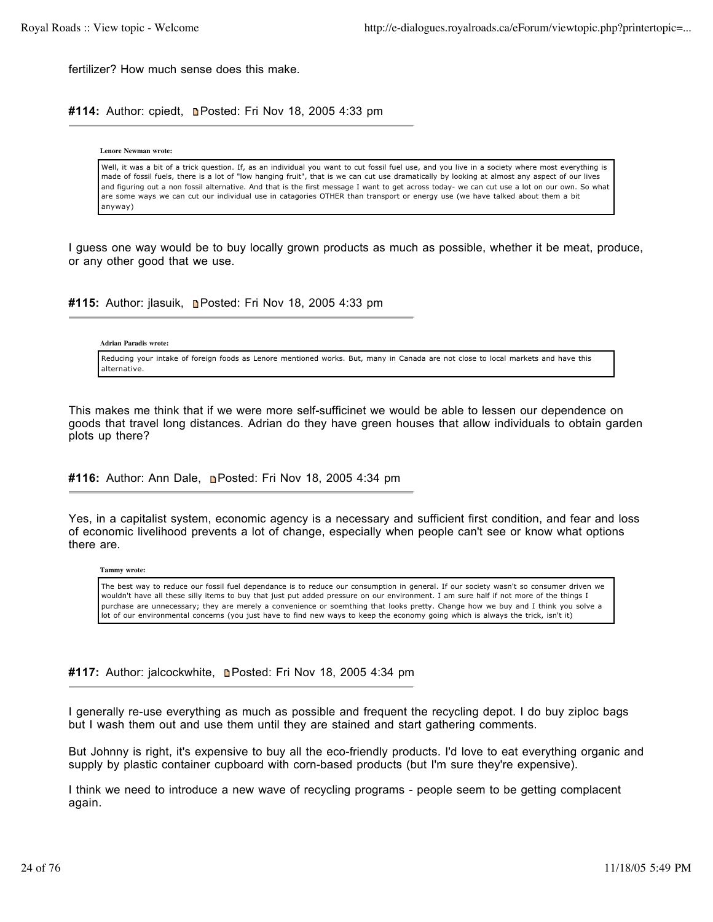fertilizer? How much sense does this make.

**#114:** Author: cpiedt, Posted: Fri Nov 18, 2005 4:33 pm

> **Lenore Newman wrote:**
>
> Well, it was a bit of a trick question. If, as an individual you want to cut fossil fuel use, and you live in a society where most everything is made of fossil fuels, there is a lot of "low hanging fruit", that is we can cut use dramatically by looking at almost any aspect of our lives and figuring out a non fossil alternative. And that is the first message I want to get across today- we can cut use a lot on our own. So what are some ways we can cut our individual use in catagories OTHER than transport or energy use (we have talked about them a bit anyway)

I guess one way would be to buy locally grown products as much as possible, whether it be meat, produce, or any other good that we use.

**#115:** Author: jlasuik, Posted: Fri Nov 18, 2005 4:33 pm

> **Adrian Paradis wrote:**
>
> Reducing your intake of foreign foods as Lenore mentioned works. But, many in Canada are not close to local markets and have this alternative.

This makes me think that if we were more self-sufficinet we would be able to lessen our dependence on goods that travel long distances. Adrian do they have green houses that allow individuals to obtain garden plots up there?

**#116:** Author: Ann Dale, Posted: Fri Nov 18, 2005 4:34 pm

Yes, in a capitalist system, economic agency is a necessary and sufficient first condition, and fear and loss of economic livelihood prevents a lot of change, especially when people can't see or know what options there are.

> **Tammy wrote:**
>
> The best way to reduce our fossil fuel dependance is to reduce our consumption in general. If our society wasn't so consumer driven we wouldn't have all these silly items to buy that just put added pressure on our environment. I am sure half if not more of the things I purchase are unnecessary; they are merely a convenience or soemthing that looks pretty. Change how we buy and I think you solve a lot of our environmental concerns (you just have to find new ways to keep the economy going which is always the trick, isn't it)

**#117:** Author: jalcockwhite, Posted: Fri Nov 18, 2005 4:34 pm

I generally re-use everything as much as possible and frequent the recycling depot. I do buy ziploc bags but I wash them out and use them until they are stained and start gathering comments.

But Johnny is right, it's expensive to buy all the eco-friendly products. I'd love to eat everything organic and supply by plastic container cupboard with corn-based products (but I'm sure they're expensive).

I think we need to introduce a new wave of recycling programs - people seem to be getting complacent again.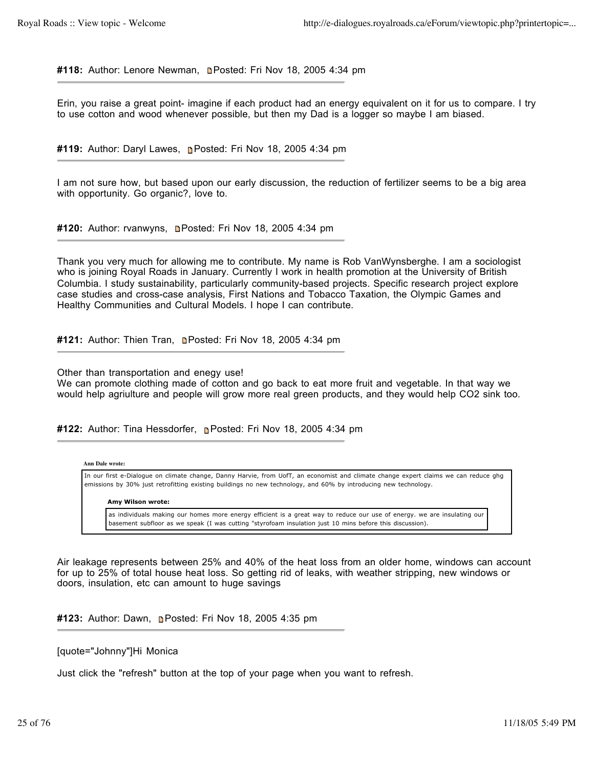**#118:** Author: Lenore Newman, Posted: Fri Nov 18, 2005 4:34 pm

---

Erin, you raise a great point- imagine if each product had an energy equivalent on it for us to compare. I try to use cotton and wood whenever possible, but then my Dad is a logger so maybe I am biased.

**#119:** Author: Daryl Lawes, Posted: Fri Nov 18, 2005 4:34 pm

---

I am not sure how, but based upon our early discussion, the reduction of fertilizer seems to be a big area with opportunity. Go organic?, love to.

**#120:** Author: rvanwyns, Posted: Fri Nov 18, 2005 4:34 pm

---

Thank you very much for allowing me to contribute. My name is Rob VanWynsberghe. I am a sociologist who is joining Royal Roads in January. Currently I work in health promotion at the University of British Columbia. I study sustainability, particularly community-based projects. Specific research project explore case studies and cross-case analysis, First Nations and Tobacco Taxation, the Olympic Games and Healthy Communities and Cultural Models. I hope I can contribute.

**#121:** Author: Thien Tran, Posted: Fri Nov 18, 2005 4:34 pm

---

Other than transportation and enegy use!
We can promote clothing made of cotton and go back to eat more fruit and vegetable. In that way we would help agriulture and people will grow more real green products, and they would help CO2 sink too.

**#122:** Author: Tina Hessdorfer, Posted: Fri Nov 18, 2005 4:34 pm

---

> **Ann Dale wrote:**
>
> In our first e-Dialogue on climate change, Danny Harvie, from UofT, an economist and climate change expert claims we can reduce ghg emissions by 30% just retrofitting existing buildings no new technology, and 60% by introducing new technology.
>
> > **Amy Wilson wrote:**
> >
> > as individuals making our homes more energy efficient is a great way to reduce our use of energy. we are insulating our basement subfloor as we speak (I was cutting "styrofoam insulation just 10 mins before this discussion).

Air leakage represents between 25% and 40% of the heat loss from an older home, windows can account for up to 25% of total house heat loss. So getting rid of leaks, with weather stripping, new windows or doors, insulation, etc can amount to huge savings

**#123:** Author: Dawn, Posted: Fri Nov 18, 2005 4:35 pm

---

[quote="Johnny"]Hi Monica

Just click the "refresh" button at the top of your page when you want to refresh.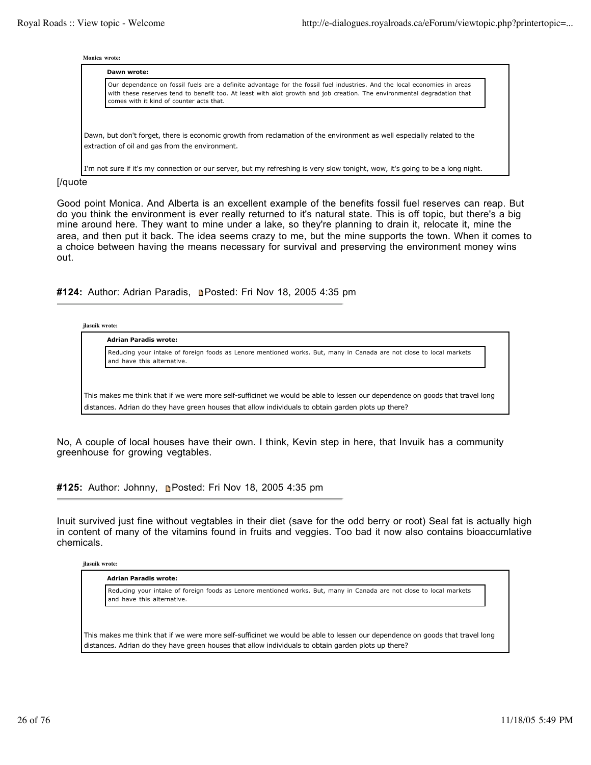> **Monica wrote:**
>
> > **Dawn wrote:**
> >
> > Our dependance on fossil fuels are a definite advantage for the fossil fuel industries. And the local economies in areas with these reserves tend to benefit too. At least with alot growth and job creation. The environmental degradation that comes with it kind of counter acts that.
>
> Dawn, but don't forget, there is economic growth from reclamation of the environment as well especially related to the extraction of oil and gas from the environment.
>
> I'm not sure if it's my connection or our server, but my refreshing is very slow tonight, wow, it's going to be a long night.

[/quote

Good point Monica. And Alberta is an excellent example of the benefits fossil fuel reserves can reap. But do you think the environment is ever really returned to it's natural state. This is off topic, but there's a big mine around here. They want to mine under a lake, so they're planning to drain it, relocate it, mine the area, and then put it back. The idea seems crazy to me, but the mine supports the town. When it comes to a choice between having the means necessary for survival and preserving the environment money wins out.

**#124:** Author: Adrian Paradis, Posted: Fri Nov 18, 2005 4:35 pm

---

> **jlasuik wrote:**
>
> > **Adrian Paradis wrote:**
> >
> > Reducing your intake of foreign foods as Lenore mentioned works. But, many in Canada are not close to local markets and have this alternative.
>
> This makes me think that if we were more self-sufficinet we would be able to lessen our dependence on goods that travel long distances. Adrian do they have green houses that allow individuals to obtain garden plots up there?

No, A couple of local houses have their own. I think, Kevin step in here, that Invuik has a community greenhouse for growing vegtables.

**#125:** Author: Johnny, Posted: Fri Nov 18, 2005 4:35 pm

---

Inuit survived just fine without vegtables in their diet (save for the odd berry or root) Seal fat is actually high in content of many of the vitamins found in fruits and veggies. Too bad it now also contains bioaccumlative chemicals.

> **jlasuik wrote:**
>
> > **Adrian Paradis wrote:**
> >
> > Reducing your intake of foreign foods as Lenore mentioned works. But, many in Canada are not close to local markets and have this alternative.
>
> This makes me think that if we were more self-sufficinet we would be able to lessen our dependence on goods that travel long distances. Adrian do they have green houses that allow individuals to obtain garden plots up there?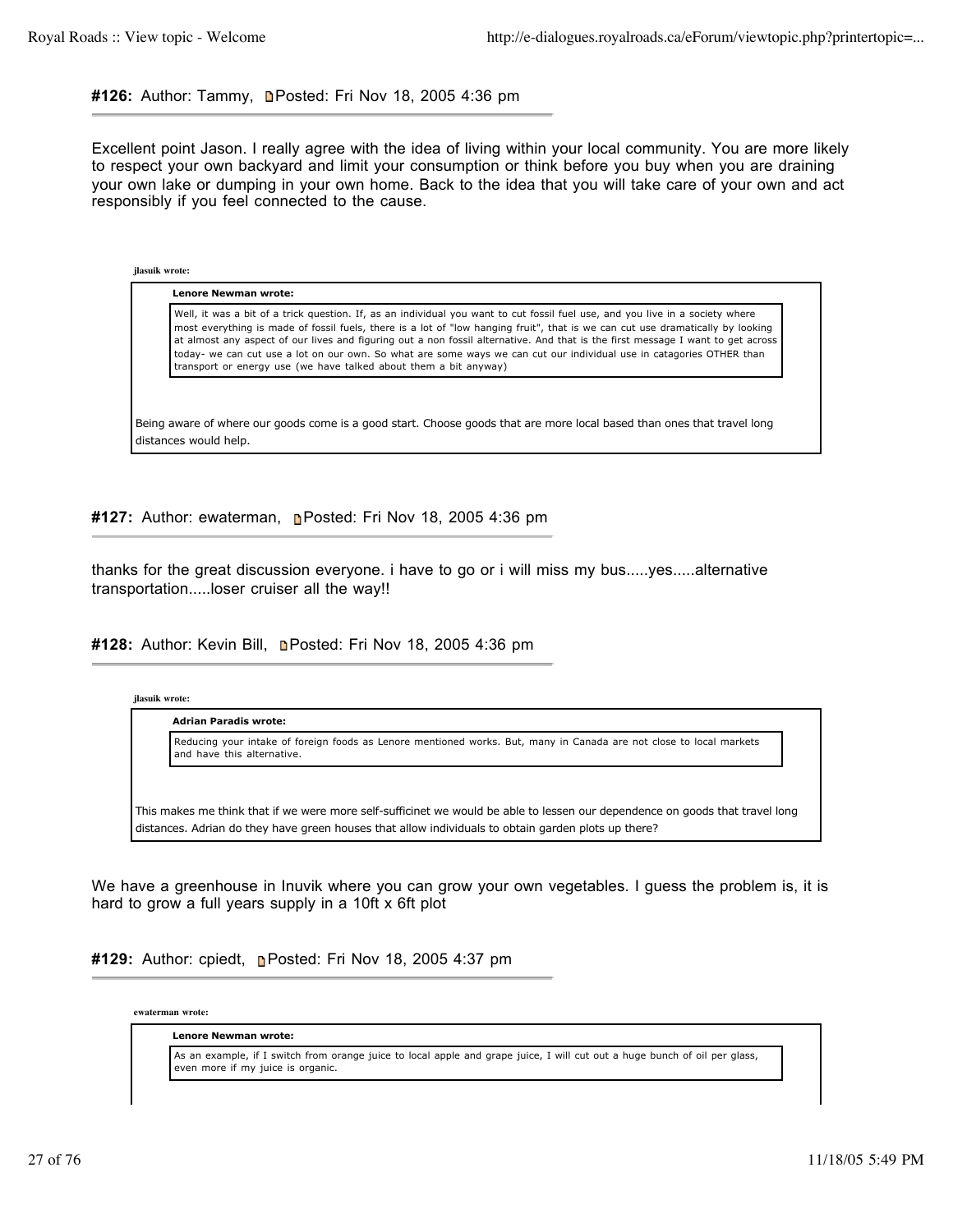**#126:** Author: Tammy, Posted: Fri Nov 18, 2005 4:36 pm

Excellent point Jason. I really agree with the idea of living within your local community. You are more likely to respect your own backyard and limit your consumption or think before you buy when you are draining your own lake or dumping in your own home. Back to the idea that you will take care of your own and act responsibly if you feel connected to the cause.

> **jlasuik wrote:**
>
> > **Lenore Newman wrote:**
> >
> > Well, it was a bit of a trick question. If, as an individual you want to cut fossil fuel use, and you live in a society where most everything is made of fossil fuels, there is a lot of "low hanging fruit", that is we can cut use dramatically by looking at almost any aspect of our lives and figuring out a non fossil alternative. And that is the first message I want to get across today- we can cut use a lot on our own. So what are some ways we can cut our individual use in catagories OTHER than transport or energy use (we have talked about them a bit anyway)
>
> Being aware of where our goods come is a good start. Choose goods that are more local based than ones that travel long distances would help.

**#127:** Author: ewaterman, Posted: Fri Nov 18, 2005 4:36 pm

thanks for the great discussion everyone. i have to go or i will miss my bus.....yes.....alternative transportation.....loser cruiser all the way!!

**#128:** Author: Kevin Bill, Posted: Fri Nov 18, 2005 4:36 pm

> **jlasuik wrote:**
>
> > **Adrian Paradis wrote:**
> >
> > Reducing your intake of foreign foods as Lenore mentioned works. But, many in Canada are not close to local markets and have this alternative.
>
> This makes me think that if we were more self-sufficinet we would be able to lessen our dependence on goods that travel long distances. Adrian do they have green houses that allow individuals to obtain garden plots up there?

We have a greenhouse in Inuvik where you can grow your own vegetables. I guess the problem is, it is hard to grow a full years supply in a 10ft x 6ft plot

**#129:** Author: cpiedt, Posted: Fri Nov 18, 2005 4:37 pm

> **ewaterman wrote:**
>
> > **Lenore Newman wrote:**
> >
> > As an example, if I switch from orange juice to local apple and grape juice, I will cut out a huge bunch of oil per glass, even more if my juice is organic.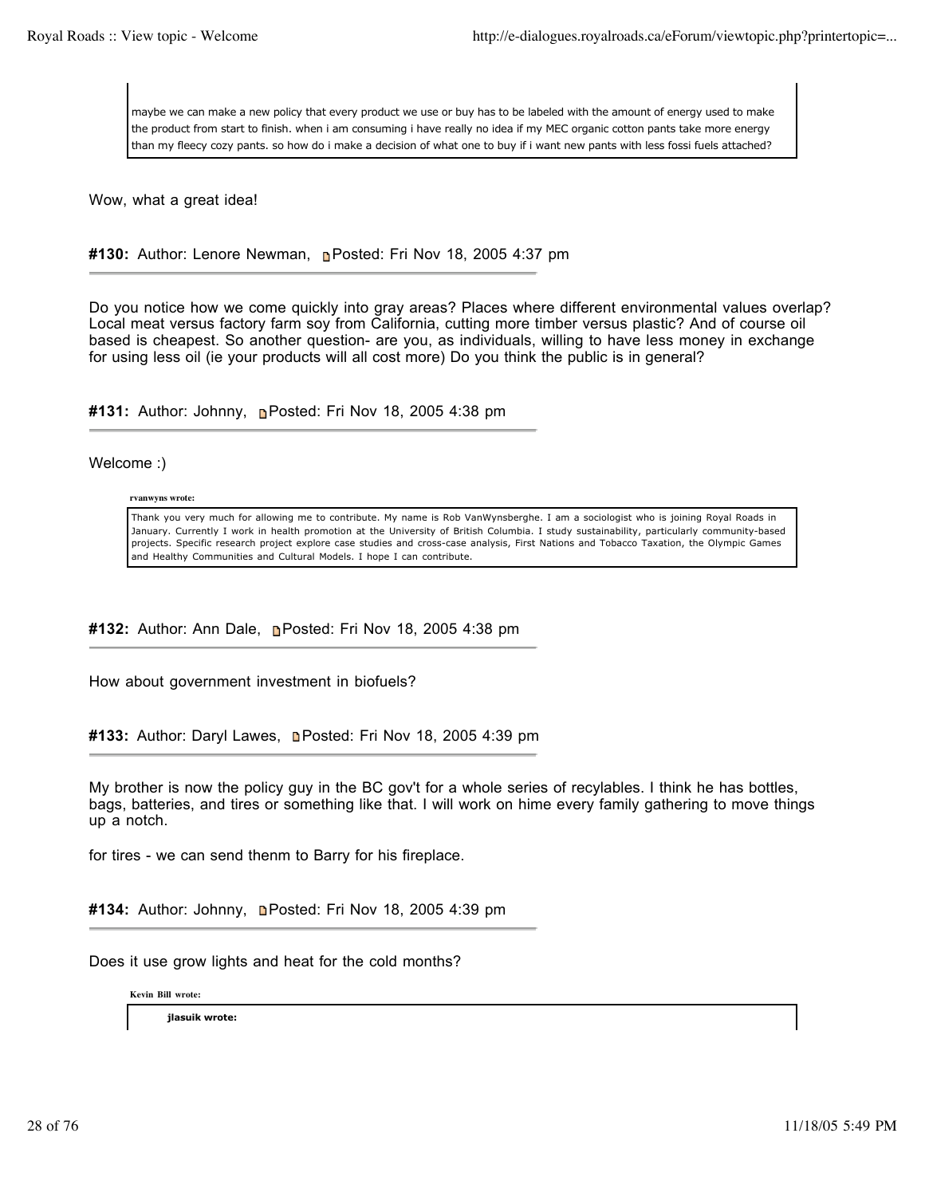> maybe we can make a new policy that every product we use or buy has to be labeled with the amount of energy used to make the product from start to finish. when i am consuming i have really no idea if my MEC organic cotton pants take more energy than my fleecy cozy pants. so how do i make a decision of what one to buy if i want new pants with less fossi fuels attached?

Wow, what a great idea!

**#130:** Author: Lenore Newman, Posted: Fri Nov 18, 2005 4:37 pm

---

Do you notice how we come quickly into gray areas? Places where different environmental values overlap? Local meat versus factory farm soy from California, cutting more timber versus plastic? And of course oil based is cheapest. So another question- are you, as individuals, willing to have less money in exchange for using less oil (ie your products will all cost more) Do you think the public is in general?

**#131:** Author: Johnny, Posted: Fri Nov 18, 2005 4:38 pm

---

Welcome :)

**rvanwyns wrote:**

> Thank you very much for allowing me to contribute. My name is Rob VanWynsberghe. I am a sociologist who is joining Royal Roads in January. Currently I work in health promotion at the University of British Columbia. I study sustainability, particularly community-based projects. Specific research project explore case studies and cross-case analysis, First Nations and Tobacco Taxation, the Olympic Games and Healthy Communities and Cultural Models. I hope I can contribute.

**#132:** Author: Ann Dale, Posted: Fri Nov 18, 2005 4:38 pm

---

How about government investment in biofuels?

**#133:** Author: Daryl Lawes, Posted: Fri Nov 18, 2005 4:39 pm

---

My brother is now the policy guy in the BC gov't for a whole series of recylables. I think he has bottles, bags, batteries, and tires or something like that. I will work on hime every family gathering to move things up a notch.

for tires - we can send thenm to Barry for his fireplace.

**#134:** Author: Johnny, Posted: Fri Nov 18, 2005 4:39 pm

---

Does it use grow lights and heat for the cold months?

**Kevin Bill wrote:**

> **jlasuik wrote:**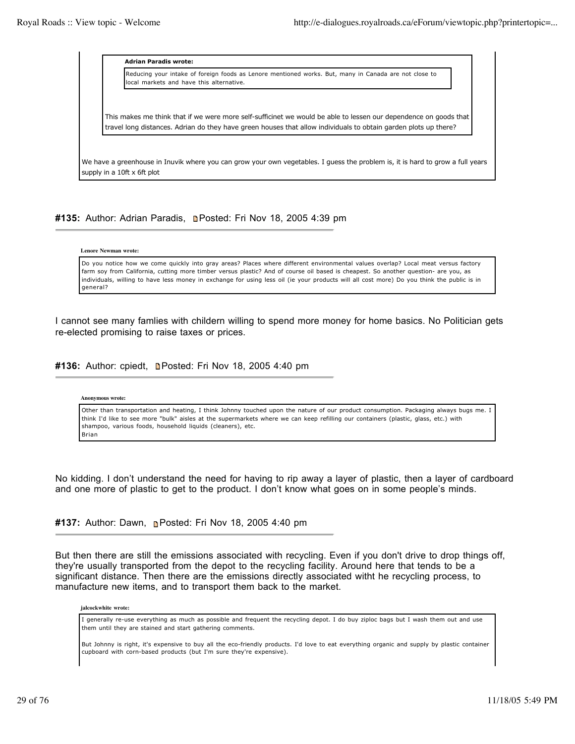> > **Adrian Paradis wrote:**
> >
> > > Reducing your intake of foreign foods as Lenore mentioned works. But, many in Canada are not close to local markets and have this alternative.
> >
> > This makes me think that if we were more self-sufficinet we would be able to lessen our dependence on goods that travel long distances. Adrian do they have green houses that allow individuals to obtain garden plots up there?
>
> We have a greenhouse in Inuvik where you can grow your own vegetables. I guess the problem is, it is hard to grow a full years supply in a 10ft x 6ft plot

#### #135: Author: Adrian Paradis, Posted: Fri Nov 18, 2005 4:39 pm

> **Lenore Newman wrote:**
>
> Do you notice how we come quickly into gray areas? Places where different environmental values overlap? Local meat versus factory farm soy from California, cutting more timber versus plastic? And of course oil based is cheapest. So another question- are you, as individuals, willing to have less money in exchange for using less oil (ie your products will all cost more) Do you think the public is in general?

I cannot see many famlies with childern willing to spend more money for home basics. No Politician gets re-elected promising to raise taxes or prices.

#### #136: Author: cpiedt, Posted: Fri Nov 18, 2005 4:40 pm

> **Anonymous wrote:**
>
> Other than transportation and heating, I think Johnny touched upon the nature of our product consumption. Packaging always bugs me. I think I'd like to see more "bulk" aisles at the supermarkets where we can keep refilling our containers (plastic, glass, etc.) with shampoo, various foods, household liquids (cleaners), etc.
> Brian

No kidding. I don't understand the need for having to rip away a layer of plastic, then a layer of cardboard and one more of plastic to get to the product. I don't know what goes on in some people's minds.

#### #137: Author: Dawn, Posted: Fri Nov 18, 2005 4:40 pm

But then there are still the emissions associated with recycling. Even if you don't drive to drop things off, they're usually transported from the depot to the recycling facility. Around here that tends to be a significant distance. Then there are the emissions directly associated witht he recycling process, to manufacture new items, and to transport them back to the market.

> **jalcockwhite wrote:**
>
> I generally re-use everything as much as possible and frequent the recycling depot. I do buy ziploc bags but I wash them out and use them until they are stained and start gathering comments.
>
> But Johnny is right, it's expensive to buy all the eco-friendly products. I'd love to eat everything organic and supply by plastic container cupboard with corn-based products (but I'm sure they're expensive).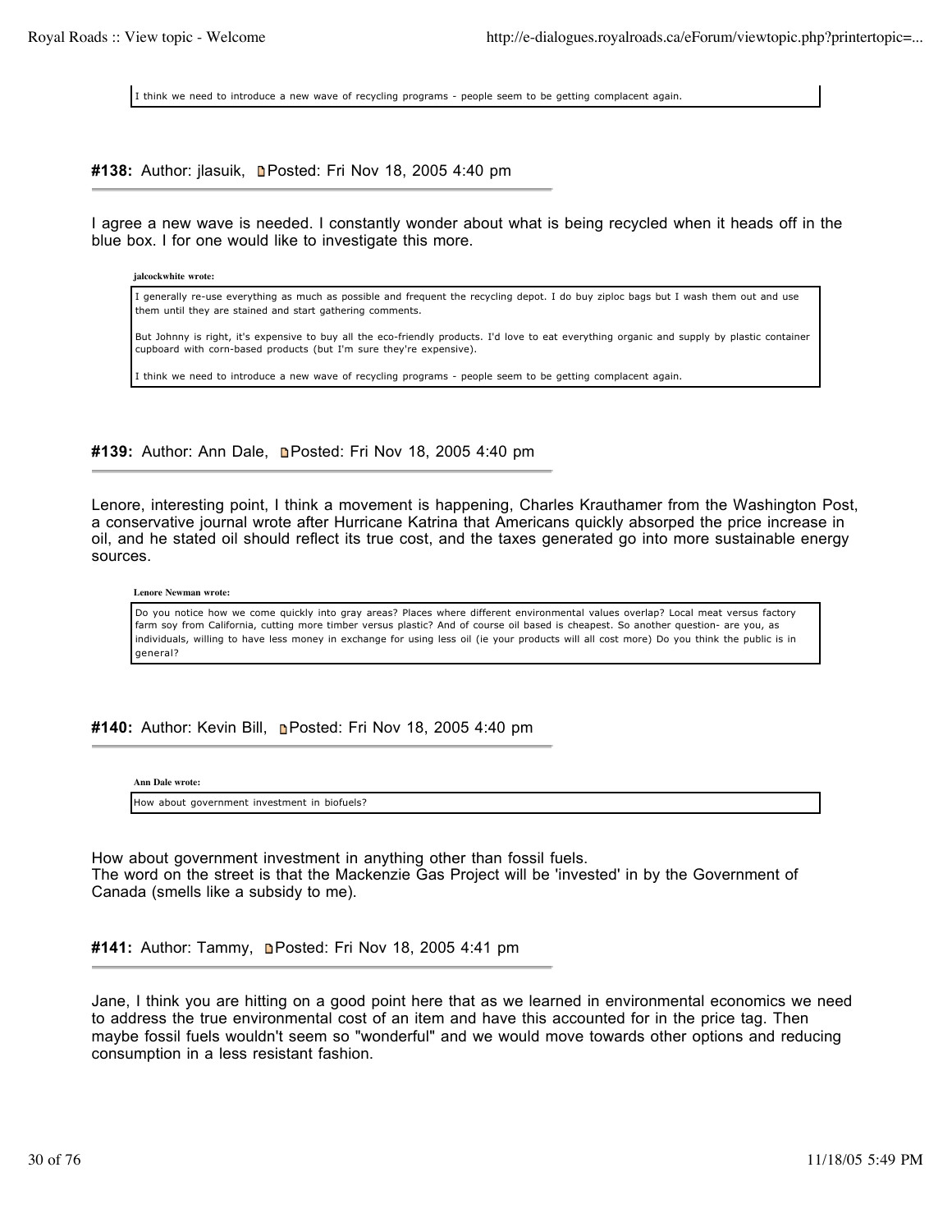> I think we need to introduce a new wave of recycling programs - people seem to be getting complacent again.

**#138:** Author: jlasuik, Posted: Fri Nov 18, 2005 4:40 pm

I agree a new wave is needed. I constantly wonder about what is being recycled when it heads off in the blue box. I for one would like to investigate this more.

> **jalcockwhite wrote:**
>
> I generally re-use everything as much as possible and frequent the recycling depot. I do buy ziploc bags but I wash them out and use them until they are stained and start gathering comments.
>
> But Johnny is right, it's expensive to buy all the eco-friendly products. I'd love to eat everything organic and supply by plastic container cupboard with corn-based products (but I'm sure they're expensive).
>
> I think we need to introduce a new wave of recycling programs - people seem to be getting complacent again.

**#139:** Author: Ann Dale, Posted: Fri Nov 18, 2005 4:40 pm

Lenore, interesting point, I think a movement is happening, Charles Krauthamer from the Washington Post, a conservative journal wrote after Hurricane Katrina that Americans quickly absorped the price increase in oil, and he stated oil should reflect its true cost, and the taxes generated go into more sustainable energy sources.

> **Lenore Newman wrote:**
>
> Do you notice how we come quickly into gray areas? Places where different environmental values overlap? Local meat versus factory farm soy from California, cutting more timber versus plastic? And of course oil based is cheapest. So another question- are you, as individuals, willing to have less money in exchange for using less oil (ie your products will all cost more) Do you think the public is in general?

**#140:** Author: Kevin Bill, Posted: Fri Nov 18, 2005 4:40 pm

> **Ann Dale wrote:**
>
> How about government investment in biofuels?

How about government investment in anything other than fossil fuels.
The word on the street is that the Mackenzie Gas Project will be 'invested' in by the Government of Canada (smells like a subsidy to me).

**#141:** Author: Tammy, Posted: Fri Nov 18, 2005 4:41 pm

Jane, I think you are hitting on a good point here that as we learned in environmental economics we need to address the true environmental cost of an item and have this accounted for in the price tag. Then maybe fossil fuels wouldn't seem so "wonderful" and we would move towards other options and reducing consumption in a less resistant fashion.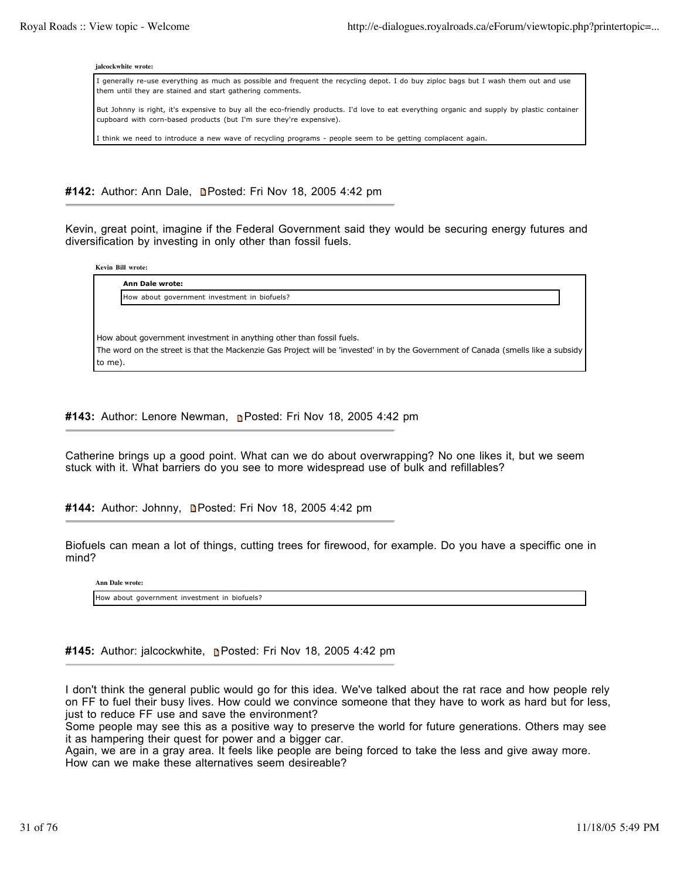**jalcockwhite wrote:**

> I generally re-use everything as much as possible and frequent the recycling depot. I do buy ziploc bags but I wash them out and use them until they are stained and start gathering comments.
>
> But Johnny is right, it's expensive to buy all the eco-friendly products. I'd love to eat everything organic and supply by plastic container cupboard with corn-based products (but I'm sure they're expensive).
>
> I think we need to introduce a new wave of recycling programs - people seem to be getting complacent again.

#### #142: Author: Ann Dale, Posted: Fri Nov 18, 2005 4:42 pm

Kevin, great point, imagine if the Federal Government said they would be securing energy futures and diversification by investing in only other than fossil fuels.

**Kevin Bill wrote:**

> **Ann Dale wrote:**
>
> > How about government investment in biofuels?
>
> How about government investment in anything other than fossil fuels.
> The word on the street is that the Mackenzie Gas Project will be 'invested' in by the Government of Canada (smells like a subsidy to me).

#### #143: Author: Lenore Newman, Posted: Fri Nov 18, 2005 4:42 pm

Catherine brings up a good point. What can we do about overwrapping? No one likes it, but we seem stuck with it. What barriers do you see to more widespread use of bulk and refillables?

#### #144: Author: Johnny, Posted: Fri Nov 18, 2005 4:42 pm

Biofuels can mean a lot of things, cutting trees for firewood, for example. Do you have a speciffic one in mind?

**Ann Dale wrote:**

> How about government investment in biofuels?

#### #145: Author: jalcockwhite, Posted: Fri Nov 18, 2005 4:42 pm

I don't think the general public would go for this idea. We've talked about the rat race and how people rely on FF to fuel their busy lives. How could we convince someone that they have to work as hard but for less, just to reduce FF use and save the environment?
Some people may see this as a positive way to preserve the world for future generations. Others may see it as hampering their quest for power and a bigger car.
Again, we are in a gray area. It feels like people are being forced to take the less and give away more. How can we make these alternatives seem desireable?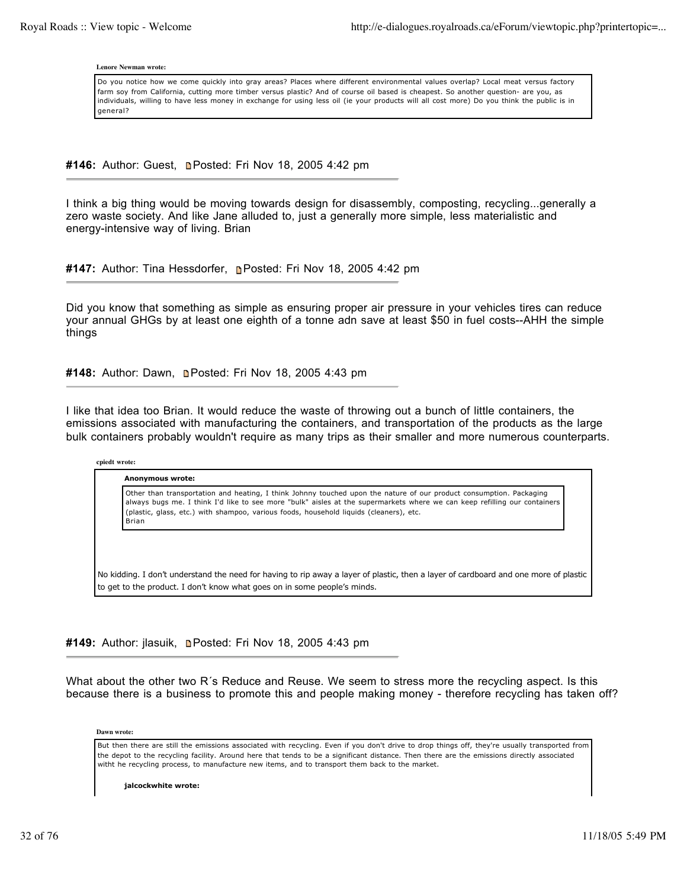**Lenore Newman wrote:**

> Do you notice how we come quickly into gray areas? Places where different environmental values overlap? Local meat versus factory farm soy from California, cutting more timber versus plastic? And of course oil based is cheapest. So another question- are you, as individuals, willing to have less money in exchange for using less oil (ie your products will all cost more) Do you think the public is in general?

**#146:** Author: Guest, Posted: Fri Nov 18, 2005 4:42 pm

I think a big thing would be moving towards design for disassembly, composting, recycling...generally a zero waste society. And like Jane alluded to, just a generally more simple, less materialistic and energy-intensive way of living. Brian

**#147:** Author: Tina Hessdorfer, Posted: Fri Nov 18, 2005 4:42 pm

Did you know that something as simple as ensuring proper air pressure in your vehicles tires can reduce your annual GHGs by at least one eighth of a tonne adn save at least $50 in fuel costs--AHH the simple things

**#148:** Author: Dawn, Posted: Fri Nov 18, 2005 4:43 pm

I like that idea too Brian. It would reduce the waste of throwing out a bunch of little containers, the emissions associated with manufacturing the containers, and transportation of the products as the large bulk containers probably wouldn't require as many trips as their smaller and more numerous counterparts.

**cpiedt wrote:**

> **Anonymous wrote:**
>
> > Other than transportation and heating, I think Johnny touched upon the nature of our product consumption. Packaging always bugs me. I think I'd like to see more "bulk" aisles at the supermarkets where we can keep refilling our containers (plastic, glass, etc.) with shampoo, various foods, household liquids (cleaners), etc.
> > Brian
>
> No kidding. I don't understand the need for having to rip away a layer of plastic, then a layer of cardboard and one more of plastic to get to the product. I don't know what goes on in some people's minds.

**#149:** Author: jlasuik, Posted: Fri Nov 18, 2005 4:43 pm

What about the other two R´s Reduce and Reuse. We seem to stress more the recycling aspect. Is this because there is a business to promote this and people making money - therefore recycling has taken off?

**Dawn wrote:**

> But then there are still the emissions associated with recycling. Even if you don't drive to drop things off, they're usually transported from the depot to the recycling facility. Around here that tends to be a significant distance. Then there are the emissions directly associated witht he recycling process, to manufacture new items, and to transport them back to the market.
>
> **jalcockwhite wrote:**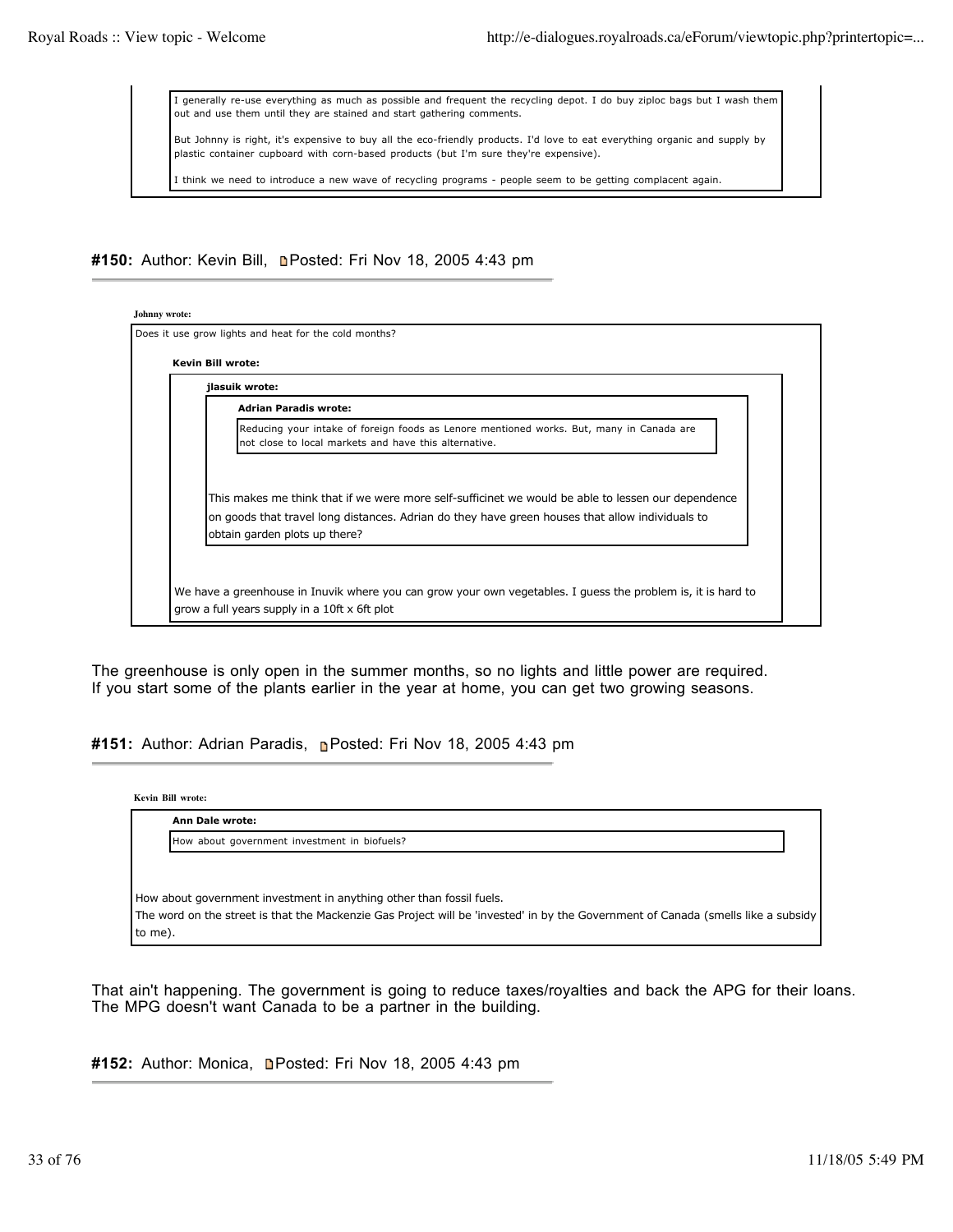> I generally re-use everything as much as possible and frequent the recycling depot. I do buy ziploc bags but I wash them out and use them until they are stained and start gathering comments.
>
> But Johnny is right, it's expensive to buy all the eco-friendly products. I'd love to eat everything organic and supply by plastic container cupboard with corn-based products (but I'm sure they're expensive).
>
> I think we need to introduce a new wave of recycling programs - people seem to be getting complacent again.

**#150:** Author: Kevin Bill, Posted: Fri Nov 18, 2005 4:43 pm

> **Johnny wrote:**
>
> Does it use grow lights and heat for the cold months?
>
> > **Kevin Bill wrote:**
> >
> > > **jlasuik wrote:**
> > >
> > > > **Adrian Paradis wrote:**
> > > >
> > > > Reducing your intake of foreign foods as Lenore mentioned works. But, many in Canada are not close to local markets and have this alternative.
> > >
> > > This makes me think that if we were more self-sufficinet we would be able to lessen our dependence on goods that travel long distances. Adrian do they have green houses that allow individuals to obtain garden plots up there?
> >
> > We have a greenhouse in Inuvik where you can grow your own vegetables. I guess the problem is, it is hard to grow a full years supply in a 10ft x 6ft plot

The greenhouse is only open in the summer months, so no lights and little power are required. If you start some of the plants earlier in the year at home, you can get two growing seasons.

**#151:** Author: Adrian Paradis, Posted: Fri Nov 18, 2005 4:43 pm

> **Kevin Bill wrote:**
>
> > **Ann Dale wrote:**
> >
> > How about government investment in biofuels?
>
> How about government investment in anything other than fossil fuels.
> The word on the street is that the Mackenzie Gas Project will be 'invested' in by the Government of Canada (smells like a subsidy to me).

That ain't happening. The government is going to reduce taxes/royalties and back the APG for their loans. The MPG doesn't want Canada to be a partner in the building.

**#152:** Author: Monica, Posted: Fri Nov 18, 2005 4:43 pm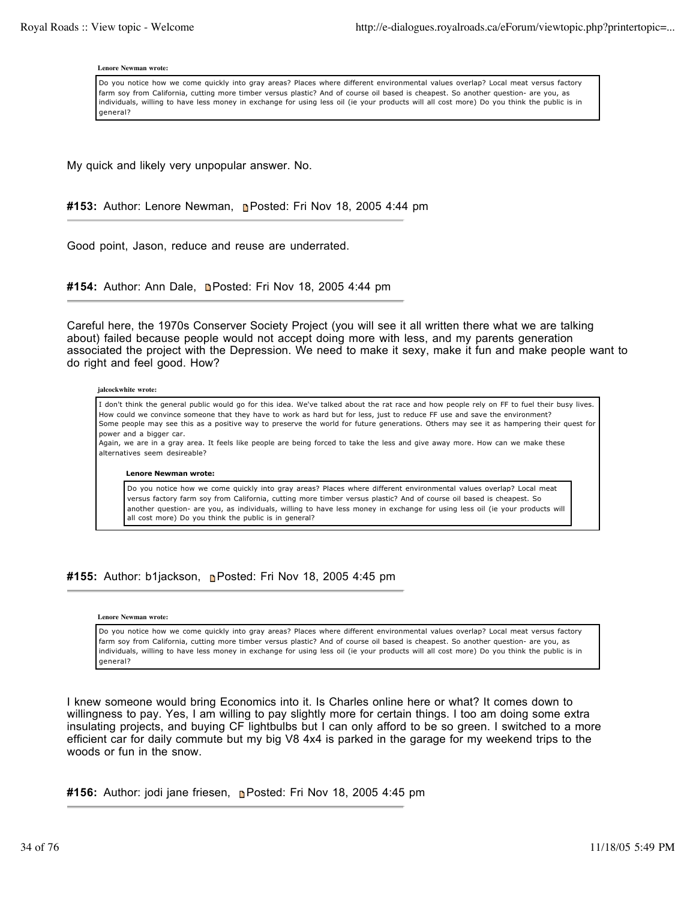**Lenore Newman wrote:**

> Do you notice how we come quickly into gray areas? Places where different environmental values overlap? Local meat versus factory farm soy from California, cutting more timber versus plastic? And of course oil based is cheapest. So another question- are you, as individuals, willing to have less money in exchange for using less oil (ie your products will all cost more) Do you think the public is in general?

My quick and likely very unpopular answer. No.

**#153:** Author: Lenore Newman, Posted: Fri Nov 18, 2005 4:44 pm

---

Good point, Jason, reduce and reuse are underrated.

**#154:** Author: Ann Dale, Posted: Fri Nov 18, 2005 4:44 pm

---

Careful here, the 1970s Conserver Society Project (you will see it all written there what we are talking about) failed because people would not accept doing more with less, and my parents generation associated the project with the Depression. We need to make it sexy, make it fun and make people want to do right and feel good. How?

**jalcockwhite wrote:**

> I don't think the general public would go for this idea. We've talked about the rat race and how people rely on FF to fuel their busy lives. How could we convince someone that they have to work as hard but for less, just to reduce FF use and save the environment?
> Some people may see this as a positive way to preserve the world for future generations. Others may see it as hampering their quest for power and a bigger car.
> Again, we are in a gray area. It feels like people are being forced to take the less and give away more. How can we make these alternatives seem desireable?
>
> **Lenore Newman wrote:**
>
> > Do you notice how we come quickly into gray areas? Places where different environmental values overlap? Local meat versus factory farm soy from California, cutting more timber versus plastic? And of course oil based is cheapest. So another question- are you, as individuals, willing to have less money in exchange for using less oil (ie your products will all cost more) Do you think the public is in general?

**#155:** Author: b1jackson, Posted: Fri Nov 18, 2005 4:45 pm

---

**Lenore Newman wrote:**

> Do you notice how we come quickly into gray areas? Places where different environmental values overlap? Local meat versus factory farm soy from California, cutting more timber versus plastic? And of course oil based is cheapest. So another question- are you, as individuals, willing to have less money in exchange for using less oil (ie your products will all cost more) Do you think the public is in general?

I knew someone would bring Economics into it. Is Charles online here or what? It comes down to willingness to pay. Yes, I am willing to pay slightly more for certain things. I too am doing some extra insulating projects, and buying CF lightbulbs but I can only afford to be so green. I switched to a more efficient car for daily commute but my big V8 4x4 is parked in the garage for my weekend trips to the woods or fun in the snow.

**#156:** Author: jodi jane friesen, Posted: Fri Nov 18, 2005 4:45 pm

---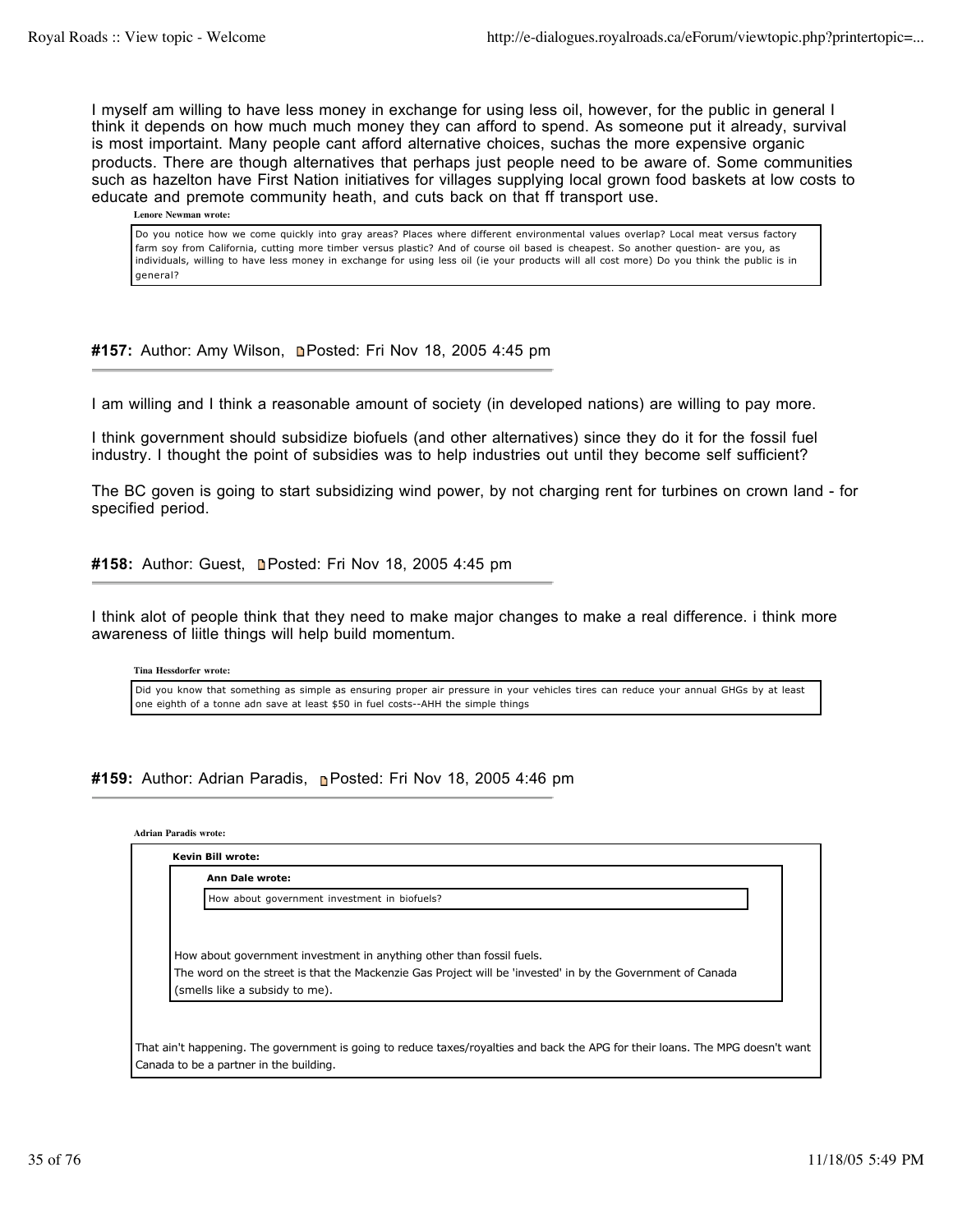I myself am willing to have less money in exchange for using less oil, however, for the public in general I think it depends on how much much money they can afford to spend. As someone put it already, survival is most importaint. Many people cant afford alternative choices, suchas the more expensive organic products. There are though alternatives that perhaps just people need to be aware of. Some communities such as hazelton have First Nation initiatives for villages supplying local grown food baskets at low costs to educate and premote community heath, and cuts back on that ff transport use.

> **Lenore Newman wrote:**
>
> Do you notice how we come quickly into gray areas? Places where different environmental values overlap? Local meat versus factory farm soy from California, cutting more timber versus plastic? And of course oil based is cheapest. So another question- are you, as individuals, willing to have less money in exchange for using less oil (ie your products will all cost more) Do you think the public is in general?

**#157:** Author: Amy Wilson, Posted: Fri Nov 18, 2005 4:45 pm

I am willing and I think a reasonable amount of society (in developed nations) are willing to pay more.

I think government should subsidize biofuels (and other alternatives) since they do it for the fossil fuel industry. I thought the point of subsidies was to help industries out until they become self sufficient?

The BC goven is going to start subsidizing wind power, by not charging rent for turbines on crown land - for specified period.

**#158:** Author: Guest, Posted: Fri Nov 18, 2005 4:45 pm

I think alot of people think that they need to make major changes to make a real difference. i think more awareness of liitle things will help build momentum.

> **Tina Hessdorfer wrote:**
>
> Did you know that something as simple as ensuring proper air pressure in your vehicles tires can reduce your annual GHGs by at least one eighth of a tonne adn save at least $50 in fuel costs--AHH the simple things

**#159:** Author: Adrian Paradis, Posted: Fri Nov 18, 2005 4:46 pm

> **Adrian Paradis wrote:**
>
> > **Kevin Bill wrote:**
> >
> > > **Ann Dale wrote:**
> > >
> > > How about government investment in biofuels?
> >
> > How about government investment in anything other than fossil fuels.
> > The word on the street is that the Mackenzie Gas Project will be 'invested' in by the Government of Canada (smells like a subsidy to me).
>
> That ain't happening. The government is going to reduce taxes/royalties and back the APG for their loans. The MPG doesn't want Canada to be a partner in the building.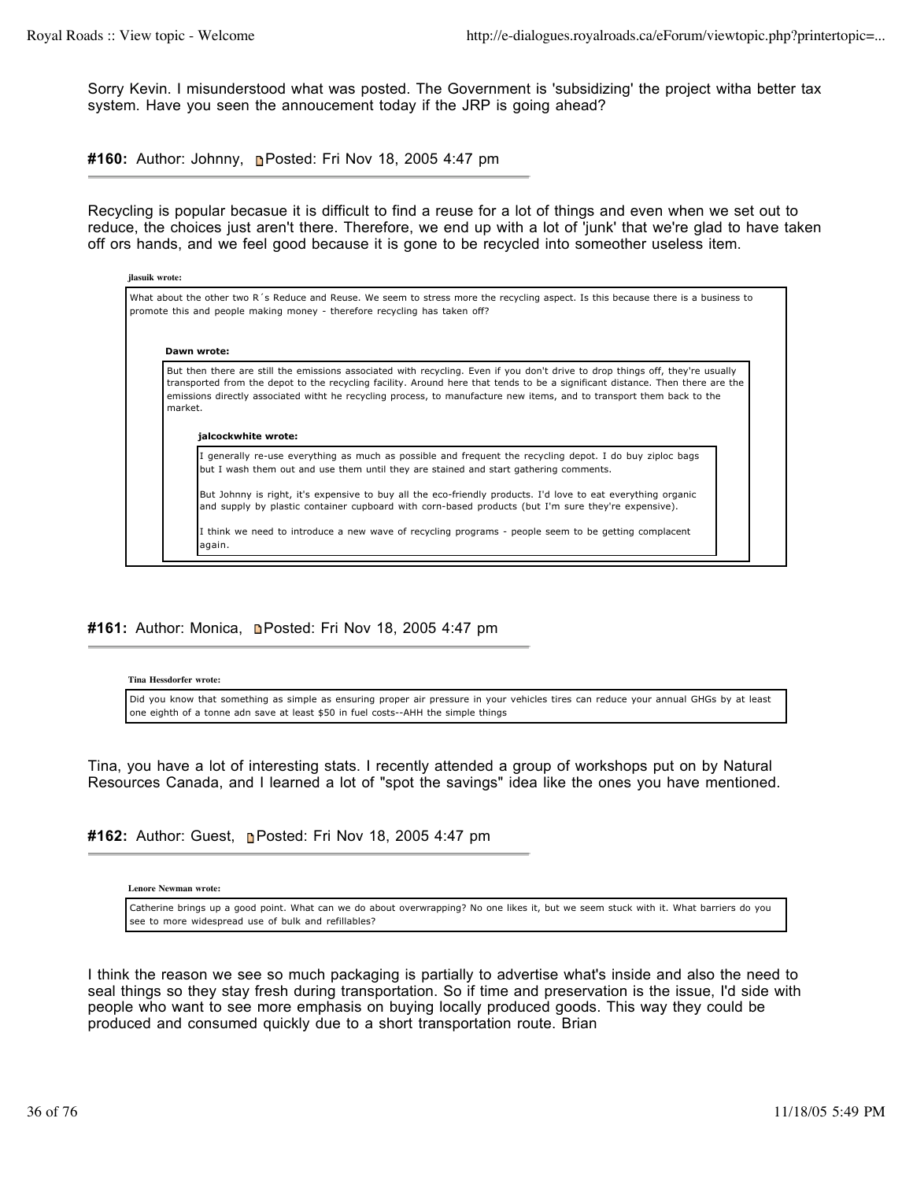Sorry Kevin. I misunderstood what was posted. The Government is 'subsidizing' the project witha better tax system. Have you seen the annoucement today if the JRP is going ahead?

**#160:** Author: Johnny, Posted: Fri Nov 18, 2005 4:47 pm

---

Recycling is popular becasue it is difficult to find a reuse for a lot of things and even when we set out to reduce, the choices just aren't there. Therefore, we end up with a lot of 'junk' that we're glad to have taken off ors hands, and we feel good because it is gone to be recycled into someother useless item.

> **jlasuik wrote:**
>
> What about the other two R´s Reduce and Reuse. We seem to stress more the recycling aspect. Is this because there is a business to promote this and people making money - therefore recycling has taken off?
>
> > **Dawn wrote:**
> >
> > But then there are still the emissions associated with recycling. Even if you don't drive to drop things off, they're usually transported from the depot to the recycling facility. Around here that tends to be a significant distance. Then there are the emissions directly associated witht he recycling process, to manufacture new items, and to transport them back to the market.
> >
> > > **jalcockwhite wrote:**
> > >
> > > I generally re-use everything as much as possible and frequent the recycling depot. I do buy ziploc bags but I wash them out and use them until they are stained and start gathering comments.
> > >
> > > But Johnny is right, it's expensive to buy all the eco-friendly products. I'd love to eat everything organic and supply by plastic container cupboard with corn-based products (but I'm sure they're expensive).
> > >
> > > I think we need to introduce a new wave of recycling programs - people seem to be getting complacent again.

**#161:** Author: Monica, Posted: Fri Nov 18, 2005 4:47 pm

---

> **Tina Hessdorfer wrote:**
>
> Did you know that something as simple as ensuring proper air pressure in your vehicles tires can reduce your annual GHGs by at least one eighth of a tonne adn save at least $50 in fuel costs--AHH the simple things

Tina, you have a lot of interesting stats. I recently attended a group of workshops put on by Natural Resources Canada, and I learned a lot of "spot the savings" idea like the ones you have mentioned.

**#162:** Author: Guest, Posted: Fri Nov 18, 2005 4:47 pm

---

> **Lenore Newman wrote:**
>
> Catherine brings up a good point. What can we do about overwrapping? No one likes it, but we seem stuck with it. What barriers do you see to more widespread use of bulk and refillables?

I think the reason we see so much packaging is partially to advertise what's inside and also the need to seal things so they stay fresh during transportation. So if time and preservation is the issue, I'd side with people who want to see more emphasis on buying locally produced goods. This way they could be produced and consumed quickly due to a short transportation route. Brian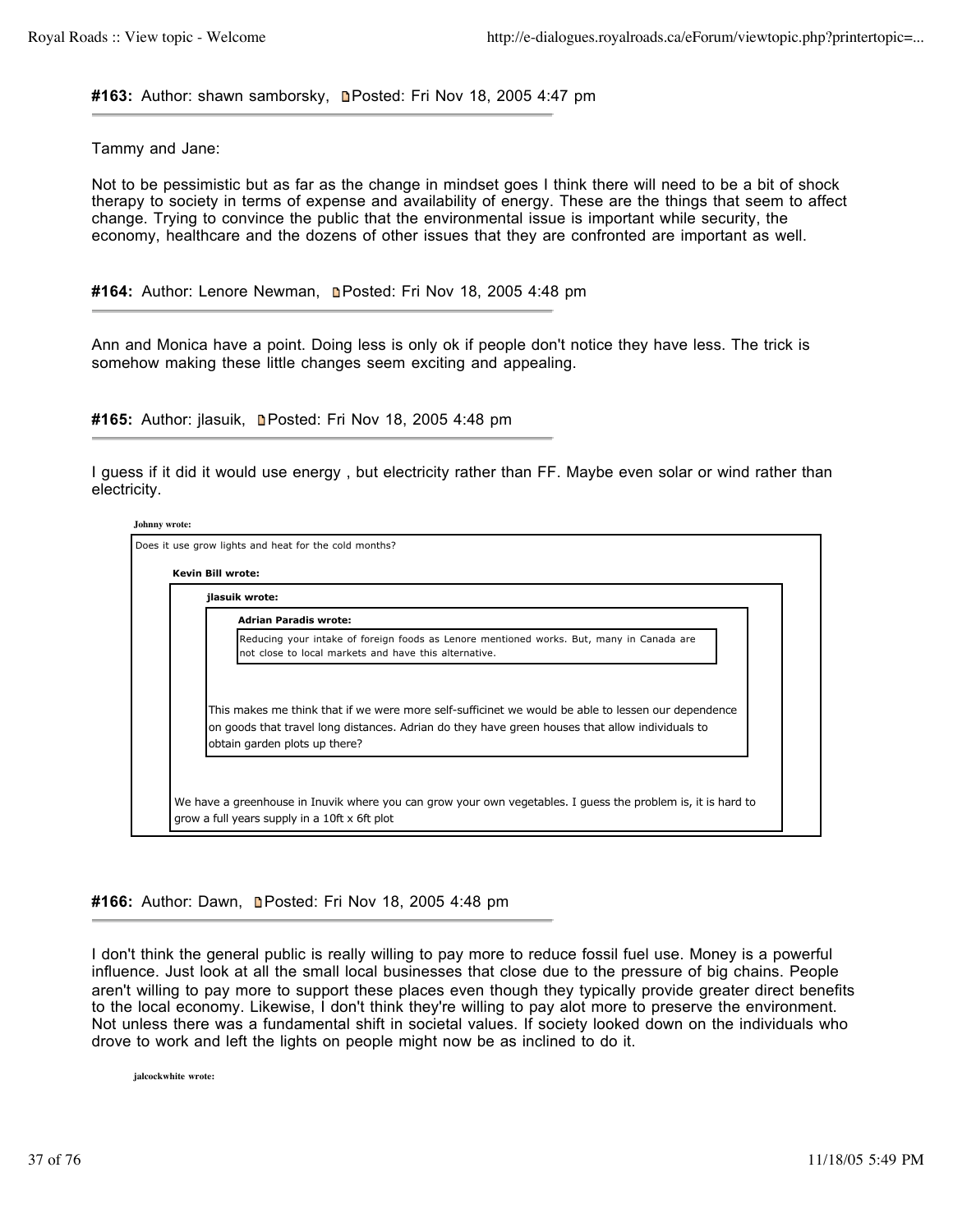**#163:** Author: shawn samborsky, Posted: Fri Nov 18, 2005 4:47 pm

---

Tammy and Jane:

Not to be pessimistic but as far as the change in mindset goes I think there will need to be a bit of shock therapy to society in terms of expense and availability of energy. These are the things that seem to affect change. Trying to convince the public that the environmental issue is important while security, the economy, healthcare and the dozens of other issues that they are confronted are important as well.

**#164:** Author: Lenore Newman, Posted: Fri Nov 18, 2005 4:48 pm

---

Ann and Monica have a point. Doing less is only ok if people don't notice they have less. The trick is somehow making these little changes seem exciting and appealing.

**#165:** Author: jlasuik, Posted: Fri Nov 18, 2005 4:48 pm

---

I guess if it did it would use energy , but electricity rather than FF. Maybe even solar or wind rather than electricity.

> **Johnny wrote:**
>
> Does it use grow lights and heat for the cold months?
>
> > **Kevin Bill wrote:**
> >
> > > **jlasuik wrote:**
> > >
> > > > **Adrian Paradis wrote:**
> > > >
> > > > Reducing your intake of foreign foods as Lenore mentioned works. But, many in Canada are not close to local markets and have this alternative.
> > >
> > > This makes me think that if we were more self-sufficinet we would be able to lessen our dependence on goods that travel long distances. Adrian do they have green houses that allow individuals to obtain garden plots up there?
> >
> > We have a greenhouse in Inuvik where you can grow your own vegetables. I guess the problem is, it is hard to grow a full years supply in a 10ft x 6ft plot

**#166:** Author: Dawn, Posted: Fri Nov 18, 2005 4:48 pm

---

I don't think the general public is really willing to pay more to reduce fossil fuel use. Money is a powerful influence. Just look at all the small local businesses that close due to the pressure of big chains. People aren't willing to pay more to support these places even though they typically provide greater direct benefits to the local economy. Likewise, I don't think they're willing to pay alot more to preserve the environment. Not unless there was a fundamental shift in societal values. If society looked down on the individuals who drove to work and left the lights on people might now be as inclined to do it.

> **jalcockwhite wrote:**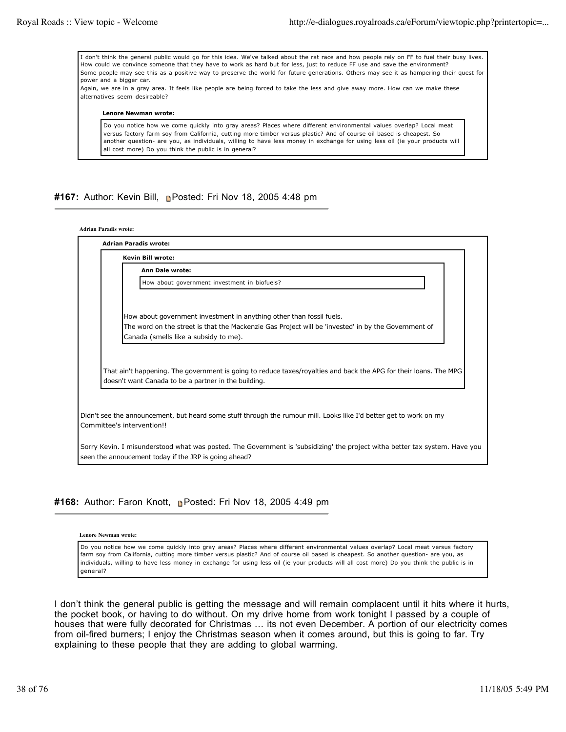> I don't think the general public would go for this idea. We've talked about the rat race and how people rely on FF to fuel their busy lives. How could we convince someone that they have to work as hard but for less, just to reduce FF use and save the environment?
> Some people may see this as a positive way to preserve the world for future generations. Others may see it as hampering their quest for power and a bigger car.
> Again, we are in a gray area. It feels like people are being forced to take the less and give away more. How can we make these alternatives seem desireable?
>
> **Lenore Newman wrote:**
>
> > Do you notice how we come quickly into gray areas? Places where different environmental values overlap? Local meat versus factory farm soy from California, cutting more timber versus plastic? And of course oil based is cheapest. So another question- are you, as individuals, willing to have less money in exchange for using less oil (ie your products will all cost more) Do you think the public is in general?

### #167: Author: Kevin Bill, Posted: Fri Nov 18, 2005 4:48 pm

**Adrian Paradis wrote:**

> **Adrian Paradis wrote:**
>
> > **Kevin Bill wrote:**
> >
> > > **Ann Dale wrote:**
> > >
> > > > How about government investment in biofuels?
> > >
> > > How about government investment in anything other than fossil fuels.
> > > The word on the street is that the Mackenzie Gas Project will be 'invested' in by the Government of Canada (smells like a subsidy to me).
> >
> > That ain't happening. The government is going to reduce taxes/royalties and back the APG for their loans. The MPG doesn't want Canada to be a partner in the building.
>
> Didn't see the announcement, but heard some stuff through the rumour mill. Looks like I'd better get to work on my Committee's intervention!!
>
> Sorry Kevin. I misunderstood what was posted. The Government is 'subsidizing' the project witha better tax system. Have you seen the annoucement today if the JRP is going ahead?

### #168: Author: Faron Knott, Posted: Fri Nov 18, 2005 4:49 pm

**Lenore Newman wrote:**

> Do you notice how we come quickly into gray areas? Places where different environmental values overlap? Local meat versus factory farm soy from California, cutting more timber versus plastic? And of course oil based is cheapest. So another question- are you, as individuals, willing to have less money in exchange for using less oil (ie your products will all cost more) Do you think the public is in general?

I don't think the general public is getting the message and will remain complacent until it hits where it hurts, the pocket book, or having to do without. On my drive home from work tonight I passed by a couple of houses that were fully decorated for Christmas … its not even December. A portion of our electricity comes from oil-fired burners; I enjoy the Christmas season when it comes around, but this is going to far. Try explaining to these people that they are adding to global warming.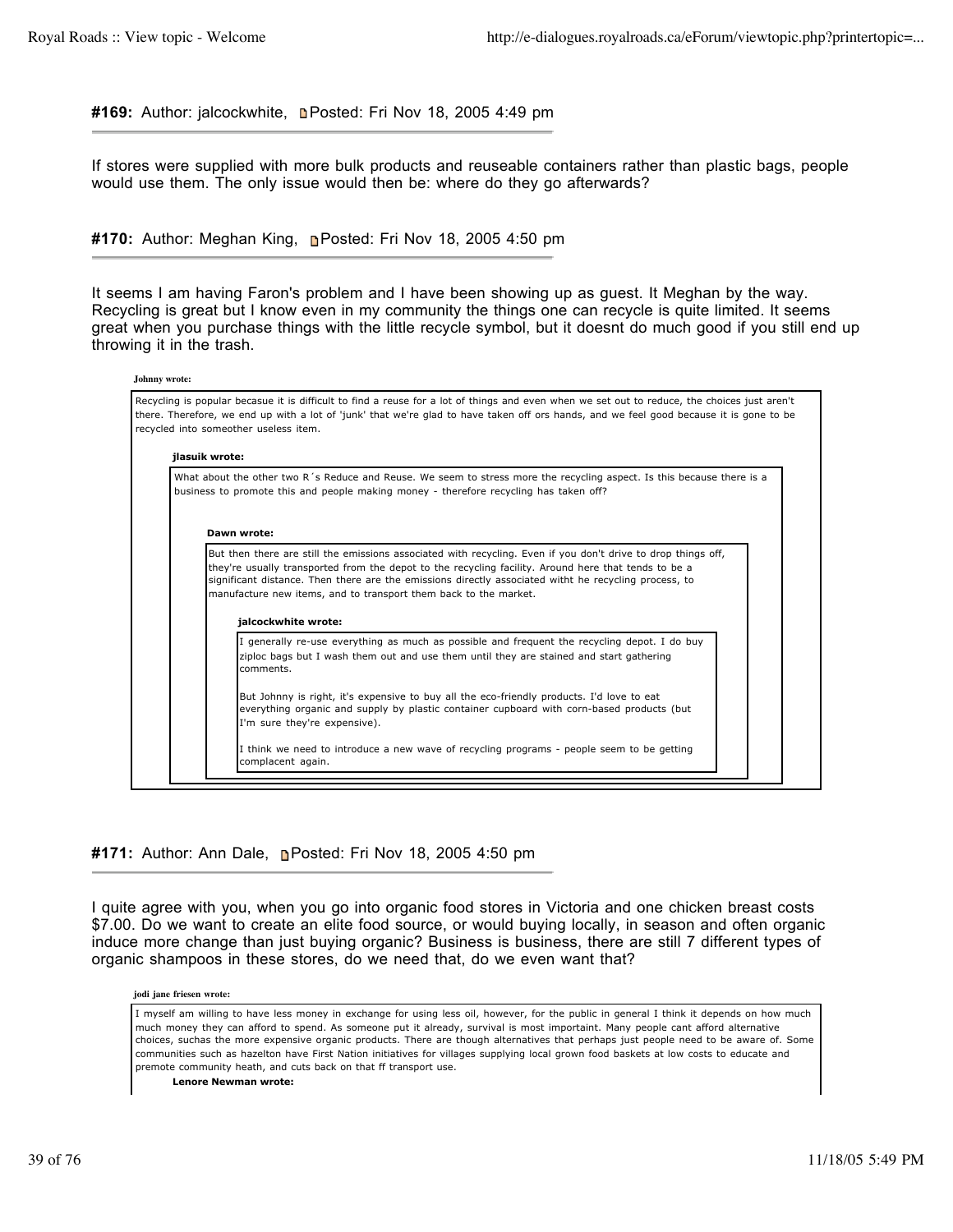**#169:** Author: jalcockwhite, Posted: Fri Nov 18, 2005 4:49 pm

---

If stores were supplied with more bulk products and reuseable containers rather than plastic bags, people would use them. The only issue would then be: where do they go afterwards?

**#170:** Author: Meghan King, Posted: Fri Nov 18, 2005 4:50 pm

---

It seems I am having Faron's problem and I have been showing up as guest. It Meghan by the way. Recycling is great but I know even in my community the things one can recycle is quite limited. It seems great when you purchase things with the little recycle symbol, but it doesnt do much good if you still end up throwing it in the trash.

> **Johnny wrote:**
>
> Recycling is popular becasue it is difficult to find a reuse for a lot of things and even when we set out to reduce, the choices just aren't there. Therefore, we end up with a lot of 'junk' that we're glad to have taken off ors hands, and we feel good because it is gone to be recycled into someother useless item.
>
> > **jlasuik wrote:**
> >
> > What about the other two R´s Reduce and Reuse. We seem to stress more the recycling aspect. Is this because there is a business to promote this and people making money - therefore recycling has taken off?
> >
> > > **Dawn wrote:**
> > >
> > > But then there are still the emissions associated with recycling. Even if you don't drive to drop things off, they're usually transported from the depot to the recycling facility. Around here that tends to be a significant distance. Then there are the emissions directly associated witht he recycling process, to manufacture new items, and to transport them back to the market.
> > >
> > > > **jalcockwhite wrote:**
> > > >
> > > > I generally re-use everything as much as possible and frequent the recycling depot. I do buy ziploc bags but I wash them out and use them until they are stained and start gathering comments.
> > > >
> > > > But Johnny is right, it's expensive to buy all the eco-friendly products. I'd love to eat everything organic and supply by plastic container cupboard with corn-based products (but I'm sure they're expensive).
> > > >
> > > > I think we need to introduce a new wave of recycling programs - people seem to be getting complacent again.

**#171:** Author: Ann Dale, Posted: Fri Nov 18, 2005 4:50 pm

---

I quite agree with you, when you go into organic food stores in Victoria and one chicken breast costs $7.00. Do we want to create an elite food source, or would buying locally, in season and often organic induce more change than just buying organic? Business is business, there are still 7 different types of organic shampoos in these stores, do we need that, do we even want that?

> **jodi jane friesen wrote:**
>
> I myself am willing to have less money in exchange for using less oil, however, for the public in general I think it depends on how much much money they can afford to spend. As someone put it already, survival is most importaint. Many people cant afford alternative choices, suchas the more expensive organic products. There are though alternatives that perhaps just people need to be aware of. Some communities such as hazelton have First Nation initiatives for villages supplying local grown food baskets at low costs to educate and premote community heath, and cuts back on that ff transport use.
>
> > **Lenore Newman wrote:**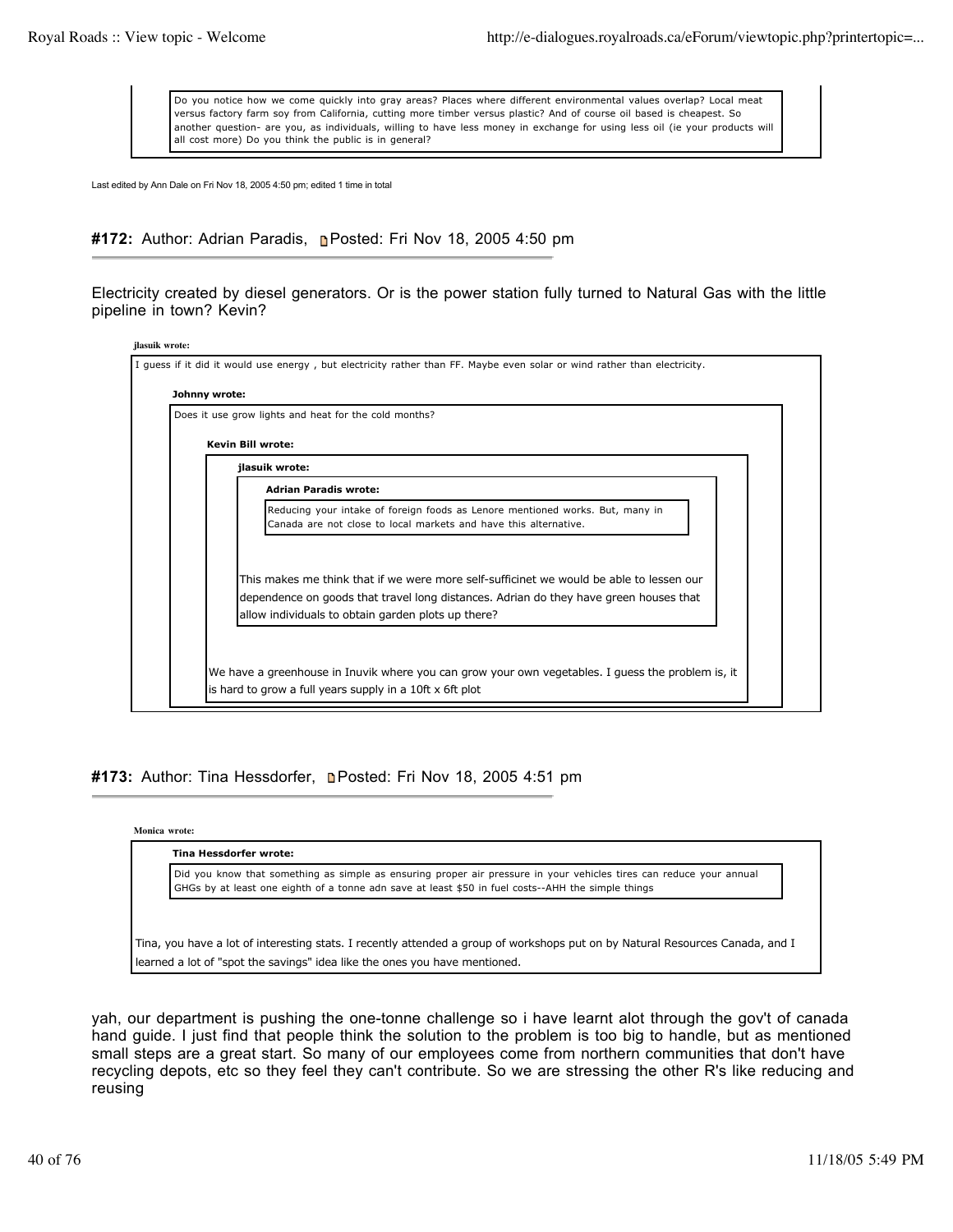> Do you notice how we come quickly into gray areas? Places where different environmental values overlap? Local meat versus factory farm soy from California, cutting more timber versus plastic? And of course oil based is cheapest. So another question- are you, as individuals, willing to have less money in exchange for using less oil (ie your products will all cost more) Do you think the public is in general?

Last edited by Ann Dale on Fri Nov 18, 2005 4:50 pm; edited 1 time in total

#### **#172:** Author: Adrian Paradis, Posted: Fri Nov 18, 2005 4:50 pm

Electricity created by diesel generators. Or is the power station fully turned to Natural Gas with the little pipeline in town? Kevin?

> **jlasuik wrote:**
>
> I guess if it did it would use energy , but electricity rather than FF. Maybe even solar or wind rather than electricity.
>
> > **Johnny wrote:**
> >
> > Does it use grow lights and heat for the cold months?
> >
> > > **Kevin Bill wrote:**
> > >
> > > > **jlasuik wrote:**
> > > >
> > > > > **Adrian Paradis wrote:**
> > > > >
> > > > > Reducing your intake of foreign foods as Lenore mentioned works. But, many in Canada are not close to local markets and have this alternative.
> > > >
> > > > This makes me think that if we were more self-sufficinet we would be able to lessen our dependence on goods that travel long distances. Adrian do they have green houses that allow individuals to obtain garden plots up there?
> > >
> > > We have a greenhouse in Inuvik where you can grow your own vegetables. I guess the problem is, it is hard to grow a full years supply in a 10ft x 6ft plot

#### **#173:** Author: Tina Hessdorfer, Posted: Fri Nov 18, 2005 4:51 pm

> **Monica wrote:**
>
> > **Tina Hessdorfer wrote:**
> >
> > Did you know that something as simple as ensuring proper air pressure in your vehicles tires can reduce your annual GHGs by at least one eighth of a tonne adn save at least $50 in fuel costs--AHH the simple things
>
> Tina, you have a lot of interesting stats. I recently attended a group of workshops put on by Natural Resources Canada, and I learned a lot of "spot the savings" idea like the ones you have mentioned.

yah, our department is pushing the one-tonne challenge so i have learnt alot through the gov't of canada hand guide. I just find that people think the solution to the problem is too big to handle, but as mentioned small steps are a great start. So many of our employees come from northern communities that don't have recycling depots, etc so they feel they can't contribute. So we are stressing the other R's like reducing and reusing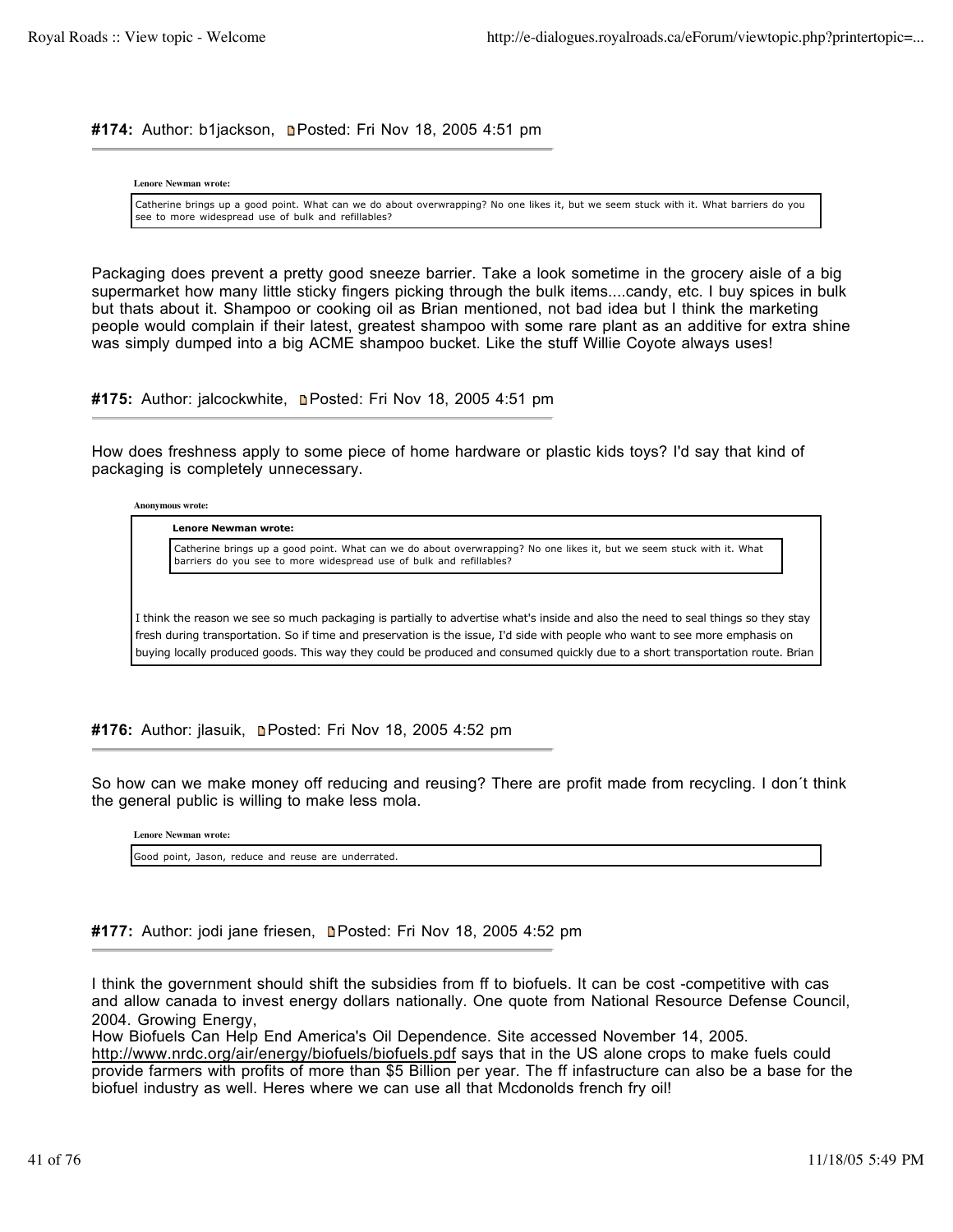**#174:** Author: b1jackson, Posted: Fri Nov 18, 2005 4:51 pm

> **Lenore Newman wrote:**
>
> Catherine brings up a good point. What can we do about overwrapping? No one likes it, but we seem stuck with it. What barriers do you see to more widespread use of bulk and refillables?

Packaging does prevent a pretty good sneeze barrier. Take a look sometime in the grocery aisle of a big supermarket how many little sticky fingers picking through the bulk items....candy, etc. I buy spices in bulk but thats about it. Shampoo or cooking oil as Brian mentioned, not bad idea but I think the marketing people would complain if their latest, greatest shampoo with some rare plant as an additive for extra shine was simply dumped into a big ACME shampoo bucket. Like the stuff Willie Coyote always uses!

**#175:** Author: jalcockwhite, Posted: Fri Nov 18, 2005 4:51 pm

How does freshness apply to some piece of home hardware or plastic kids toys? I'd say that kind of packaging is completely unnecessary.

> **Anonymous wrote:**
>
> > **Lenore Newman wrote:**
> >
> > Catherine brings up a good point. What can we do about overwrapping? No one likes it, but we seem stuck with it. What barriers do you see to more widespread use of bulk and refillables?
>
> I think the reason we see so much packaging is partially to advertise what's inside and also the need to seal things so they stay fresh during transportation. So if time and preservation is the issue, I'd side with people who want to see more emphasis on buying locally produced goods. This way they could be produced and consumed quickly due to a short transportation route. Brian

**#176:** Author: jlasuik, Posted: Fri Nov 18, 2005 4:52 pm

So how can we make money off reducing and reusing? There are profit made from recycling. I don´t think the general public is willing to make less mola.

> **Lenore Newman wrote:**
>
> Good point, Jason, reduce and reuse are underrated.

**#177:** Author: jodi jane friesen, Posted: Fri Nov 18, 2005 4:52 pm

I think the government should shift the subsidies from ff to biofuels. It can be cost -competitive with cas and allow canada to invest energy dollars nationally. One quote from National Resource Defense Council, 2004. Growing Energy,
How Biofuels Can Help End America's Oil Dependence. Site accessed November 14, 2005. http://www.nrdc.org/air/energy/biofuels/biofuels.pdf says that in the US alone crops to make fuels could provide farmers with profits of more than $5 Billion per year. The ff infastructure can also be a base for the biofuel industry as well. Heres where we can use all that Mcdonolds french fry oil!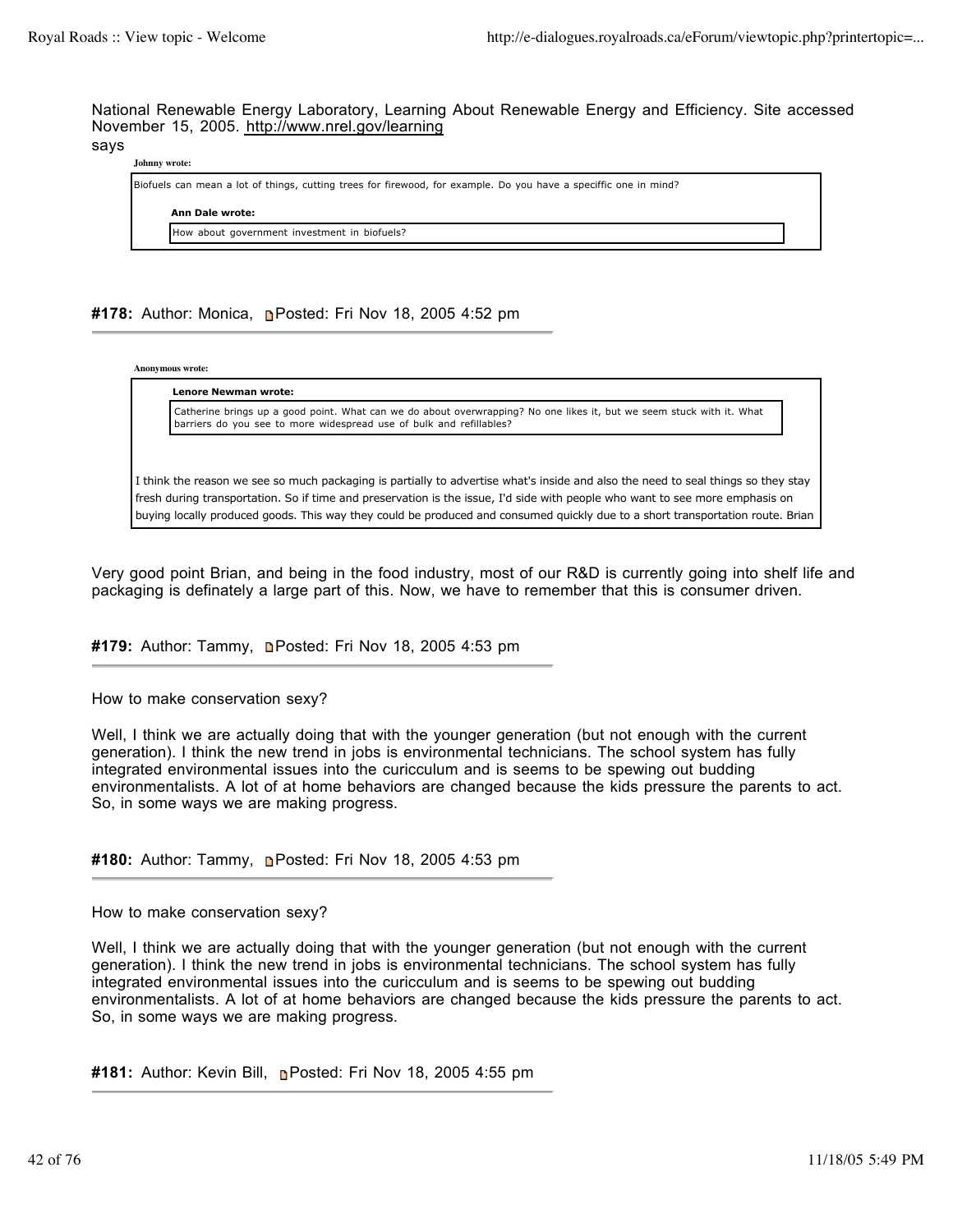National Renewable Energy Laboratory, Learning About Renewable Energy and Efficiency. Site accessed November 15, 2005. http://www.nrel.gov/learning

says

> **Johnny wrote:**
>
> Biofuels can mean a lot of things, cutting trees for firewood, for example. Do you have a speciffic one in mind?
>
> > **Ann Dale wrote:**
> >
> > How about government investment in biofuels?

**#178:** Author: Monica, Posted: Fri Nov 18, 2005 4:52 pm

---

> **Anonymous wrote:**
>
> > **Lenore Newman wrote:**
> >
> > Catherine brings up a good point. What can we do about overwrapping? No one likes it, but we seem stuck with it. What barriers do you see to more widespread use of bulk and refillables?
>
> I think the reason we see so much packaging is partially to advertise what's inside and also the need to seal things so they stay fresh during transportation. So if time and preservation is the issue, I'd side with people who want to see more emphasis on buying locally produced goods. This way they could be produced and consumed quickly due to a short transportation route. Brian

Very good point Brian, and being in the food industry, most of our R&D is currently going into shelf life and packaging is definately a large part of this. Now, we have to remember that this is consumer driven.

**#179:** Author: Tammy, Posted: Fri Nov 18, 2005 4:53 pm

---

How to make conservation sexy?

Well, I think we are actually doing that with the younger generation (but not enough with the current generation). I think the new trend in jobs is environmental technicians. The school system has fully integrated environmental issues into the curicculum and is seems to be spewing out budding environmentalists. A lot of at home behaviors are changed because the kids pressure the parents to act. So, in some ways we are making progress.

**#180:** Author: Tammy, Posted: Fri Nov 18, 2005 4:53 pm

---

How to make conservation sexy?

Well, I think we are actually doing that with the younger generation (but not enough with the current generation). I think the new trend in jobs is environmental technicians. The school system has fully integrated environmental issues into the curicculum and is seems to be spewing out budding environmentalists. A lot of at home behaviors are changed because the kids pressure the parents to act. So, in some ways we are making progress.

**#181:** Author: Kevin Bill, Posted: Fri Nov 18, 2005 4:55 pm

---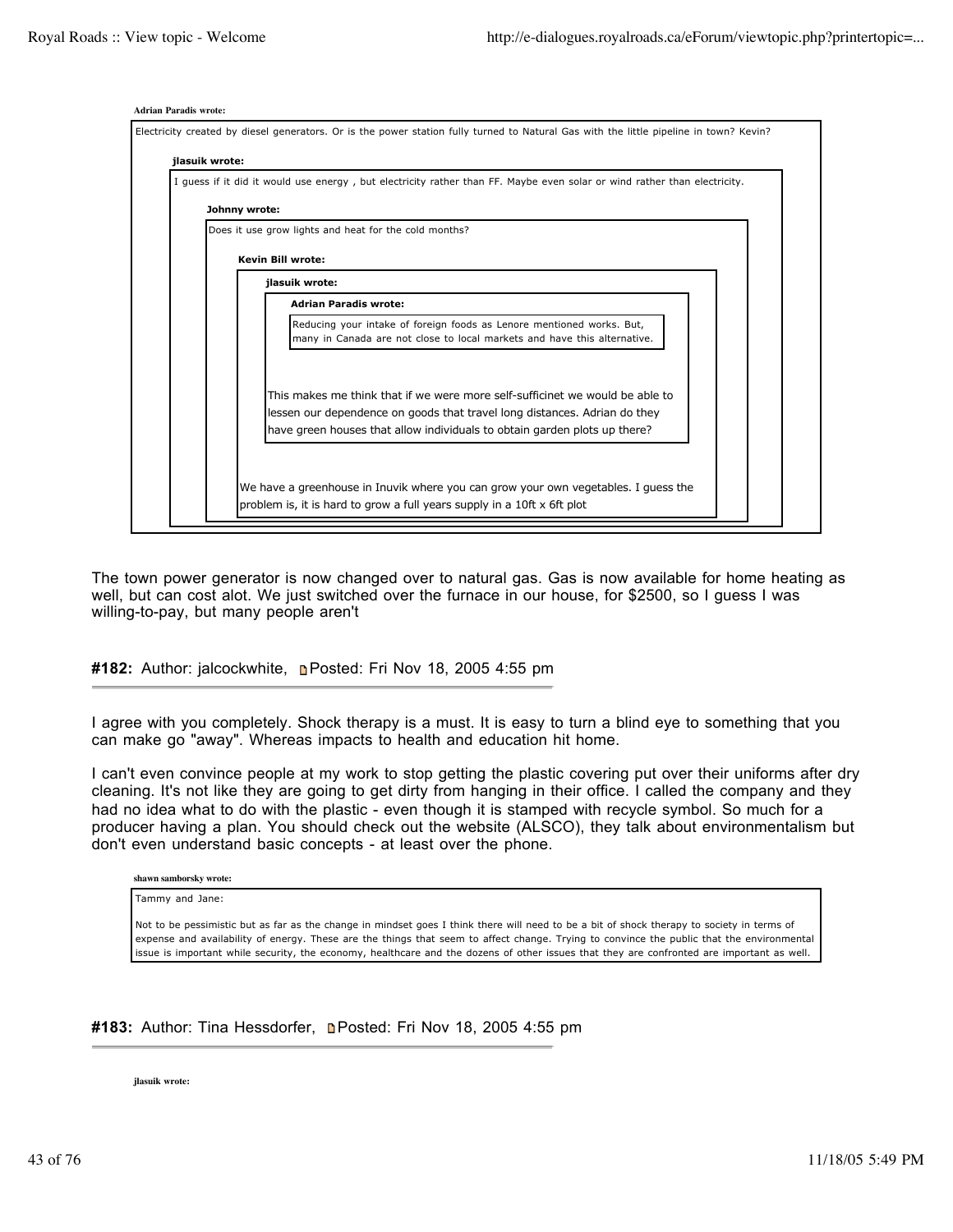> **Adrian Paradis wrote:**
>
> Electricity created by diesel generators. Or is the power station fully turned to Natural Gas with the little pipeline in town? Kevin?
>
> > **jlasuik wrote:**
> >
> > I guess if it did it would use energy , but electricity rather than FF. Maybe even solar or wind rather than electricity.
> >
> > > **Johnny wrote:**
> > >
> > > Does it use grow lights and heat for the cold months?
> > >
> > > > **Kevin Bill wrote:**
> > > >
> > > > > **jlasuik wrote:**
> > > > >
> > > > > > **Adrian Paradis wrote:**
> > > > > >
> > > > > > Reducing your intake of foreign foods as Lenore mentioned works. But, many in Canada are not close to local markets and have this alternative.
> > > > >
> > > > > This makes me think that if we were more self-sufficinet we would be able to lessen our dependence on goods that travel long distances. Adrian do they have green houses that allow individuals to obtain garden plots up there?
> > > >
> > > > We have a greenhouse in Inuvik where you can grow your own vegetables. I guess the problem is, it is hard to grow a full years supply in a 10ft x 6ft plot

The town power generator is now changed over to natural gas. Gas is now available for home heating as well, but can cost alot. We just switched over the furnace in our house, for $2500, so I guess I was willing-to-pay, but many people aren't

**#182:** Author: jalcockwhite, Posted: Fri Nov 18, 2005 4:55 pm

---

I agree with you completely. Shock therapy is a must. It is easy to turn a blind eye to something that you can make go "away". Whereas impacts to health and education hit home.

I can't even convince people at my work to stop getting the plastic covering put over their uniforms after dry cleaning. It's not like they are going to get dirty from hanging in their office. I called the company and they had no idea what to do with the plastic - even though it is stamped with recycle symbol. So much for a producer having a plan. You should check out the website (ALSCO), they talk about environmentalism but don't even understand basic concepts - at least over the phone.

> **shawn samborsky wrote:**
>
> Tammy and Jane:
>
> Not to be pessimistic but as far as the change in mindset goes I think there will need to be a bit of shock therapy to society in terms of expense and availability of energy. These are the things that seem to affect change. Trying to convince the public that the environmental issue is important while security, the economy, healthcare and the dozens of other issues that they are confronted are important as well.

**#183:** Author: Tina Hessdorfer, Posted: Fri Nov 18, 2005 4:55 pm

---

> **jlasuik wrote:**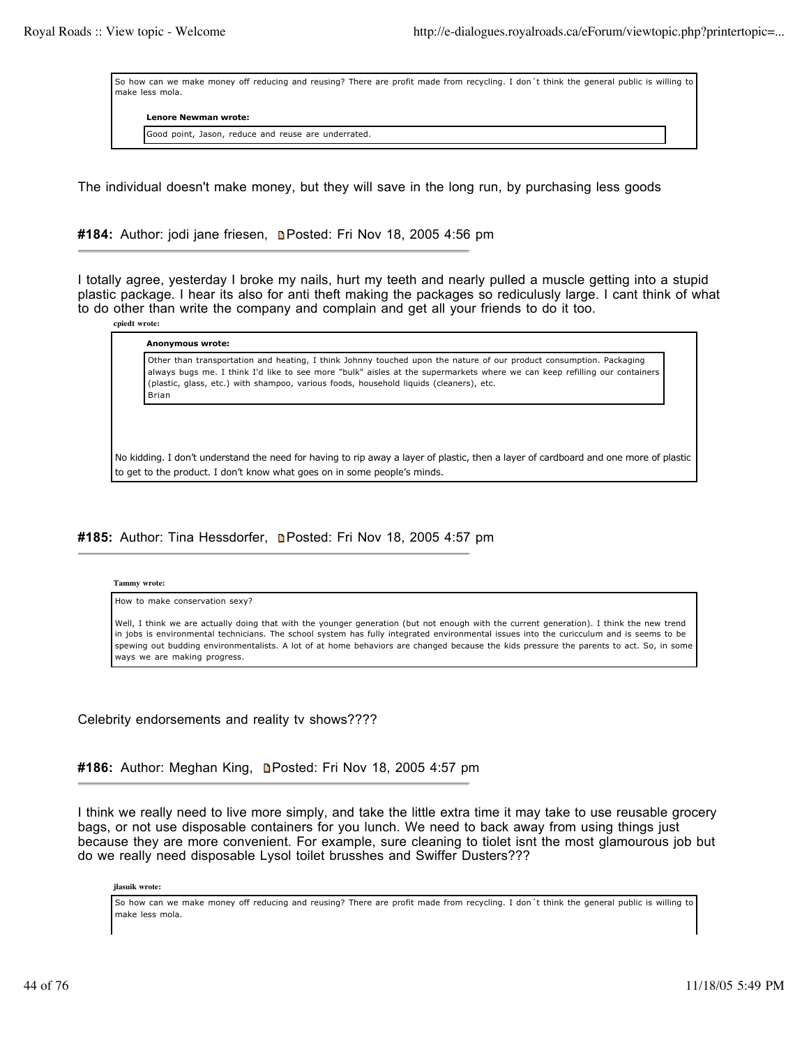> So how can we make money off reducing and reusing? There are profit made from recycling. I don´t think the general public is willing to make less mola.
>
> **Lenore Newman wrote:**
>
> > Good point, Jason, reduce and reuse are underrated.

The individual doesn't make money, but they will save in the long run, by purchasing less goods

**#184:** Author: jodi jane friesen, Posted: Fri Nov 18, 2005 4:56 pm

---

I totally agree, yesterday I broke my nails, hurt my teeth and nearly pulled a muscle getting into a stupid plastic package. I hear its also for anti theft making the packages so rediculusly large. I cant think of what to do other than write the company and complain and get all your friends to do it too.

**cpiedt wrote:**

> **Anonymous wrote:**
>
> > Other than transportation and heating, I think Johnny touched upon the nature of our product consumption. Packaging always bugs me. I think I'd like to see more "bulk" aisles at the supermarkets where we can keep refilling our containers (plastic, glass, etc.) with shampoo, various foods, household liquids (cleaners), etc.
> > Brian
>
> No kidding. I don't understand the need for having to rip away a layer of plastic, then a layer of cardboard and one more of plastic to get to the product. I don't know what goes on in some people's minds.

**#185:** Author: Tina Hessdorfer, Posted: Fri Nov 18, 2005 4:57 pm

---

**Tammy wrote:**

> How to make conservation sexy?
>
> Well, I think we are actually doing that with the younger generation (but not enough with the current generation). I think the new trend in jobs is environmental technicians. The school system has fully integrated environmental issues into the curicculum and is seems to be spewing out budding environmentalists. A lot of at home behaviors are changed because the kids pressure the parents to act. So, in some ways we are making progress.

Celebrity endorsements and reality tv shows????

**#186:** Author: Meghan King, Posted: Fri Nov 18, 2005 4:57 pm

---

I think we really need to live more simply, and take the little extra time it may take to use reusable grocery bags, or not use disposable containers for you lunch. We need to back away from using things just because they are more convenient. For example, sure cleaning to tiolet isnt the most glamourous job but do we really need disposable Lysol toilet brusshes and Swiffer Dusters???

**jlasuik wrote:**

> So how can we make money off reducing and reusing? There are profit made from recycling. I don´t think the general public is willing to make less mola.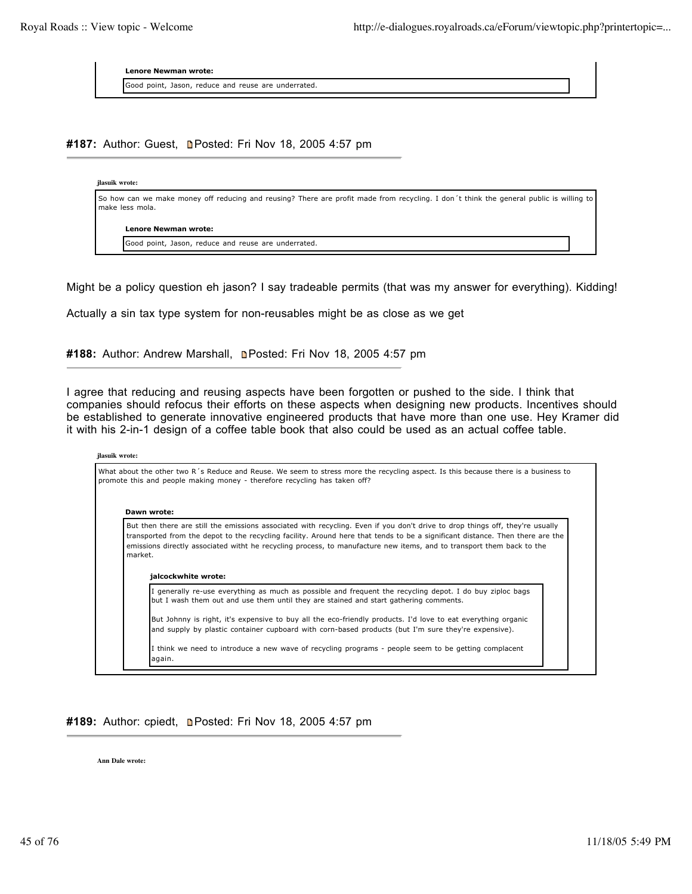> **Lenore Newman wrote:**
>
> Good point, Jason, reduce and reuse are underrated.

### #187: Author: Guest, Posted: Fri Nov 18, 2005 4:57 pm

> **jlasuik wrote:**
>
> So how can we make money off reducing and reusing? There are profit made from recycling. I don´t think the general public is willing to make less mola.
>
> > **Lenore Newman wrote:**
> >
> > Good point, Jason, reduce and reuse are underrated.

Might be a policy question eh jason? I say tradeable permits (that was my answer for everything). Kidding!

Actually a sin tax type system for non-reusables might be as close as we get

### #188: Author: Andrew Marshall, Posted: Fri Nov 18, 2005 4:57 pm

I agree that reducing and reusing aspects have been forgotten or pushed to the side. I think that companies should refocus their efforts on these aspects when designing new products. Incentives should be established to generate innovative engineered products that have more than one use. Hey Kramer did it with his 2-in-1 design of a coffee table book that also could be used as an actual coffee table.

> **jlasuik wrote:**
>
> What about the other two R´s Reduce and Reuse. We seem to stress more the recycling aspect. Is this because there is a business to promote this and people making money - therefore recycling has taken off?
>
> > **Dawn wrote:**
> >
> > But then there are still the emissions associated with recycling. Even if you don't drive to drop things off, they're usually transported from the depot to the recycling facility. Around here that tends to be a significant distance. Then there are the emissions directly associated witht he recycling process, to manufacture new items, and to transport them back to the market.
> >
> > > **jalcockwhite wrote:**
> > >
> > > I generally re-use everything as much as possible and frequent the recycling depot. I do buy ziploc bags but I wash them out and use them until they are stained and start gathering comments.
> > >
> > > But Johnny is right, it's expensive to buy all the eco-friendly products. I'd love to eat everything organic and supply by plastic container cupboard with corn-based products (but I'm sure they're expensive).
> > >
> > > I think we need to introduce a new wave of recycling programs - people seem to be getting complacent again.

### #189: Author: cpiedt, Posted: Fri Nov 18, 2005 4:57 pm

> **Ann Dale wrote:**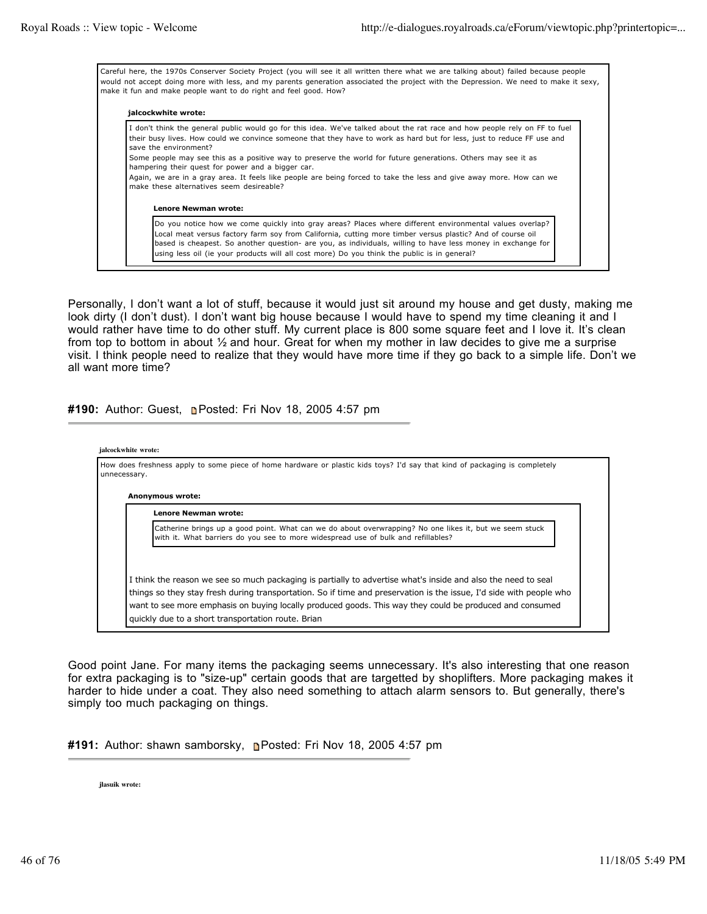> Careful here, the 1970s Conserver Society Project (you will see it all written there what we are talking about) failed because people would not accept doing more with less, and my parents generation associated the project with the Depression. We need to make it sexy, make it fun and make people want to do right and feel good. How?
>
> **jalcockwhite wrote:**
>
> > I don't think the general public would go for this idea. We've talked about the rat race and how people rely on FF to fuel their busy lives. How could we convince someone that they have to work as hard but for less, just to reduce FF use and save the environment?
> > Some people may see this as a positive way to preserve the world for future generations. Others may see it as hampering their quest for power and a bigger car.
> > Again, we are in a gray area. It feels like people are being forced to take the less and give away more. How can we make these alternatives seem desireable?
> >
> > **Lenore Newman wrote:**
> >
> > > Do you notice how we come quickly into gray areas? Places where different environmental values overlap? Local meat versus factory farm soy from California, cutting more timber versus plastic? And of course oil based is cheapest. So another question- are you, as individuals, willing to have less money in exchange for using less oil (ie your products will all cost more) Do you think the public is in general?

Personally, I don't want a lot of stuff, because it would just sit around my house and get dusty, making me look dirty (I don't dust). I don't want big house because I would have to spend my time cleaning it and I would rather have time to do other stuff. My current place is 800 some square feet and I love it. It's clean from top to bottom in about ½ and hour. Great for when my mother in law decides to give me a surprise visit. I think people need to realize that they would have more time if they go back to a simple life. Don't we all want more time?

**#190:** Author: Guest, Posted: Fri Nov 18, 2005 4:57 pm

**jalcockwhite wrote:**

> How does freshness apply to some piece of home hardware or plastic kids toys? I'd say that kind of packaging is completely unnecessary.
>
> **Anonymous wrote:**
>
> > **Lenore Newman wrote:**
> >
> > > Catherine brings up a good point. What can we do about overwrapping? No one likes it, but we seem stuck with it. What barriers do you see to more widespread use of bulk and refillables?
> >
> > I think the reason we see so much packaging is partially to advertise what's inside and also the need to seal things so they stay fresh during transportation. So if time and preservation is the issue, I'd side with people who want to see more emphasis on buying locally produced goods. This way they could be produced and consumed quickly due to a short transportation route. Brian

Good point Jane. For many items the packaging seems unnecessary. It's also interesting that one reason for extra packaging is to "size-up" certain goods that are targetted by shoplifters. More packaging makes it harder to hide under a coat. They also need something to attach alarm sensors to. But generally, there's simply too much packaging on things.

**#191:** Author: shawn samborsky, Posted: Fri Nov 18, 2005 4:57 pm

**jlasuik wrote:**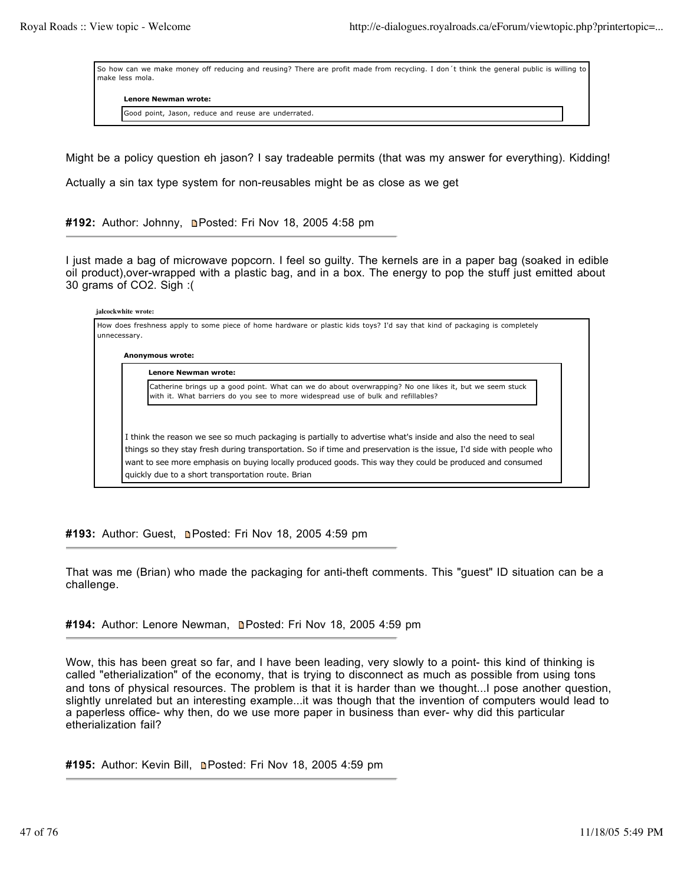> So how can we make money off reducing and reusing? There are profit made from recycling. I don´t think the general public is willing to make less mola.
>
> > **Lenore Newman wrote:**
> >
> > Good point, Jason, reduce and reuse are underrated.

Might be a policy question eh jason? I say tradeable permits (that was my answer for everything). Kidding!

Actually a sin tax type system for non-reusables might be as close as we get

**#192:** Author: Johnny, Posted: Fri Nov 18, 2005 4:58 pm

I just made a bag of microwave popcorn. I feel so guilty. The kernels are in a paper bag (soaked in edible oil product),over-wrapped with a plastic bag, and in a box. The energy to pop the stuff just emitted about 30 grams of $CO_2$. Sigh :(

> **jalcockwhite wrote:**
>
> How does freshness apply to some piece of home hardware or plastic kids toys? I'd say that kind of packaging is completely unnecessary.
>
> > **Anonymous wrote:**
> >
> > > **Lenore Newman wrote:**
> > >
> > > Catherine brings up a good point. What can we do about overwrapping? No one likes it, but we seem stuck with it. What barriers do you see to more widespread use of bulk and refillables?
> >
> > I think the reason we see so much packaging is partially to advertise what's inside and also the need to seal things so they stay fresh during transportation. So if time and preservation is the issue, I'd side with people who want to see more emphasis on buying locally produced goods. This way they could be produced and consumed quickly due to a short transportation route. Brian

**#193:** Author: Guest, Posted: Fri Nov 18, 2005 4:59 pm

That was me (Brian) who made the packaging for anti-theft comments. This "guest" ID situation can be a challenge.

**#194:** Author: Lenore Newman, Posted: Fri Nov 18, 2005 4:59 pm

Wow, this has been great so far, and I have been leading, very slowly to a point- this kind of thinking is called "etherialization" of the economy, that is trying to disconnect as much as possible from using tons and tons of physical resources. The problem is that it is harder than we thought...I pose another question, slightly unrelated but an interesting example...it was though that the invention of computers would lead to a paperless office- why then, do we use more paper in business than ever- why did this particular etherialization fail?

**#195:** Author: Kevin Bill, Posted: Fri Nov 18, 2005 4:59 pm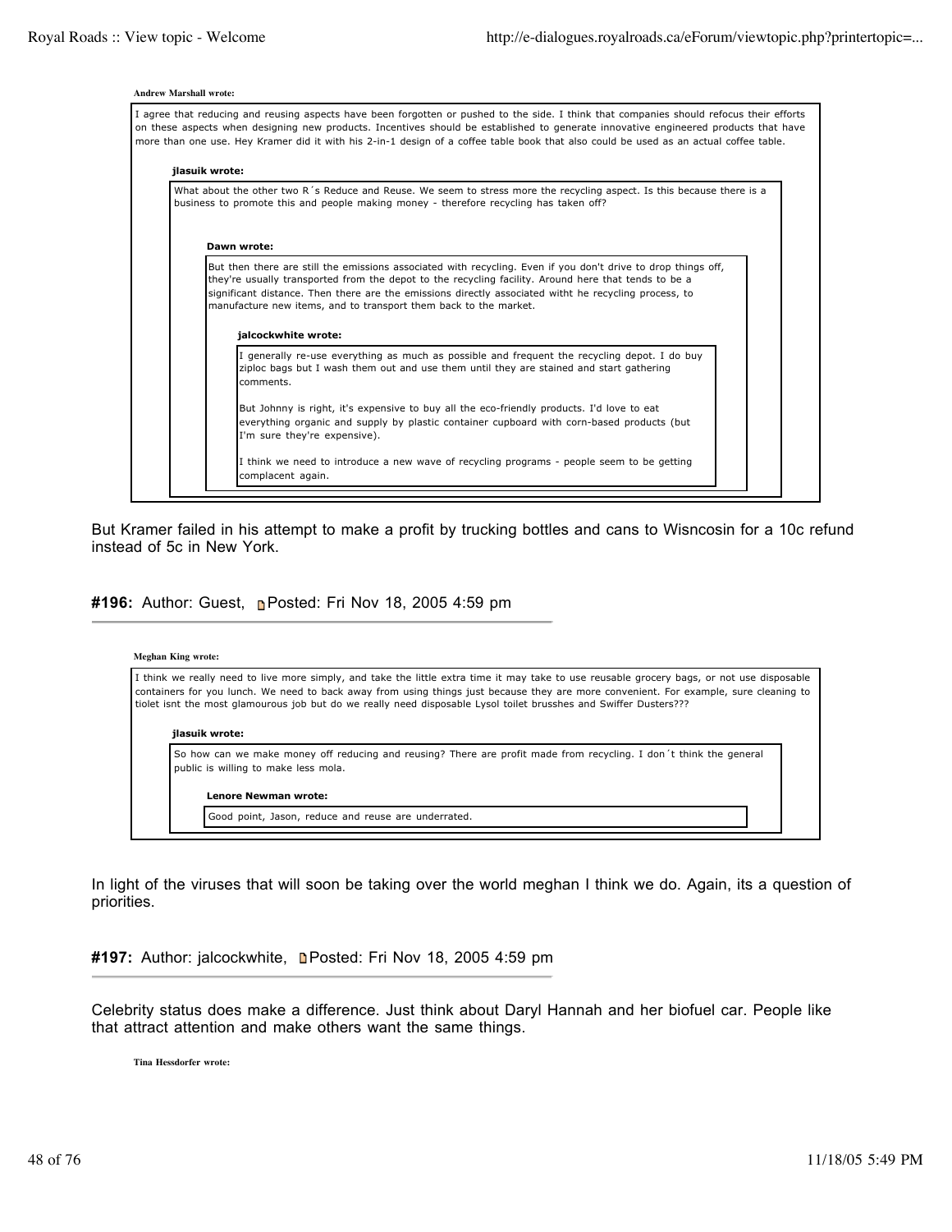> **Andrew Marshall wrote:**
>
> I agree that reducing and reusing aspects have been forgotten or pushed to the side. I think that companies should refocus their efforts on these aspects when designing new products. Incentives should be established to generate innovative engineered products that have more than one use. Hey Kramer did it with his 2-in-1 design of a coffee table book that also could be used as an actual coffee table.
>
> > **jlasuik wrote:**
> >
> > What about the other two R´s Reduce and Reuse. We seem to stress more the recycling aspect. Is this because there is a business to promote this and people making money - therefore recycling has taken off?
> >
> > > **Dawn wrote:**
> > >
> > > But then there are still the emissions associated with recycling. Even if you don't drive to drop things off, they're usually transported from the depot to the recycling facility. Around here that tends to be a significant distance. Then there are the emissions directly associated witht he recycling process, to manufacture new items, and to transport them back to the market.
> > >
> > > > **jalcockwhite wrote:**
> > > >
> > > > I generally re-use everything as much as possible and frequent the recycling depot. I do buy ziploc bags but I wash them out and use them until they are stained and start gathering comments.
> > > >
> > > > But Johnny is right, it's expensive to buy all the eco-friendly products. I'd love to eat everything organic and supply by plastic container cupboard with corn-based products (but I'm sure they're expensive).
> > > >
> > > > I think we need to introduce a new wave of recycling programs - people seem to be getting complacent again.

But Kramer failed in his attempt to make a profit by trucking bottles and cans to Wisncosin for a 10c refund instead of 5c in New York.

**#196:** Author: Guest, Posted: Fri Nov 18, 2005 4:59 pm

---

> **Meghan King wrote:**
>
> I think we really need to live more simply, and take the little extra time it may take to use reusable grocery bags, or not use disposable containers for you lunch. We need to back away from using things just because they are more convenient. For example, sure cleaning to tiolet isnt the most glamourous job but do we really need disposable Lysol toilet brusshes and Swiffer Dusters???
>
> > **jlasuik wrote:**
> >
> > So how can we make money off reducing and reusing? There are profit made from recycling. I don´t think the general public is willing to make less mola.
> >
> > > **Lenore Newman wrote:**
> > >
> > > Good point, Jason, reduce and reuse are underrated.

In light of the viruses that will soon be taking over the world meghan I think we do. Again, its a question of priorities.

**#197:** Author: jalcockwhite, Posted: Fri Nov 18, 2005 4:59 pm

---

Celebrity status does make a difference. Just think about Daryl Hannah and her biofuel car. People like that attract attention and make others want the same things.

> **Tina Hessdorfer wrote:**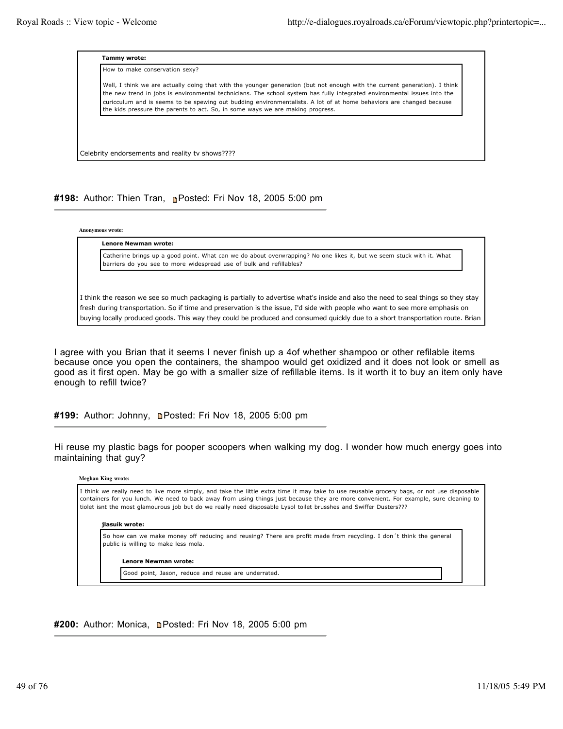> **Tammy wrote:**
>
> > How to make conservation sexy?
> >
> > Well, I think we are actually doing that with the younger generation (but not enough with the current generation). I think the new trend in jobs is environmental technicians. The school system has fully integrated environmental issues into the curicculum and is seems to be spewing out budding environmentalists. A lot of at home behaviors are changed because the kids pressure the parents to act. So, in some ways we are making progress.
>
> Celebrity endorsements and reality tv shows????

**#198:** Author: Thien Tran, Posted: Fri Nov 18, 2005 5:00 pm

> **Anonymous wrote:**
>
> > **Lenore Newman wrote:**
> >
> > Catherine brings up a good point. What can we do about overwrapping? No one likes it, but we seem stuck with it. What barriers do you see to more widespread use of bulk and refillables?
>
> I think the reason we see so much packaging is partially to advertise what's inside and also the need to seal things so they stay fresh during transportation. So if time and preservation is the issue, I'd side with people who want to see more emphasis on buying locally produced goods. This way they could be produced and consumed quickly due to a short transportation route. Brian

I agree with you Brian that it seems I never finish up a 4of whether shampoo or other refilable items because once you open the containers, the shampoo would get oxidized and it does not look or smell as good as it first open. May be go with a smaller size of refillable items. Is it worth it to buy an item only have enough to refill twice?

**#199:** Author: Johnny, Posted: Fri Nov 18, 2005 5:00 pm

Hi reuse my plastic bags for pooper scoopers when walking my dog. I wonder how much energy goes into maintaining that guy?

> **Meghan King wrote:**
>
> I think we really need to live more simply, and take the little extra time it may take to use reusable grocery bags, or not use disposable containers for you lunch. We need to back away from using things just because they are more convenient. For example, sure cleaning to tiolet isnt the most glamourous job but do we really need disposable Lysol toilet brusshes and Swiffer Dusters???
>
> > **jlasuik wrote:**
> >
> > So how can we make money off reducing and reusing? There are profit made from recycling. I don´t think the general public is willing to make less mola.
> >
> > > **Lenore Newman wrote:**
> > >
> > > Good point, Jason, reduce and reuse are underrated.

**#200:** Author: Monica, Posted: Fri Nov 18, 2005 5:00 pm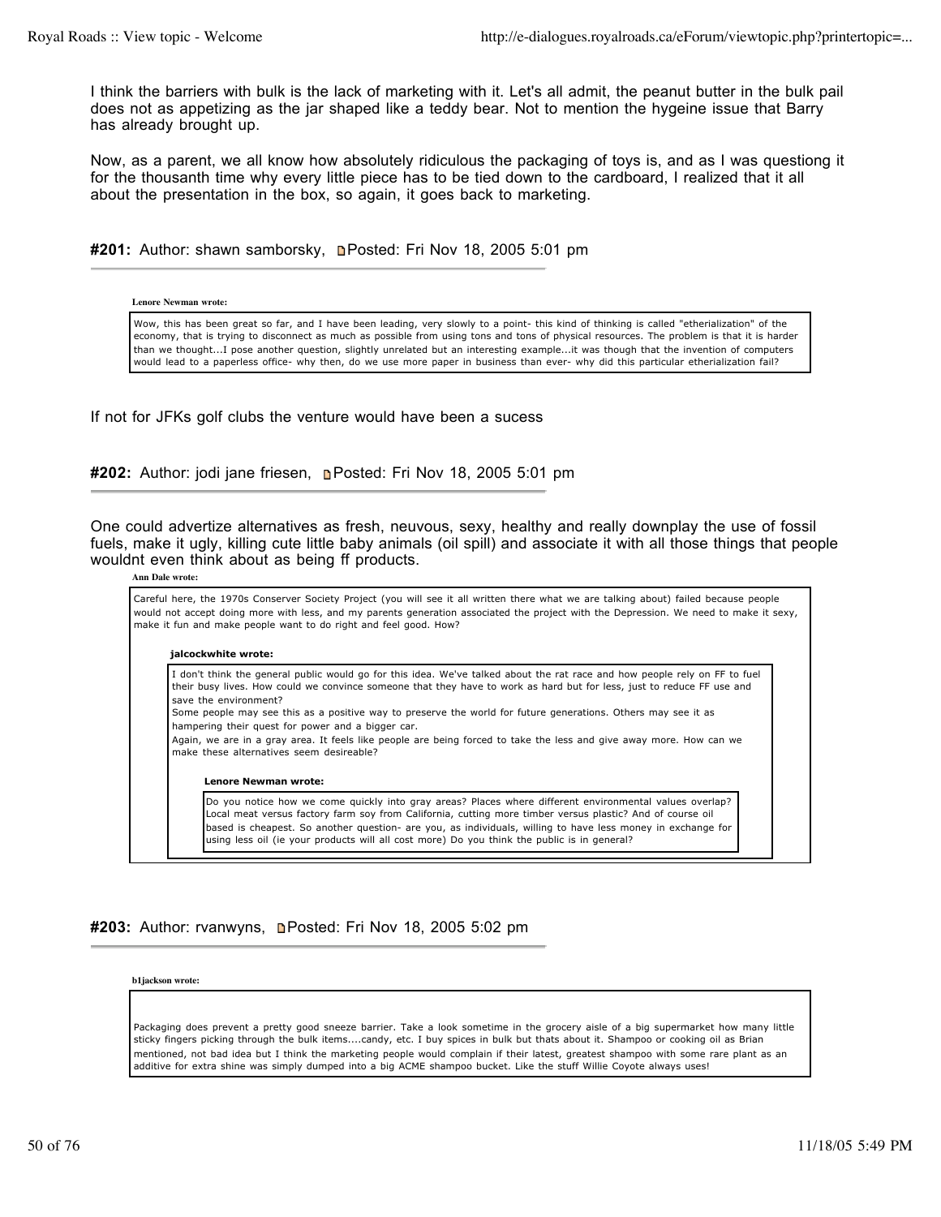I think the barriers with bulk is the lack of marketing with it. Let's all admit, the peanut butter in the bulk pail does not as appetizing as the jar shaped like a teddy bear. Not to mention the hygeine issue that Barry has already brought up.

Now, as a parent, we all know how absolutely ridiculous the packaging of toys is, and as I was questiong it for the thousanth time why every little piece has to be tied down to the cardboard, I realized that it all about the presentation in the box, so again, it goes back to marketing.

**#201:** Author: shawn samborsky, Posted: Fri Nov 18, 2005 5:01 pm

> **Lenore Newman wrote:**
>
> Wow, this has been great so far, and I have been leading, very slowly to a point- this kind of thinking is called "etherialization" of the economy, that is trying to disconnect as much as possible from using tons and tons of physical resources. The problem is that it is harder than we thought...I pose another question, slightly unrelated but an interesting example...it was though that the invention of computers would lead to a paperless office- why then, do we use more paper in business than ever- why did this particular etherialization fail?

If not for JFKs golf clubs the venture would have been a sucess

**#202:** Author: jodi jane friesen, Posted: Fri Nov 18, 2005 5:01 pm

One could advertize alternatives as fresh, neuvous, sexy, healthy and really downplay the use of fossil fuels, make it ugly, killing cute little baby animals (oil spill) and associate it with all those things that people wouldnt even think about as being ff products.

> **Ann Dale wrote:**
>
> Careful here, the 1970s Conserver Society Project (you will see it all written there what we are talking about) failed because people would not accept doing more with less, and my parents generation associated the project with the Depression. We need to make it sexy, make it fun and make people want to do right and feel good. How?
>
> > **jalcockwhite wrote:**
> >
> > I don't think the general public would go for this idea. We've talked about the rat race and how people rely on FF to fuel their busy lives. How could we convince someone that they have to work as hard but for less, just to reduce FF use and save the environment?
> > Some people may see this as a positive way to preserve the world for future generations. Others may see it as hampering their quest for power and a bigger car.
> > Again, we are in a gray area. It feels like people are being forced to take the less and give away more. How can we make these alternatives seem desireable?
> >
> > > **Lenore Newman wrote:**
> > >
> > > Do you notice how we come quickly into gray areas? Places where different environmental values overlap? Local meat versus factory farm soy from California, cutting more timber versus plastic? And of course oil based is cheapest. So another question- are you, as individuals, willing to have less money in exchange for using less oil (ie your products will all cost more) Do you think the public is in general?

**#203:** Author: rvanwyns, Posted: Fri Nov 18, 2005 5:02 pm

> **b1jackson wrote:**
>
> Packaging does prevent a pretty good sneeze barrier. Take a look sometime in the grocery aisle of a big supermarket how many little sticky fingers picking through the bulk items....candy, etc. I buy spices in bulk but thats about it. Shampoo or cooking oil as Brian mentioned, not bad idea but I think the marketing people would complain if their latest, greatest shampoo with some rare plant as an additive for extra shine was simply dumped into a big ACME shampoo bucket. Like the stuff Willie Coyote always uses!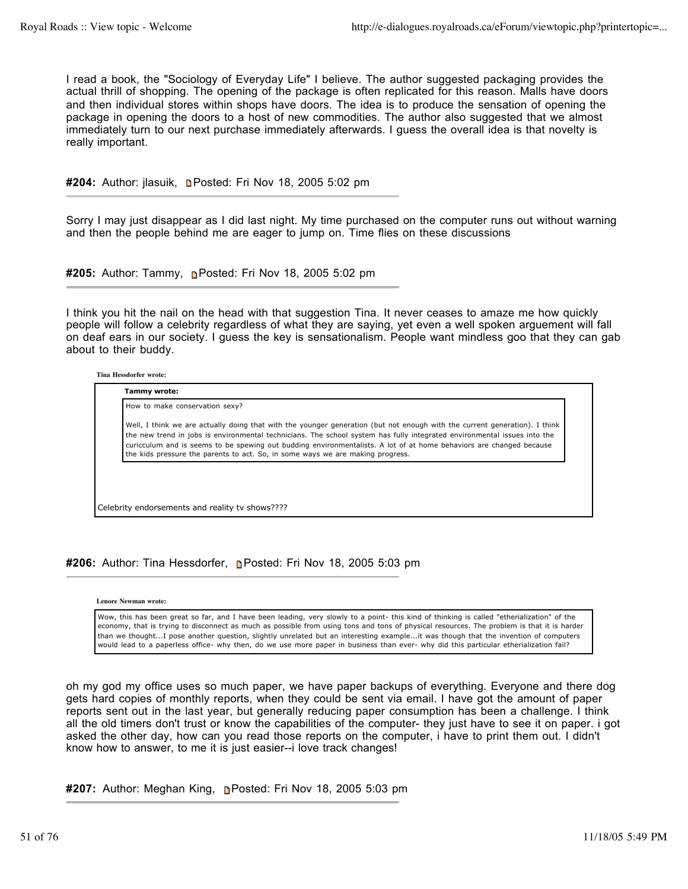I read a book, the "Sociology of Everyday Life" I believe. The author suggested packaging provides the actual thrill of shopping. The opening of the package is often replicated for this reason. Malls have doors and then individual stores within shops have doors. The idea is to produce the sensation of opening the package in opening the doors to a host of new commodities. The author also suggested that we almost immediately turn to our next purchase immediately afterwards. I guess the overall idea is that novelty is really important.

---

**#204:** Author: jlasuik, Posted: Fri Nov 18, 2005 5:02 pm

---

Sorry I may just disappear as I did last night. My time purchased on the computer runs out without warning and then the people behind me are eager to jump on. Time flies on these discussions

---

**#205:** Author: Tammy, Posted: Fri Nov 18, 2005 5:02 pm

---

I think you hit the nail on the head with that suggestion Tina. It never ceases to amaze me how quickly people will follow a celebrity regardless of what they are saying, yet even a well spoken arguement will fall on deaf ears in our society. I guess the key is sensationalism. People want mindless goo that they can gab about to their buddy.

> **Tina Hessdorfer wrote:**
>
> > **Tammy wrote:**
> >
> > How to make conservation sexy?
> >
> > Well, I think we are actually doing that with the younger generation (but not enough with the current generation). I think the new trend in jobs is environmental technicians. The school system has fully integrated environmental issues into the curicculum and is seems to be spewing out budding environmentalists. A lot of at home behaviors are changed because the kids pressure the parents to act. So, in some ways we are making progress.
>
> Celebrity endorsements and reality tv shows????

---

**#206:** Author: Tina Hessdorfer, Posted: Fri Nov 18, 2005 5:03 pm

---

> **Lenore Newman wrote:**
>
> Wow, this has been great so far, and I have been leading, very slowly to a point- this kind of thinking is called "etherialization" of the economy, that is trying to disconnect as much as possible from using tons and tons of physical resources. The problem is that it is harder than we thought...I pose another question, slightly unrelated but an interesting example...it was though that the invention of computers would lead to a paperless office- why then, do we use more paper in business than ever- why did this particular etherialization fail?

oh my god my office uses so much paper, we have paper backups of everything. Everyone and there dog gets hard copies of monthly reports, when they could be sent via email. I have got the amount of paper reports sent out in the last year, but generally reducing paper consumption has been a challenge. I think all the old timers don't trust or know the capabilities of the computer- they just have to see it on paper. i got asked the other day, how can you read those reports on the computer, i have to print them out. I didn't know how to answer, to me it is just easier--i love track changes!

---

**#207:** Author: Meghan King, Posted: Fri Nov 18, 2005 5:03 pm

---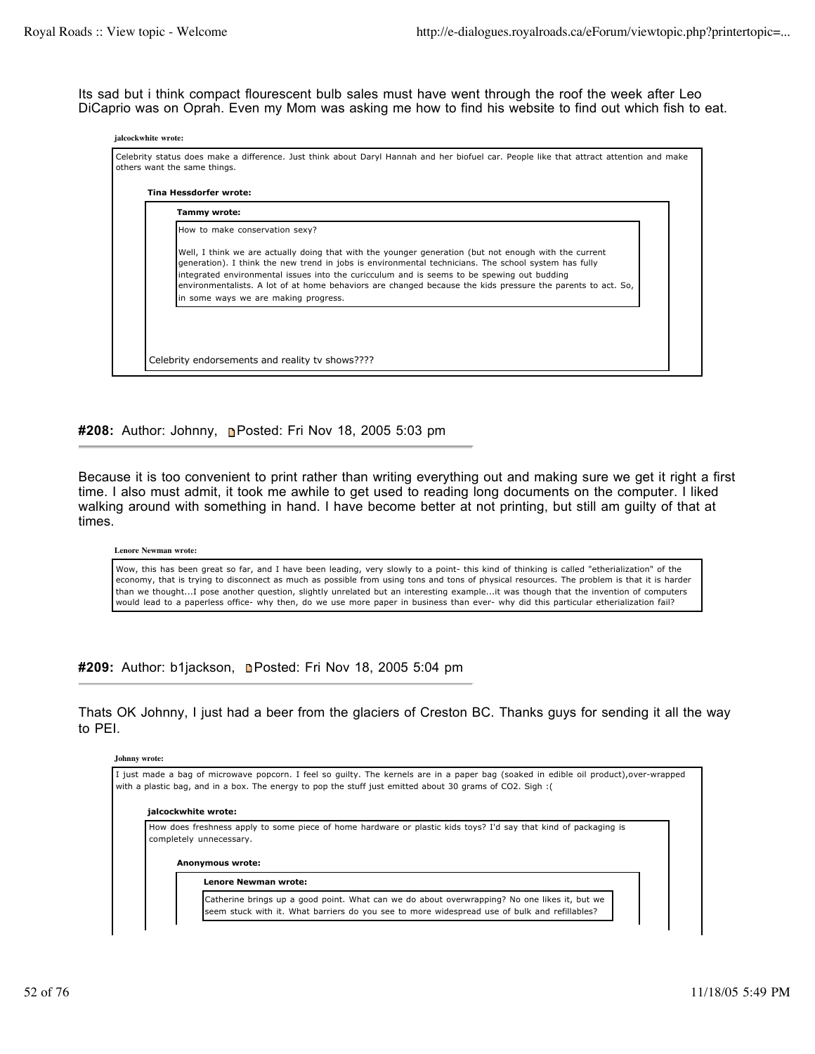Its sad but i think compact flourescent bulb sales must have went through the roof the week after Leo DiCaprio was on Oprah. Even my Mom was asking me how to find his website to find out which fish to eat.

> **jalcockwhite wrote:**
>
> Celebrity status does make a difference. Just think about Daryl Hannah and her biofuel car. People like that attract attention and make others want the same things.
>
>> **Tina Hessdorfer wrote:**
>>
>>> **Tammy wrote:**
>>>
>>> How to make conservation sexy?
>>>
>>> Well, I think we are actually doing that with the younger generation (but not enough with the current generation). I think the new trend in jobs is environmental technicians. The school system has fully integrated environmental issues into the curicculum and is seems to be spewing out budding environmentalists. A lot of at home behaviors are changed because the kids pressure the parents to act. So, in some ways we are making progress.
>>
>> Celebrity endorsements and reality tv shows????

**#208:** Author: Johnny, Posted: Fri Nov 18, 2005 5:03 pm

---

Because it is too convenient to print rather than writing everything out and making sure we get it right a first time. I also must admit, it took me awhile to get used to reading long documents on the computer. I liked walking around with something in hand. I have become better at not printing, but still am guilty of that at times.

> **Lenore Newman wrote:**
>
> Wow, this has been great so far, and I have been leading, very slowly to a point- this kind of thinking is called "etherialization" of the economy, that is trying to disconnect as much as possible from using tons and tons of physical resources. The problem is that it is harder than we thought...I pose another question, slightly unrelated but an interesting example...it was though that the invention of computers would lead to a paperless office- why then, do we use more paper in business than ever- why did this particular etherialization fail?

**#209:** Author: b1jackson, Posted: Fri Nov 18, 2005 5:04 pm

---

Thats OK Johnny, I just had a beer from the glaciers of Creston BC. Thanks guys for sending it all the way to PEI.

> **Johnny wrote:**
>
> I just made a bag of microwave popcorn. I feel so guilty. The kernels are in a paper bag (soaked in edible oil product),over-wrapped with a plastic bag, and in a box. The energy to pop the stuff just emitted about 30 grams of $CO_2$. Sigh :(
>
>> **jalcockwhite wrote:**
>>
>> How does freshness apply to some piece of home hardware or plastic kids toys? I'd say that kind of packaging is completely unnecessary.
>>
>>> **Anonymous wrote:**
>>>
>>>> **Lenore Newman wrote:**
>>>>
>>>> Catherine brings up a good point. What can we do about overwrapping? No one likes it, but we seem stuck with it. What barriers do you see to more widespread use of bulk and refillables?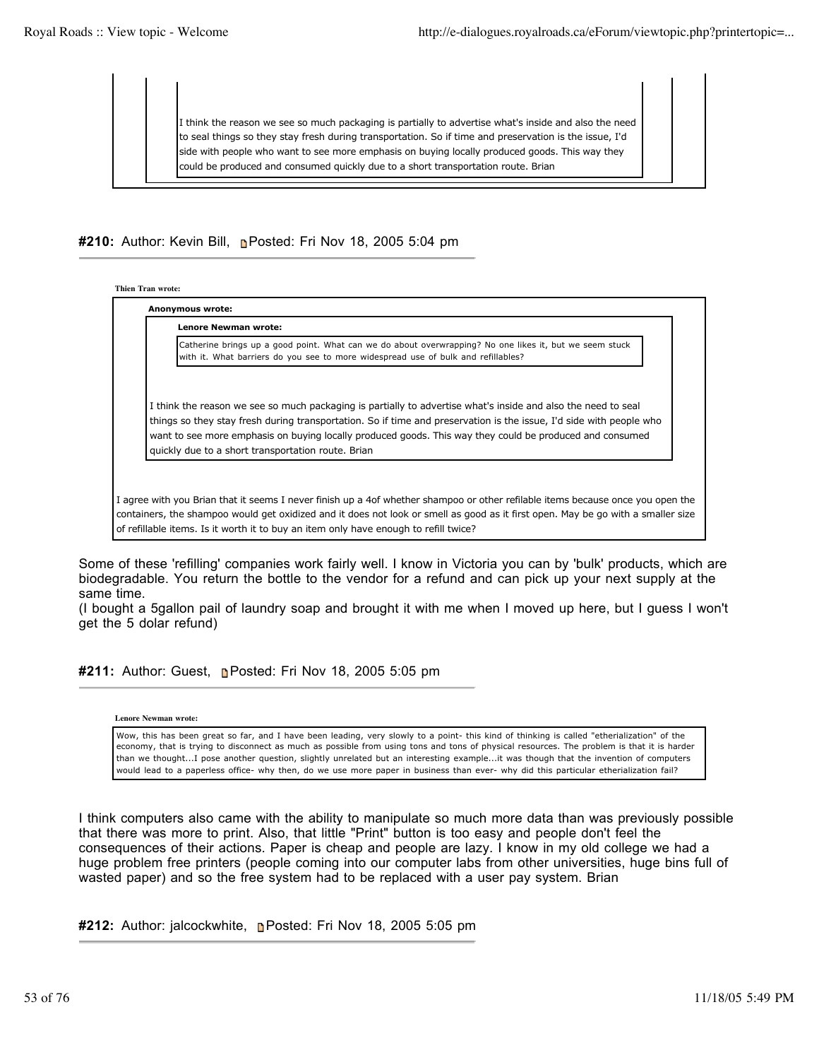> I think the reason we see so much packaging is partially to advertise what's inside and also the need to seal things so they stay fresh during transportation. So if time and preservation is the issue, I'd side with people who want to see more emphasis on buying locally produced goods. This way they could be produced and consumed quickly due to a short transportation route. Brian

#### #210: Author: Kevin Bill, Posted: Fri Nov 18, 2005 5:04 pm

> **Thien Tran wrote:**
>
> > **Anonymous wrote:**
> >
> > > **Lenore Newman wrote:**
> > >
> > > Catherine brings up a good point. What can we do about overwrapping? No one likes it, but we seem stuck with it. What barriers do you see to more widespread use of bulk and refillables?
> >
> > I think the reason we see so much packaging is partially to advertise what's inside and also the need to seal things so they stay fresh during transportation. So if time and preservation is the issue, I'd side with people who want to see more emphasis on buying locally produced goods. This way they could be produced and consumed quickly due to a short transportation route. Brian
>
> I agree with you Brian that it seems I never finish up a 4of whether shampoo or other refilable items because once you open the containers, the shampoo would get oxidized and it does not look or smell as good as it first open. May be go with a smaller size of refillable items. Is it worth it to buy an item only have enough to refill twice?

Some of these 'refilling' companies work fairly well. I know in Victoria you can by 'bulk' products, which are biodegradable. You return the bottle to the vendor for a refund and can pick up your next supply at the same time.
(I bought a 5gallon pail of laundry soap and brought it with me when I moved up here, but I guess I won't get the 5 dolar refund)

#### #211: Author: Guest, Posted: Fri Nov 18, 2005 5:05 pm

> **Lenore Newman wrote:**
>
> Wow, this has been great so far, and I have been leading, very slowly to a point- this kind of thinking is called "etherialization" of the economy, that is trying to disconnect as much as possible from using tons and tons of physical resources. The problem is that it is harder than we thought...I pose another question, slightly unrelated but an interesting example...it was though that the invention of computers would lead to a paperless office- why then, do we use more paper in business than ever- why did this particular etherialization fail?

I think computers also came with the ability to manipulate so much more data than was previously possible that there was more to print. Also, that little "Print" button is too easy and people don't feel the consequences of their actions. Paper is cheap and people are lazy. I know in my old college we had a huge problem free printers (people coming into our computer labs from other universities, huge bins full of wasted paper) and so the free system had to be replaced with a user pay system. Brian

#### #212: Author: jalcockwhite, Posted: Fri Nov 18, 2005 5:05 pm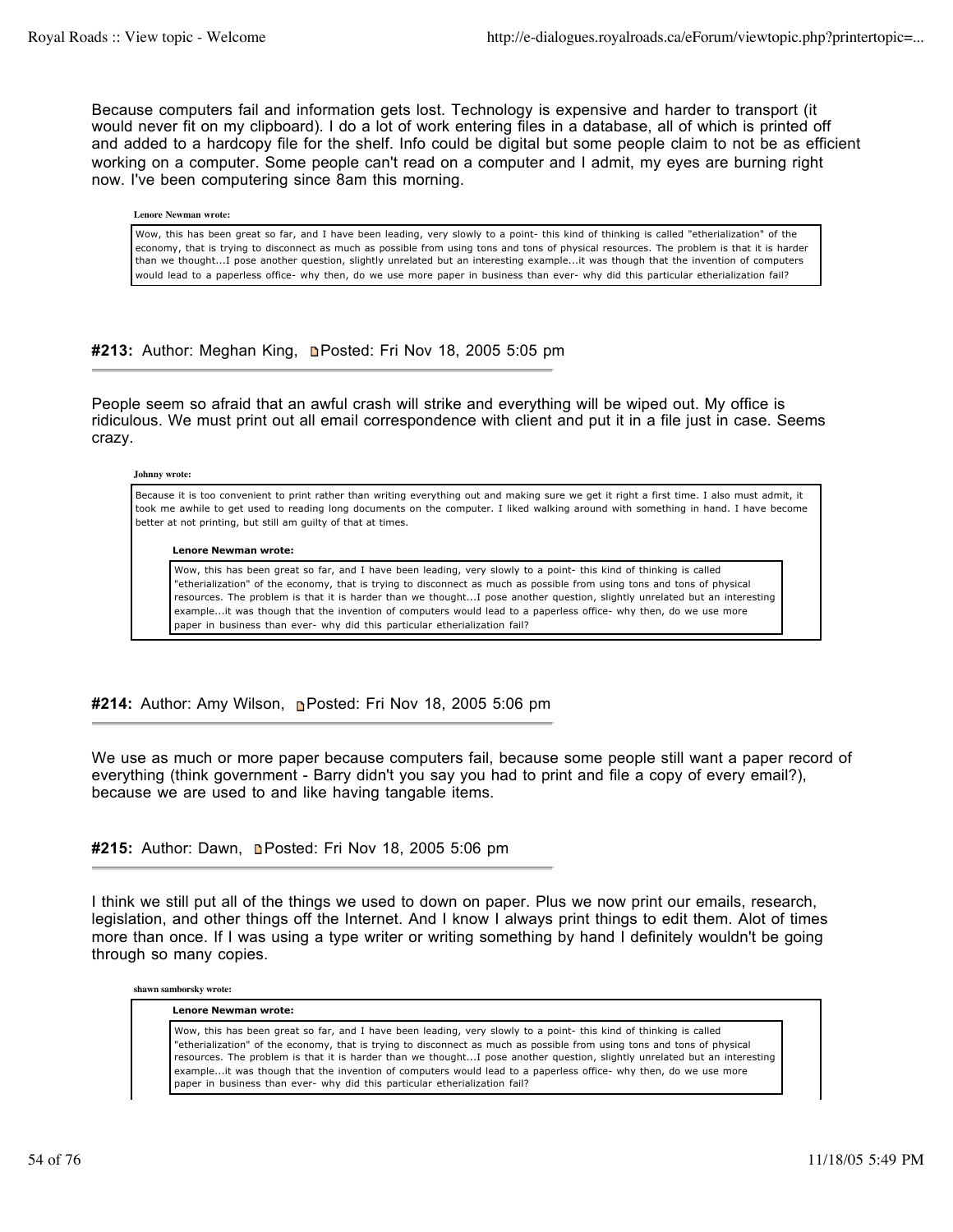Because computers fail and information gets lost. Technology is expensive and harder to transport (it would never fit on my clipboard). I do a lot of work entering files in a database, all of which is printed off and added to a hardcopy file for the shelf. Info could be digital but some people claim to not be as efficient working on a computer. Some people can't read on a computer and I admit, my eyes are burning right now. I've been computering since 8am this morning.

> **Lenore Newman wrote:**
>
> Wow, this has been great so far, and I have been leading, very slowly to a point- this kind of thinking is called "etherialization" of the economy, that is trying to disconnect as much as possible from using tons and tons of physical resources. The problem is that it is harder than we thought...I pose another question, slightly unrelated but an interesting example...it was though that the invention of computers would lead to a paperless office- why then, do we use more paper in business than ever- why did this particular etherialization fail?

**#213:** Author: Meghan King, Posted: Fri Nov 18, 2005 5:05 pm

---

People seem so afraid that an awful crash will strike and everything will be wiped out. My office is ridiculous. We must print out all email correspondence with client and put it in a file just in case. Seems crazy.

> **Johnny wrote:**
>
> Because it is too convenient to print rather than writing everything out and making sure we get it right a first time. I also must admit, it took me awhile to get used to reading long documents on the computer. I liked walking around with something in hand. I have become better at not printing, but still am guilty of that at times.
>
> > **Lenore Newman wrote:**
> >
> > Wow, this has been great so far, and I have been leading, very slowly to a point- this kind of thinking is called "etherialization" of the economy, that is trying to disconnect as much as possible from using tons and tons of physical resources. The problem is that it is harder than we thought...I pose another question, slightly unrelated but an interesting example...it was though that the invention of computers would lead to a paperless office- why then, do we use more paper in business than ever- why did this particular etherialization fail?

**#214:** Author: Amy Wilson, Posted: Fri Nov 18, 2005 5:06 pm

---

We use as much or more paper because computers fail, because some people still want a paper record of everything (think government - Barry didn't you say you had to print and file a copy of every email?), because we are used to and like having tangable items.

**#215:** Author: Dawn, Posted: Fri Nov 18, 2005 5:06 pm

---

I think we still put all of the things we used to down on paper. Plus we now print our emails, research, legislation, and other things off the Internet. And I know I always print things to edit them. Alot of times more than once. If I was using a type writer or writing something by hand I definitely wouldn't be going through so many copies.

> **shawn samborsky wrote:**
>
> > **Lenore Newman wrote:**
> >
> > Wow, this has been great so far, and I have been leading, very slowly to a point- this kind of thinking is called "etherialization" of the economy, that is trying to disconnect as much as possible from using tons and tons of physical resources. The problem is that it is harder than we thought...I pose another question, slightly unrelated but an interesting example...it was though that the invention of computers would lead to a paperless office- why then, do we use more paper in business than ever- why did this particular etherialization fail?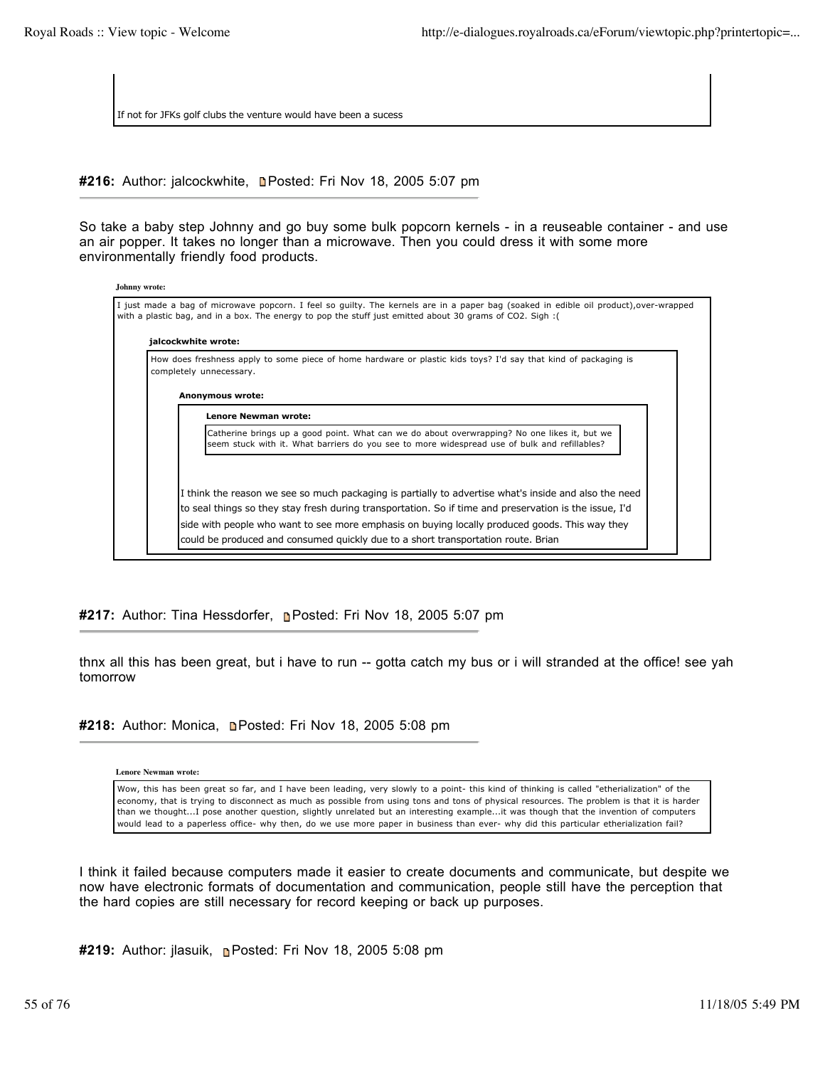> If not for JFKs golf clubs the venture would have been a sucess

**#216:** Author: jalcockwhite, Posted: Fri Nov 18, 2005 5:07 pm

So take a baby step Johnny and go buy some bulk popcorn kernels - in a reuseable container - and use an air popper. It takes no longer than a microwave. Then you could dress it with some more environmentally friendly food products.

> **Johnny wrote:**
>
> I just made a bag of microwave popcorn. I feel so guilty. The kernels are in a paper bag (soaked in edible oil product),over-wrapped with a plastic bag, and in a box. The energy to pop the stuff just emitted about 30 grams of CO2. Sigh :(
>
> > **jalcockwhite wrote:**
> >
> > How does freshness apply to some piece of home hardware or plastic kids toys? I'd say that kind of packaging is completely unnecessary.
> >
> > > **Anonymous wrote:**
> > >
> > > > **Lenore Newman wrote:**
> > > >
> > > > Catherine brings up a good point. What can we do about overwrapping? No one likes it, but we seem stuck with it. What barriers do you see to more widespread use of bulk and refillables?
> > >
> > > I think the reason we see so much packaging is partially to advertise what's inside and also the need to seal things so they stay fresh during transportation. So if time and preservation is the issue, I'd side with people who want to see more emphasis on buying locally produced goods. This way they could be produced and consumed quickly due to a short transportation route. Brian

**#217:** Author: Tina Hessdorfer, Posted: Fri Nov 18, 2005 5:07 pm

thnx all this has been great, but i have to run -- gotta catch my bus or i will stranded at the office! see yah tomorrow

**#218:** Author: Monica, Posted: Fri Nov 18, 2005 5:08 pm

> **Lenore Newman wrote:**
>
> Wow, this has been great so far, and I have been leading, very slowly to a point- this kind of thinking is called "etherialization" of the economy, that is trying to disconnect as much as possible from using tons and tons of physical resources. The problem is that it is harder than we thought...I pose another question, slightly unrelated but an interesting example...it was though that the invention of computers would lead to a paperless office- why then, do we use more paper in business than ever- why did this particular etherialization fail?

I think it failed because computers made it easier to create documents and communicate, but despite we now have electronic formats of documentation and communication, people still have the perception that the hard copies are still necessary for record keeping or back up purposes.

**#219:** Author: jlasuik, Posted: Fri Nov 18, 2005 5:08 pm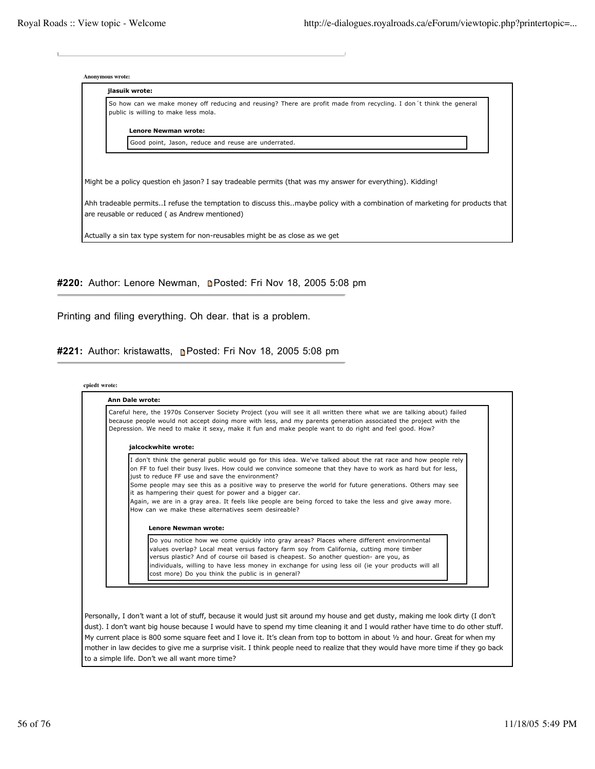> **Anonymous wrote:**
>
> > **jlasuik wrote:**
> >
> > So how can we make money off reducing and reusing? There are profit made from recycling. I don´t think the general public is willing to make less mola.
> >
> > > **Lenore Newman wrote:**
> > >
> > > Good point, Jason, reduce and reuse are underrated.
>
> Might be a policy question eh jason? I say tradeable permits (that was my answer for everything). Kidding!
>
> Ahh tradeable permits..I refuse the temptation to discuss this..maybe policy with a combination of marketing for products that are reusable or reduced ( as Andrew mentioned)
>
> Actually a sin tax type system for non-reusables might be as close as we get

## #220: Author: Lenore Newman, Posted: Fri Nov 18, 2005 5:08 pm

Printing and filing everything. Oh dear. that is a problem.

## #221: Author: kristawatts, Posted: Fri Nov 18, 2005 5:08 pm

> **cpiedt wrote:**
>
> > **Ann Dale wrote:**
> >
> > Careful here, the 1970s Conserver Society Project (you will see it all written there what we are talking about) failed because people would not accept doing more with less, and my parents generation associated the project with the Depression. We need to make it sexy, make it fun and make people want to do right and feel good. How?
> >
> > > **jalcockwhite wrote:**
> > >
> > > I don't think the general public would go for this idea. We've talked about the rat race and how people rely on FF to fuel their busy lives. How could we convince someone that they have to work as hard but for less, just to reduce FF use and save the environment?
> > > Some people may see this as a positive way to preserve the world for future generations. Others may see it as hampering their quest for power and a bigger car.
> > > Again, we are in a gray area. It feels like people are being forced to take the less and give away more. How can we make these alternatives seem desireable?
> > >
> > > > **Lenore Newman wrote:**
> > > >
> > > > Do you notice how we come quickly into gray areas? Places where different environmental values overlap? Local meat versus factory farm soy from California, cutting more timber versus plastic? And of course oil based is cheapest. So another question- are you, as individuals, willing to have less money in exchange for using less oil (ie your products will all cost more) Do you think the public is in general?
>
> Personally, I don't want a lot of stuff, because it would just sit around my house and get dusty, making me look dirty (I don't dust). I don't want big house because I would have to spend my time cleaning it and I would rather have time to do other stuff. My current place is 800 some square feet and I love it. It's clean from top to bottom in about ½ and hour. Great for when my mother in law decides to give me a surprise visit. I think people need to realize that they would have more time if they go back to a simple life. Don't we all want more time?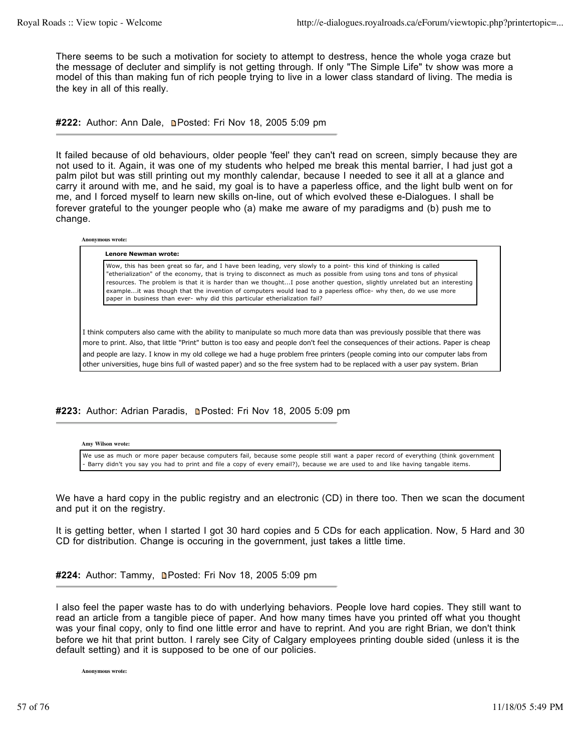There seems to be such a motivation for society to attempt to destress, hence the whole yoga craze but the message of declutter and simplify is not getting through. If only "The Simple Life" tv show was more a model of this than making fun of rich people trying to live in a lower class standard of living. The media is the key in all of this really.

**#222:** Author: Ann Dale, Posted: Fri Nov 18, 2005 5:09 pm

---

It failed because of old behaviours, older people 'feel' they can't read on screen, simply because they are not used to it. Again, it was one of my students who helped me break this mental barrier, I had just got a palm pilot but was still printing out my monthly calendar, because I needed to see it all at a glance and carry it around with me, and he said, my goal is to have a paperless office, and the light bulb went on for me, and I forced myself to learn new skills on-line, out of which evolved these e-Dialogues. I shall be forever grateful to the younger people who (a) make me aware of my paradigms and (b) push me to change.

> **Anonymous wrote:**
>
> > **Lenore Newman wrote:**
> >
> > Wow, this has been great so far, and I have been leading, very slowly to a point- this kind of thinking is called "etherialization" of the economy, that is trying to disconnect as much as possible from using tons and tons of physical resources. The problem is that it is harder than we thought...I pose another question, slightly unrelated but an interesting example...it was though that the invention of computers would lead to a paperless office- why then, do we use more paper in business than ever- why did this particular etherialization fail?
>
> I think computers also came with the ability to manipulate so much more data than was previously possible that there was more to print. Also, that little "Print" button is too easy and people don't feel the consequences of their actions. Paper is cheap and people are lazy. I know in my old college we had a huge problem free printers (people coming into our computer labs from other universities, huge bins full of wasted paper) and so the free system had to be replaced with a user pay system. Brian

**#223:** Author: Adrian Paradis, Posted: Fri Nov 18, 2005 5:09 pm

---

> **Amy Wilson wrote:**
>
> We use as much or more paper because computers fail, because some people still want a paper record of everything (think government - Barry didn't you say you had to print and file a copy of every email?), because we are used to and like having tangable items.

We have a hard copy in the public registry and an electronic (CD) in there too. Then we scan the document and put it on the registry.

It is getting better, when I started I got 30 hard copies and 5 CDs for each application. Now, 5 Hard and 30 CD for distribution. Change is occuring in the government, just takes a little time.

**#224:** Author: Tammy, Posted: Fri Nov 18, 2005 5:09 pm

---

I also feel the paper waste has to do with underlying behaviors. People love hard copies. They still want to read an article from a tangible piece of paper. And how many times have you printed off what you thought was your final copy, only to find one little error and have to reprint. And you are right Brian, we don't think before we hit that print button. I rarely see City of Calgary employees printing double sided (unless it is the default setting) and it is supposed to be one of our policies.

> **Anonymous wrote:**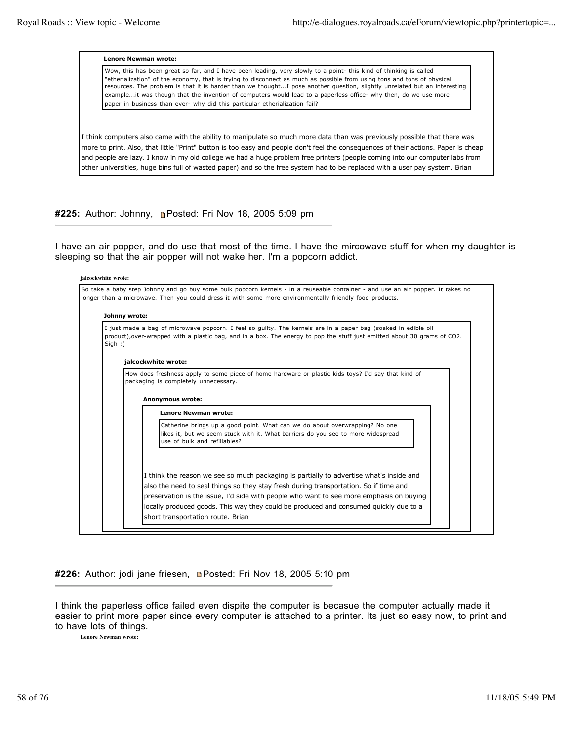> **Lenore Newman wrote:**
>
> > Wow, this has been great so far, and I have been leading, very slowly to a point- this kind of thinking is called "etherialization" of the economy, that is trying to disconnect as much as possible from using tons and tons of physical resources. The problem is that it is harder than we thought...I pose another question, slightly unrelated but an interesting example...it was though that the invention of computers would lead to a paperless office- why then, do we use more paper in business than ever- why did this particular etherialization fail?
>
> I think computers also came with the ability to manipulate so much more data than was previously possible that there was more to print. Also, that little "Print" button is too easy and people don't feel the consequences of their actions. Paper is cheap and people are lazy. I know in my old college we had a huge problem free printers (people coming into our computer labs from other universities, huge bins full of wasted paper) and so the free system had to be replaced with a user pay system. Brian

**#225:** Author: Johnny, Posted: Fri Nov 18, 2005 5:09 pm

I have an air popper, and do use that most of the time. I have the mircowave stuff for when my daughter is sleeping so that the air popper will not wake her. I'm a popcorn addict.

> **jalcockwhite wrote:**
>
> So take a baby step Johnny and go buy some bulk popcorn kernels - in a reuseable container - and use an air popper. It takes no longer than a microwave. Then you could dress it with some more environmentally friendly food products.
>
> > **Johnny wrote:**
> >
> > I just made a bag of microwave popcorn. I feel so guilty. The kernels are in a paper bag (soaked in edible oil product),over-wrapped with a plastic bag, and in a box. The energy to pop the stuff just emitted about 30 grams of $CO_2$. Sigh :(
> >
> > > **jalcockwhite wrote:**
> > >
> > > How does freshness apply to some piece of home hardware or plastic kids toys? I'd say that kind of packaging is completely unnecessary.
> > >
> > > > **Anonymous wrote:**
> > > >
> > > > > **Lenore Newman wrote:**
> > > > >
> > > > > > Catherine brings up a good point. What can we do about overwrapping? No one likes it, but we seem stuck with it. What barriers do you see to more widespread use of bulk and refillables?
> > > > >
> > > > > I think the reason we see so much packaging is partially to advertise what's inside and also the need to seal things so they stay fresh during transportation. So if time and preservation is the issue, I'd side with people who want to see more emphasis on buying locally produced goods. This way they could be produced and consumed quickly due to a short transportation route. Brian

**#226:** Author: jodi jane friesen, Posted: Fri Nov 18, 2005 5:10 pm

I think the paperless office failed even dispite the computer is becasue the computer actually made it easier to print more paper since every computer is attached to a printer. Its just so easy now, to print and to have lots of things.

> **Lenore Newman wrote:**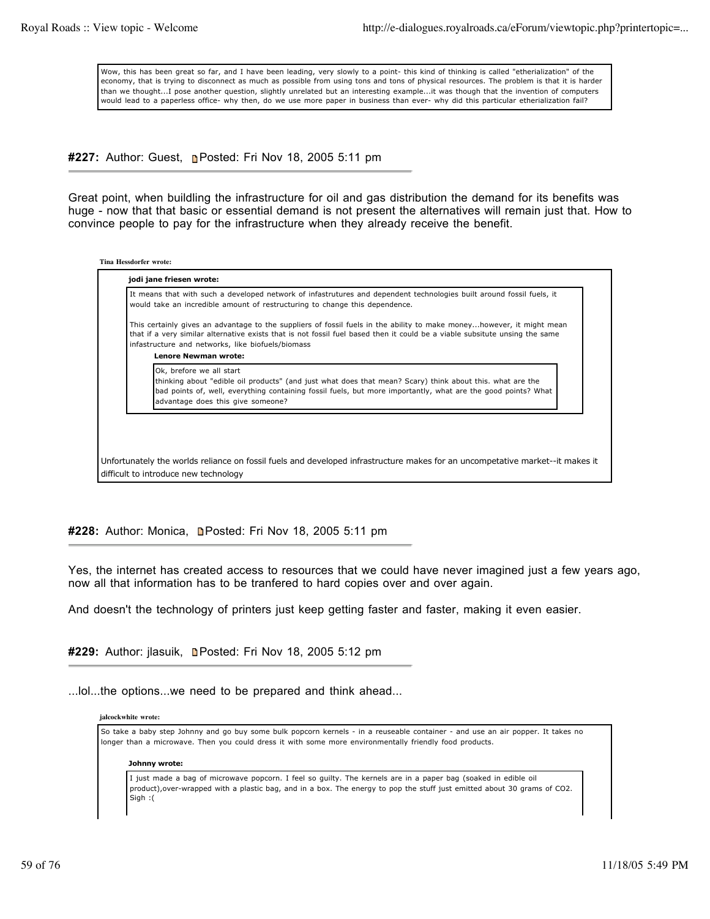> Wow, this has been great so far, and I have been leading, very slowly to a point- this kind of thinking is called "etherialization" of the economy, that is trying to disconnect as much as possible from using tons and tons of physical resources. The problem is that it is harder than we thought...I pose another question, slightly unrelated but an interesting example...it was though that the invention of computers would lead to a paperless office- why then, do we use more paper in business than ever- why did this particular etherialization fail?

**#227:** Author: Guest, Posted: Fri Nov 18, 2005 5:11 pm

Great point, when buildling the infrastructure for oil and gas distribution the demand for its benefits was huge - now that that basic or essential demand is not present the alternatives will remain just that. How to convince people to pay for the infrastructure when they already receive the benefit.

> **Tina Hessdorfer wrote:**
>
> > **jodi jane friesen wrote:**
> >
> > It means that with such a developed network of infastrutures and dependent technologies built around fossil fuels, it would take an incredible amount of restructuring to change this dependence.
> >
> > This certainly gives an advantage to the suppliers of fossil fuels in the ability to make money...however, it might mean that if a very similar alternative exists that is not fossil fuel based then it could be a viable subsitute unsing the same infastucture and networks, like biofuels/biomass
> >
> > > **Lenore Newman wrote:**
> > >
> > > Ok, brefore we all start
> > > thinking about "edible oil products" (and just what does that mean? Scary) think about this. what are the bad points of, well, everything containing fossil fuels, but more importantly, what are the good points? What advantage does this give someone?
>
> Unfortunately the worlds reliance on fossil fuels and developed infrastructure makes for an uncompetative market--it makes it difficult to introduce new technology

**#228:** Author: Monica, Posted: Fri Nov 18, 2005 5:11 pm

Yes, the internet has created access to resources that we could have never imagined just a few years ago, now all that information has to be tranfered to hard copies over and over again.

And doesn't the technology of printers just keep getting faster and faster, making it even easier.

**#229:** Author: jlasuik, Posted: Fri Nov 18, 2005 5:12 pm

...lol...the options...we need to be prepared and think ahead...

> **jalcockwhite wrote:**
>
> So take a baby step Johnny and go buy some bulk popcorn kernels - in a reuseable container - and use an air popper. It takes no longer than a microwave. Then you could dress it with some more environmentally friendly food products.
>
> > **Johnny wrote:**
> >
> > I just made a bag of microwave popcorn. I feel so guilty. The kernels are in a paper bag (soaked in edible oil product),over-wrapped with a plastic bag, and in a box. The energy to pop the stuff just emitted about 30 grams of $CO_2$. Sigh :(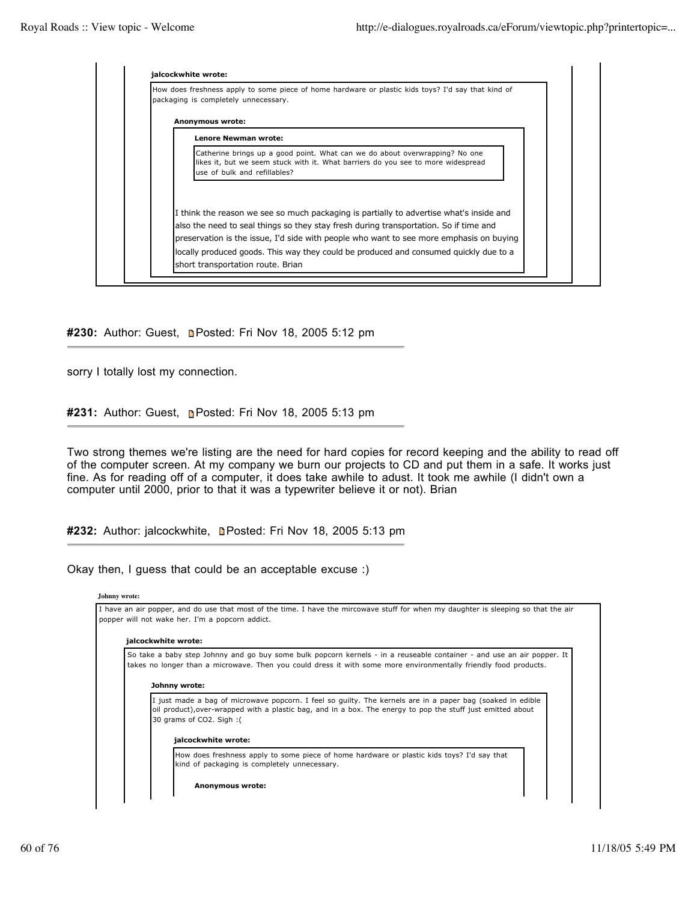> **jalcockwhite wrote:**
>
> How does freshness apply to some piece of home hardware or plastic kids toys? I'd say that kind of packaging is completely unnecessary.
>
> > **Anonymous wrote:**
> >
> > > **Lenore Newman wrote:**
> > >
> > > Catherine brings up a good point. What can we do about overwrapping? No one likes it, but we seem stuck with it. What barriers do you see to more widespread use of bulk and refillables?
> >
> > I think the reason we see so much packaging is partially to advertise what's inside and also the need to seal things so they stay fresh during transportation. So if time and preservation is the issue, I'd side with people who want to see more emphasis on buying locally produced goods. This way they could be produced and consumed quickly due to a short transportation route. Brian

**#230:** Author: Guest, Posted: Fri Nov 18, 2005 5:12 pm

---

sorry I totally lost my connection.

**#231:** Author: Guest, Posted: Fri Nov 18, 2005 5:13 pm

---

Two strong themes we're listing are the need for hard copies for record keeping and the ability to read off of the computer screen. At my company we burn our projects to CD and put them in a safe. It works just fine. As for reading off of a computer, it does take awhile to adust. It took me awhile (I didn't own a computer until 2000, prior to that it was a typewriter believe it or not). Brian

**#232:** Author: jalcockwhite, Posted: Fri Nov 18, 2005 5:13 pm

---

Okay then, I guess that could be an acceptable excuse :)

> **Johnny wrote:**
>
> I have an air popper, and do use that most of the time. I have the mircowave stuff for when my daughter is sleeping so that the air popper will not wake her. I'm a popcorn addict.
>
> > **jalcockwhite wrote:**
> >
> > So take a baby step Johnny and go buy some bulk popcorn kernels - in a reuseable container - and use an air popper. It takes no longer than a microwave. Then you could dress it with some more environmentally friendly food products.
> >
> > > **Johnny wrote:**
> > >
> > > I just made a bag of microwave popcorn. I feel so guilty. The kernels are in a paper bag (soaked in edible oil product),over-wrapped with a plastic bag, and in a box. The energy to pop the stuff just emitted about 30 grams of $CO_2$. Sigh :(
> > >
> > > > **jalcockwhite wrote:**
> > > >
> > > > How does freshness apply to some piece of home hardware or plastic kids toys? I'd say that kind of packaging is completely unnecessary.
> > > >
> > > > > **Anonymous wrote:**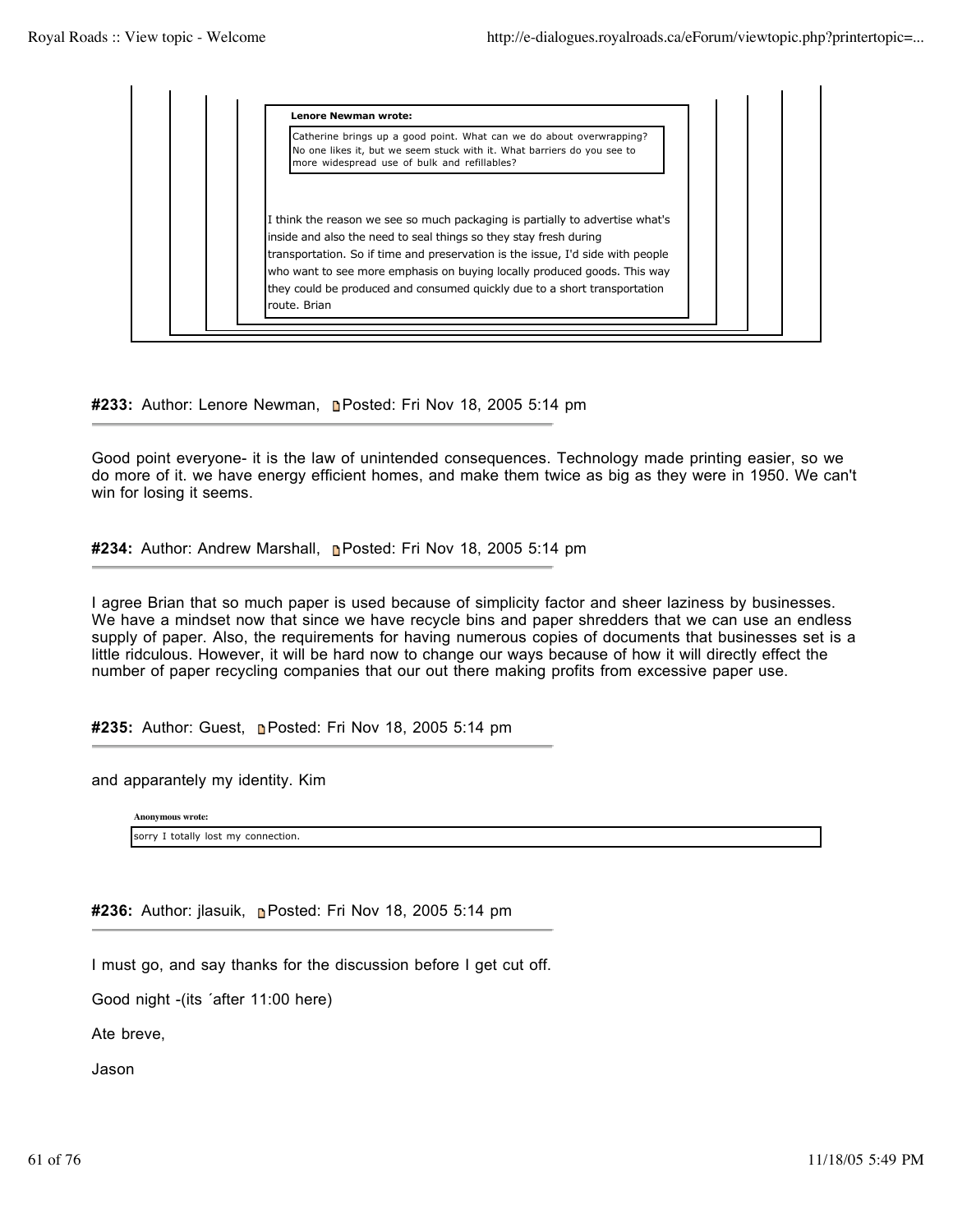> **Lenore Newman wrote:**
>
> > Catherine brings up a good point. What can we do about overwrapping? No one likes it, but we seem stuck with it. What barriers do you see to more widespread use of bulk and refillables?
>
> I think the reason we see so much packaging is partially to advertise what's inside and also the need to seal things so they stay fresh during transportation. So if time and preservation is the issue, I'd side with people who want to see more emphasis on buying locally produced goods. This way they could be produced and consumed quickly due to a short transportation route. Brian

**#233:** Author: Lenore Newman, Posted: Fri Nov 18, 2005 5:14 pm

Good point everyone- it is the law of unintended consequences. Technology made printing easier, so we do more of it. we have energy efficient homes, and make them twice as big as they were in 1950. We can't win for losing it seems.

**#234:** Author: Andrew Marshall, Posted: Fri Nov 18, 2005 5:14 pm

I agree Brian that so much paper is used because of simplicity factor and sheer laziness by businesses. We have a mindset now that since we have recycle bins and paper shredders that we can use an endless supply of paper. Also, the requirements for having numerous copies of documents that businesses set is a little ridculous. However, it will be hard now to change our ways because of how it will directly effect the number of paper recycling companies that our out there making profits from excessive paper use.

**#235:** Author: Guest, Posted: Fri Nov 18, 2005 5:14 pm

and apparantely my identity. Kim

> **Anonymous wrote:**
>
> sorry I totally lost my connection.

**#236:** Author: jlasuik, Posted: Fri Nov 18, 2005 5:14 pm

I must go, and say thanks for the discussion before I get cut off.

Good night -(its ´after 11:00 here)

Ate breve,

Jason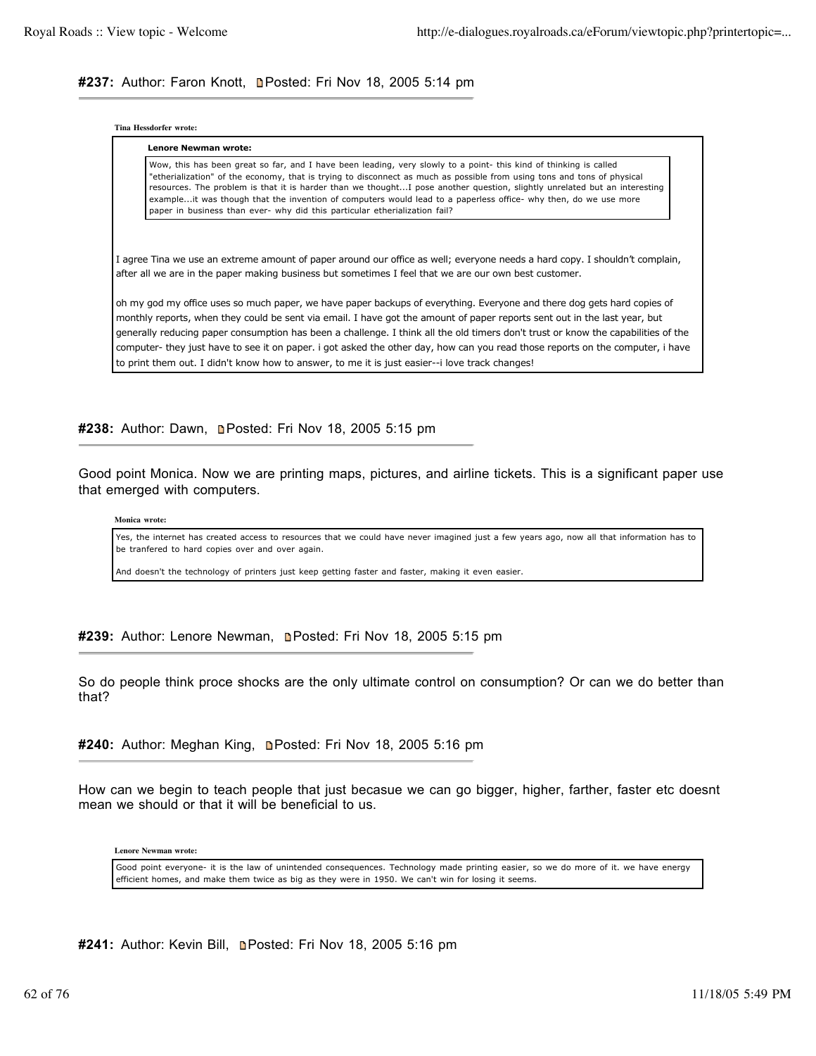**#237:** Author: Faron Knott, Posted: Fri Nov 18, 2005 5:14 pm

> **Tina Hessdorfer wrote:**
>
> > **Lenore Newman wrote:**
> >
> > Wow, this has been great so far, and I have been leading, very slowly to a point- this kind of thinking is called "etherialization" of the economy, that is trying to disconnect as much as possible from using tons and tons of physical resources. The problem is that it is harder than we thought...I pose another question, slightly unrelated but an interesting example...it was though that the invention of computers would lead to a paperless office- why then, do we use more paper in business than ever- why did this particular etherialization fail?
>
> I agree Tina we use an extreme amount of paper around our office as well; everyone needs a hard copy. I shouldn't complain, after all we are in the paper making business but sometimes I feel that we are our own best customer.
>
> oh my god my office uses so much paper, we have paper backups of everything. Everyone and there dog gets hard copies of monthly reports, when they could be sent via email. I have got the amount of paper reports sent out in the last year, but generally reducing paper consumption has been a challenge. I think all the old timers don't trust or know the capabilities of the computer- they just have to see it on paper. i got asked the other day, how can you read those reports on the computer, i have to print them out. I didn't know how to answer, to me it is just easier--i love track changes!

**#238:** Author: Dawn, Posted: Fri Nov 18, 2005 5:15 pm

Good point Monica. Now we are printing maps, pictures, and airline tickets. This is a significant paper use that emerged with computers.

> **Monica wrote:**
>
> Yes, the internet has created access to resources that we could have never imagined just a few years ago, now all that information has to be tranfered to hard copies over and over again.
>
> And doesn't the technology of printers just keep getting faster and faster, making it even easier.

**#239:** Author: Lenore Newman, Posted: Fri Nov 18, 2005 5:15 pm

So do people think proce shocks are the only ultimate control on consumption? Or can we do better than that?

**#240:** Author: Meghan King, Posted: Fri Nov 18, 2005 5:16 pm

How can we begin to teach people that just becasue we can go bigger, higher, farther, faster etc doesnt mean we should or that it will be beneficial to us.

> **Lenore Newman wrote:**
>
> Good point everyone- it is the law of unintended consequences. Technology made printing easier, so we do more of it. we have energy efficient homes, and make them twice as big as they were in 1950. We can't win for losing it seems.

**#241:** Author: Kevin Bill, Posted: Fri Nov 18, 2005 5:16 pm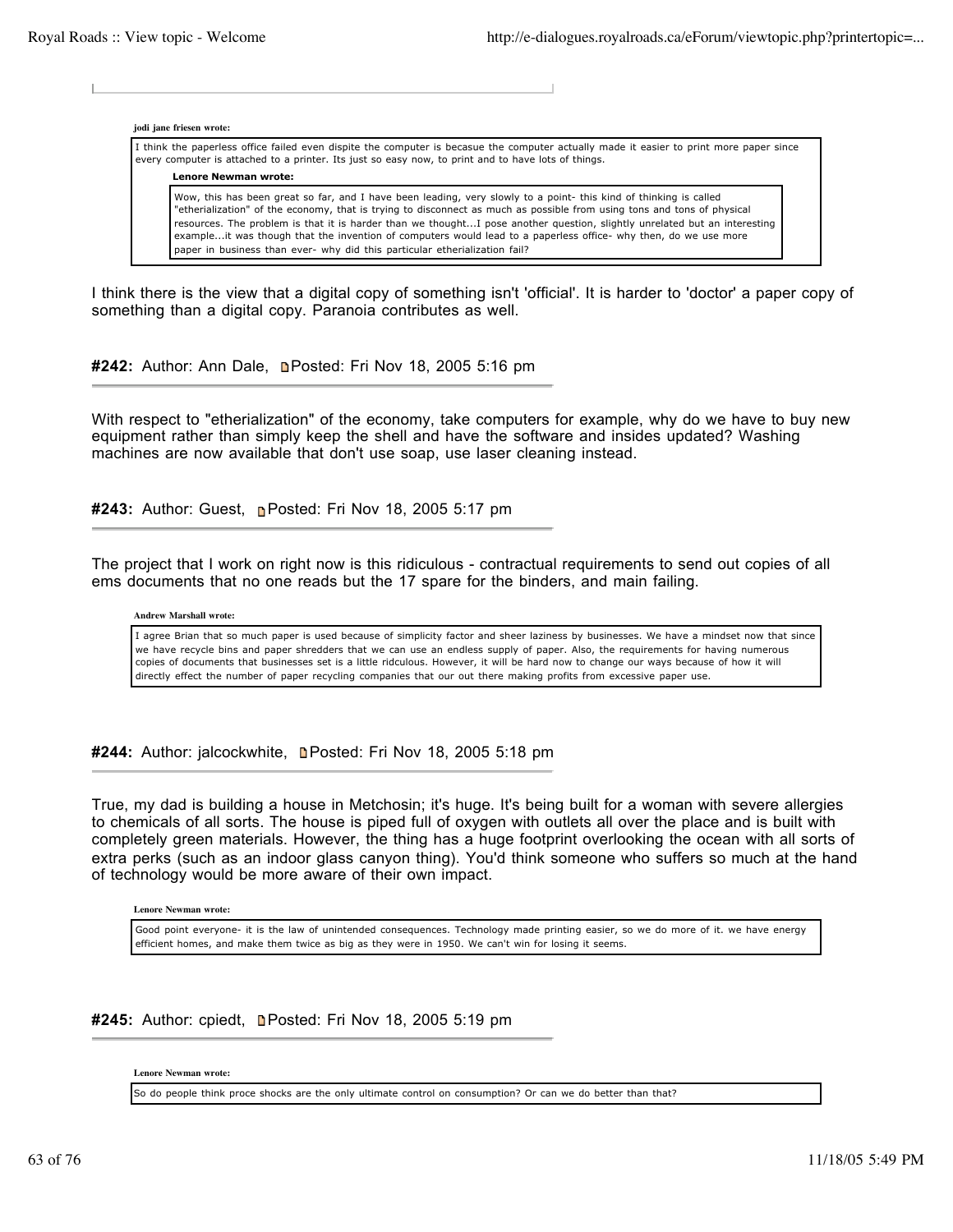**jodi jane friesen wrote:**

> I think the paperless office failed even dispite the computer is becasue the computer actually made it easier to print more paper since every computer is attached to a printer. Its just so easy now, to print and to have lots of things.
>
> **Lenore Newman wrote:**
>
> > Wow, this has been great so far, and I have been leading, very slowly to a point- this kind of thinking is called "etherialization" of the economy, that is trying to disconnect as much as possible from using tons and tons of physical resources. The problem is that it is harder than we thought...I pose another question, slightly unrelated but an interesting example...it was though that the invention of computers would lead to a paperless office- why then, do we use more paper in business than ever- why did this particular etherialization fail?

I think there is the view that a digital copy of something isn't 'official'. It is harder to 'doctor' a paper copy of something than a digital copy. Paranoia contributes as well.

**#242:** Author: Ann Dale, Posted: Fri Nov 18, 2005 5:16 pm

With respect to "etherialization" of the economy, take computers for example, why do we have to buy new equipment rather than simply keep the shell and have the software and insides updated? Washing machines are now available that don't use soap, use laser cleaning instead.

**#243:** Author: Guest, Posted: Fri Nov 18, 2005 5:17 pm

The project that I work on right now is this ridiculous - contractual requirements to send out copies of all ems documents that no one reads but the 17 spare for the binders, and main failing.

**Andrew Marshall wrote:**

> I agree Brian that so much paper is used because of simplicity factor and sheer laziness by businesses. We have a mindset now that since we have recycle bins and paper shredders that we can use an endless supply of paper. Also, the requirements for having numerous copies of documents that businesses set is a little ridculous. However, it will be hard now to change our ways because of how it will directly effect the number of paper recycling companies that our out there making profits from excessive paper use.

**#244:** Author: jalcockwhite, Posted: Fri Nov 18, 2005 5:18 pm

True, my dad is building a house in Metchosin; it's huge. It's being built for a woman with severe allergies to chemicals of all sorts. The house is piped full of oxygen with outlets all over the place and is built with completely green materials. However, the thing has a huge footprint overlooking the ocean with all sorts of extra perks (such as an indoor glass canyon thing). You'd think someone who suffers so much at the hand of technology would be more aware of their own impact.

**Lenore Newman wrote:**

> Good point everyone- it is the law of unintended consequences. Technology made printing easier, so we do more of it. we have energy efficient homes, and make them twice as big as they were in 1950. We can't win for losing it seems.

**#245:** Author: cpiedt, Posted: Fri Nov 18, 2005 5:19 pm

**Lenore Newman wrote:**

> So do people think proce shocks are the only ultimate control on consumption? Or can we do better than that?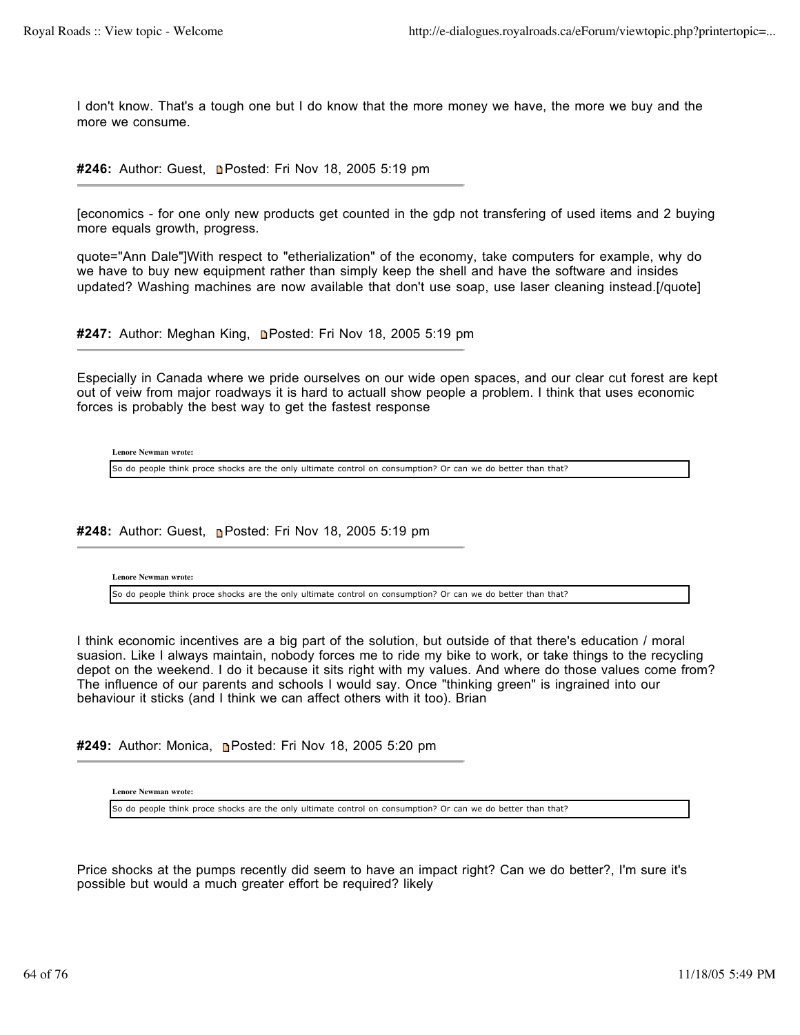I don't know. That's a tough one but I do know that the more money we have, the more we buy and the more we consume.

**#246:** Author: Guest, Posted: Fri Nov 18, 2005 5:19 pm

---

[economics - for one only new products get counted in the gdp not transfering of used items and 2 buying more equals growth, progress.

quote="Ann Dale"]With respect to "etherialization" of the economy, take computers for example, why do we have to buy new equipment rather than simply keep the shell and have the software and insides updated? Washing machines are now available that don't use soap, use laser cleaning instead.[/quote]

**#247:** Author: Meghan King, Posted: Fri Nov 18, 2005 5:19 pm

---

Especially in Canada where we pride ourselves on our wide open spaces, and our clear cut forest are kept out of veiw from major roadways it is hard to actuall show people a problem. I think that uses economic forces is probably the best way to get the fastest response

> **Lenore Newman wrote:**
> So do people think proce shocks are the only ultimate control on consumption? Or can we do better than that?

**#248:** Author: Guest, Posted: Fri Nov 18, 2005 5:19 pm

---

> **Lenore Newman wrote:**
> So do people think proce shocks are the only ultimate control on consumption? Or can we do better than that?

I think economic incentives are a big part of the solution, but outside of that there's education / moral suasion. Like I always maintain, nobody forces me to ride my bike to work, or take things to the recycling depot on the weekend. I do it because it sits right with my values. And where do those values come from? The influence of our parents and schools I would say. Once "thinking green" is ingrained into our behaviour it sticks (and I think we can affect others with it too). Brian

**#249:** Author: Monica, Posted: Fri Nov 18, 2005 5:20 pm

---

> **Lenore Newman wrote:**
> So do people think proce shocks are the only ultimate control on consumption? Or can we do better than that?

Price shocks at the pumps recently did seem to have an impact right? Can we do better?, I'm sure it's possible but would a much greater effort be required? likely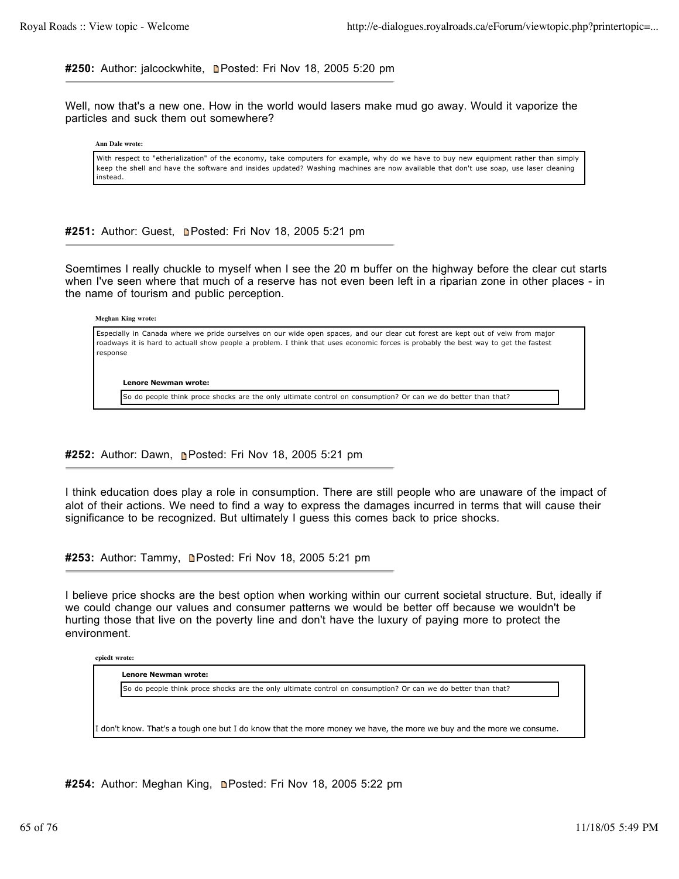**#250:** Author: jalcockwhite, Posted: Fri Nov 18, 2005 5:20 pm

Well, now that's a new one. How in the world would lasers make mud go away. Would it vaporize the particles and suck them out somewhere?

> **Ann Dale wrote:**
>
> With respect to "etherialization" of the economy, take computers for example, why do we have to buy new equipment rather than simply keep the shell and have the software and insides updated? Washing machines are now available that don't use soap, use laser cleaning instead.

**#251:** Author: Guest, Posted: Fri Nov 18, 2005 5:21 pm

Soemtimes I really chuckle to myself when I see the 20 m buffer on the highway before the clear cut starts when I've seen where that much of a reserve has not even been left in a riparian zone in other places - in the name of tourism and public perception.

> **Meghan King wrote:**
>
> Especially in Canada where we pride ourselves on our wide open spaces, and our clear cut forest are kept out of veiw from major roadways it is hard to actuall show people a problem. I think that uses economic forces is probably the best way to get the fastest response
>
> > **Lenore Newman wrote:**
> >
> > So do people think proce shocks are the only ultimate control on consumption? Or can we do better than that?

**#252:** Author: Dawn, Posted: Fri Nov 18, 2005 5:21 pm

I think education does play a role in consumption. There are still people who are unaware of the impact of alot of their actions. We need to find a way to express the damages incurred in terms that will cause their significance to be recognized. But ultimately I guess this comes back to price shocks.

**#253:** Author: Tammy, Posted: Fri Nov 18, 2005 5:21 pm

I believe price shocks are the best option when working within our current societal structure. But, ideally if we could change our values and consumer patterns we would be better off because we wouldn't be hurting those that live on the poverty line and don't have the luxury of paying more to protect the environment.

> **cpiedt wrote:**
>
> > **Lenore Newman wrote:**
> >
> > So do people think proce shocks are the only ultimate control on consumption? Or can we do better than that?
>
> I don't know. That's a tough one but I do know that the more money we have, the more we buy and the more we consume.

**#254:** Author: Meghan King, Posted: Fri Nov 18, 2005 5:22 pm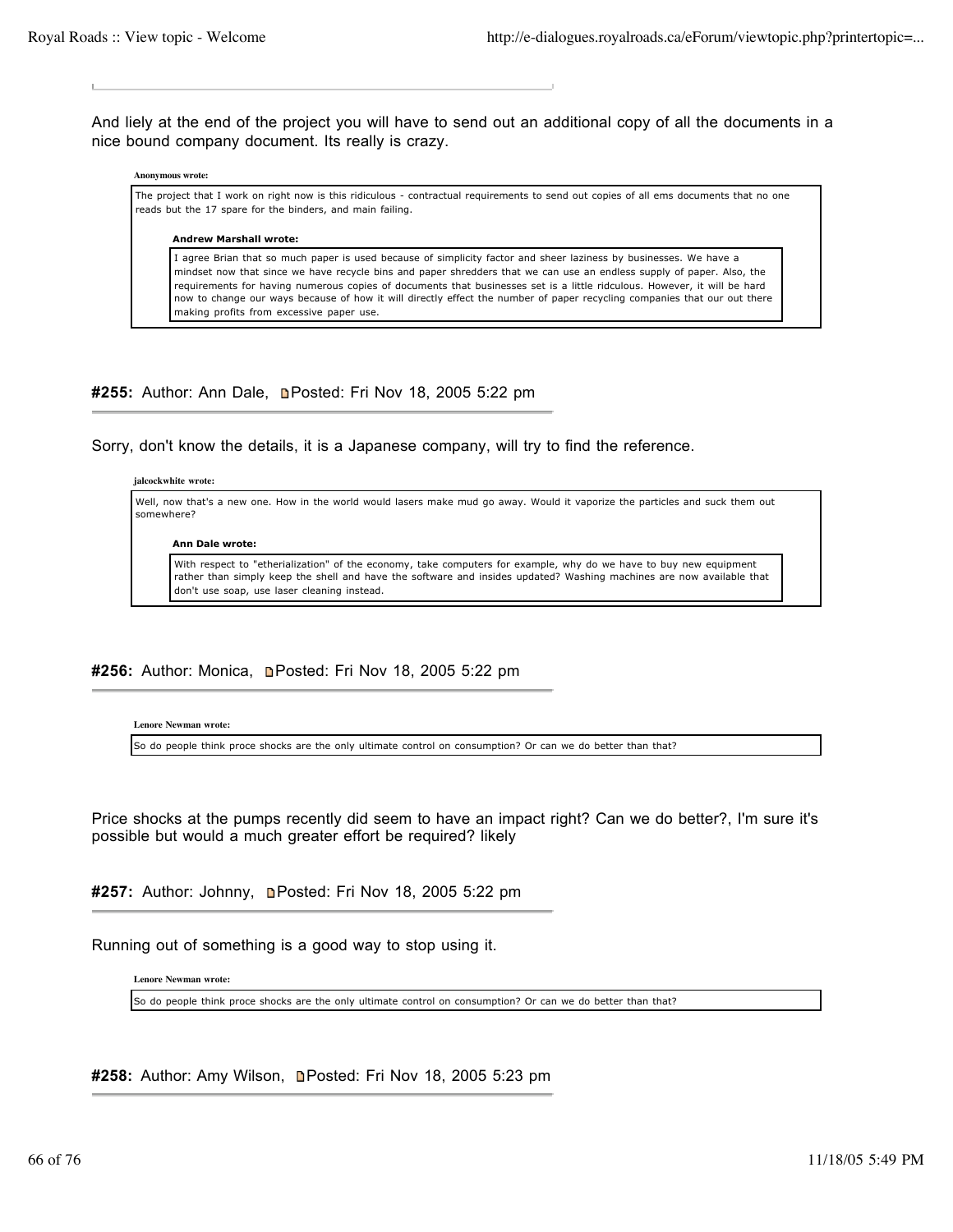And liely at the end of the project you will have to send out an additional copy of all the documents in a nice bound company document. Its really is crazy.

> **Anonymous wrote:**
>
> The project that I work on right now is this ridiculous - contractual requirements to send out copies of all ems documents that no one reads but the 17 spare for the binders, and main failing.
>
> > **Andrew Marshall wrote:**
> >
> > I agree Brian that so much paper is used because of simplicity factor and sheer laziness by businesses. We have a mindset now that since we have recycle bins and paper shredders that we can use an endless supply of paper. Also, the requirements for having numerous copies of documents that businesses set is a little ridculous. However, it will be hard now to change our ways because of how it will directly effect the number of paper recycling companies that our out there making profits from excessive paper use.

**#255:** Author: Ann Dale, Posted: Fri Nov 18, 2005 5:22 pm

Sorry, don't know the details, it is a Japanese company, will try to find the reference.

> **jalcockwhite wrote:**
>
> Well, now that's a new one. How in the world would lasers make mud go away. Would it vaporize the particles and suck them out somewhere?
>
> > **Ann Dale wrote:**
> >
> > With respect to "etherialization" of the economy, take computers for example, why do we have to buy new equipment rather than simply keep the shell and have the software and insides updated? Washing machines are now available that don't use soap, use laser cleaning instead.

**#256:** Author: Monica, Posted: Fri Nov 18, 2005 5:22 pm

> **Lenore Newman wrote:**
>
> So do people think proce shocks are the only ultimate control on consumption? Or can we do better than that?

Price shocks at the pumps recently did seem to have an impact right? Can we do better?, I'm sure it's possible but would a much greater effort be required? likely

**#257:** Author: Johnny, Posted: Fri Nov 18, 2005 5:22 pm

Running out of something is a good way to stop using it.

> **Lenore Newman wrote:**
>
> So do people think proce shocks are the only ultimate control on consumption? Or can we do better than that?

**#258:** Author: Amy Wilson, Posted: Fri Nov 18, 2005 5:23 pm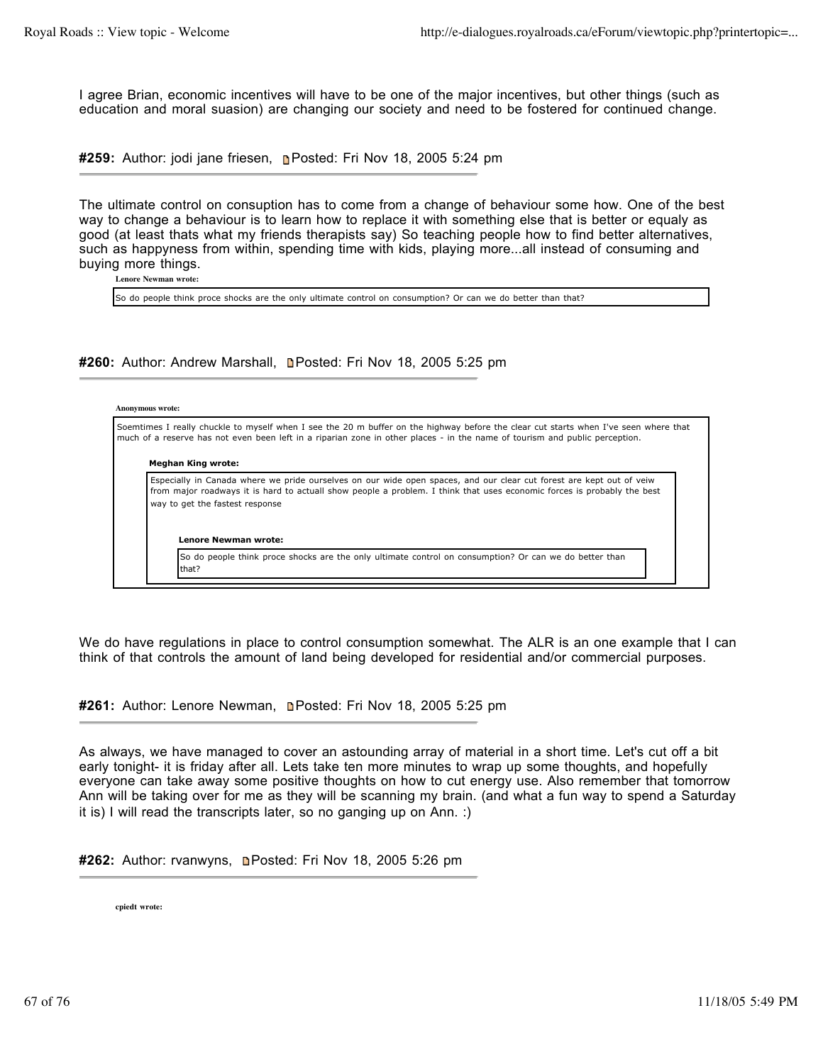I agree Brian, economic incentives will have to be one of the major incentives, but other things (such as education and moral suasion) are changing our society and need to be fostered for continued change.

**#259:** Author: jodi jane friesen, Posted: Fri Nov 18, 2005 5:24 pm

---

The ultimate control on consuption has to come from a change of behaviour some how. One of the best way to change a behaviour is to learn how to replace it with something else that is better or equaly as good (at least thats what my friends therapists say) So teaching people how to find better alternatives, such as happyness from within, spending time with kids, playing more...all instead of consuming and buying more things.

> **Lenore Newman wrote:**
>
> So do people think proce shocks are the only ultimate control on consumption? Or can we do better than that?

**#260:** Author: Andrew Marshall, Posted: Fri Nov 18, 2005 5:25 pm

---

> **Anonymous wrote:**
>
> Soemtimes I really chuckle to myself when I see the 20 m buffer on the highway before the clear cut starts when I've seen where that much of a reserve has not even been left in a riparian zone in other places - in the name of tourism and public perception.
>
> > **Meghan King wrote:**
> >
> > Especially in Canada where we pride ourselves on our wide open spaces, and our clear cut forest are kept out of veiw from major roadways it is hard to actuall show people a problem. I think that uses economic forces is probably the best way to get the fastest response
> >
> > > **Lenore Newman wrote:**
> > >
> > > So do people think proce shocks are the only ultimate control on consumption? Or can we do better than that?

We do have regulations in place to control consumption somewhat. The ALR is an one example that I can think of that controls the amount of land being developed for residential and/or commercial purposes.

**#261:** Author: Lenore Newman, Posted: Fri Nov 18, 2005 5:25 pm

---

As always, we have managed to cover an astounding array of material in a short time. Let's cut off a bit early tonight- it is friday after all. Lets take ten more minutes to wrap up some thoughts, and hopefully everyone can take away some positive thoughts on how to cut energy use. Also remember that tomorrow Ann will be taking over for me as they will be scanning my brain. (and what a fun way to spend a Saturday it is) I will read the transcripts later, so no ganging up on Ann. :)

**#262:** Author: rvanwyns, Posted: Fri Nov 18, 2005 5:26 pm

---

> **cpiedt wrote:**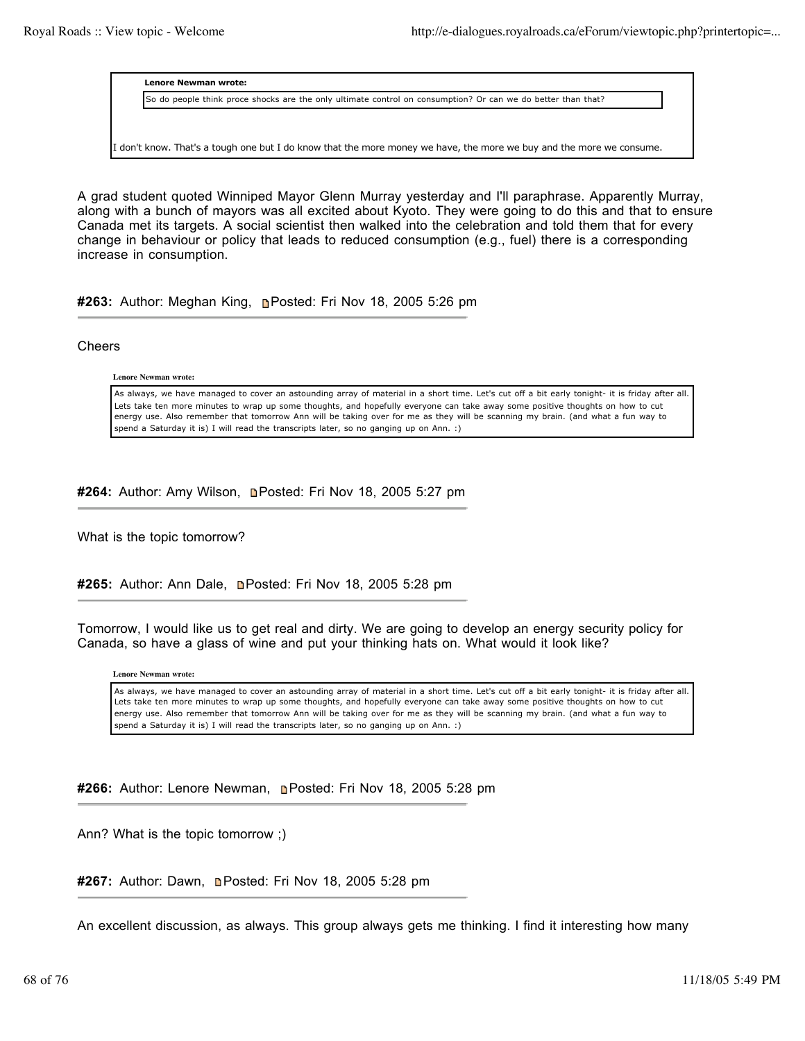> **Lenore Newman wrote:**
>
> So do people think proce shocks are the only ultimate control on consumption? Or can we do better than that?

I don't know. That's a tough one but I do know that the more money we have, the more we buy and the more we consume.

A grad student quoted Winniped Mayor Glenn Murray yesterday and I'll paraphrase. Apparently Murray, along with a bunch of mayors was all excited about Kyoto. They were going to do this and that to ensure Canada met its targets. A social scientist then walked into the celebration and told them that for every change in behaviour or policy that leads to reduced consumption (e.g., fuel) there is a corresponding increase in consumption.

**#263:** Author: Meghan King, Posted: Fri Nov 18, 2005 5:26 pm

Cheers

> **Lenore Newman wrote:**
>
> As always, we have managed to cover an astounding array of material in a short time. Let's cut off a bit early tonight- it is friday after all. Lets take ten more minutes to wrap up some thoughts, and hopefully everyone can take away some positive thoughts on how to cut energy use. Also remember that tomorrow Ann will be taking over for me as they will be scanning my brain. (and what a fun way to spend a Saturday it is) I will read the transcripts later, so no ganging up on Ann. :)

**#264:** Author: Amy Wilson, Posted: Fri Nov 18, 2005 5:27 pm

What is the topic tomorrow?

**#265:** Author: Ann Dale, Posted: Fri Nov 18, 2005 5:28 pm

Tomorrow, I would like us to get real and dirty. We are going to develop an energy security policy for Canada, so have a glass of wine and put your thinking hats on. What would it look like?

> **Lenore Newman wrote:**
>
> As always, we have managed to cover an astounding array of material in a short time. Let's cut off a bit early tonight- it is friday after all. Lets take ten more minutes to wrap up some thoughts, and hopefully everyone can take away some positive thoughts on how to cut energy use. Also remember that tomorrow Ann will be taking over for me as they will be scanning my brain. (and what a fun way to spend a Saturday it is) I will read the transcripts later, so no ganging up on Ann. :)

**#266:** Author: Lenore Newman, Posted: Fri Nov 18, 2005 5:28 pm

Ann? What is the topic tomorrow ;)

**#267:** Author: Dawn, Posted: Fri Nov 18, 2005 5:28 pm

An excellent discussion, as always. This group always gets me thinking. I find it interesting how many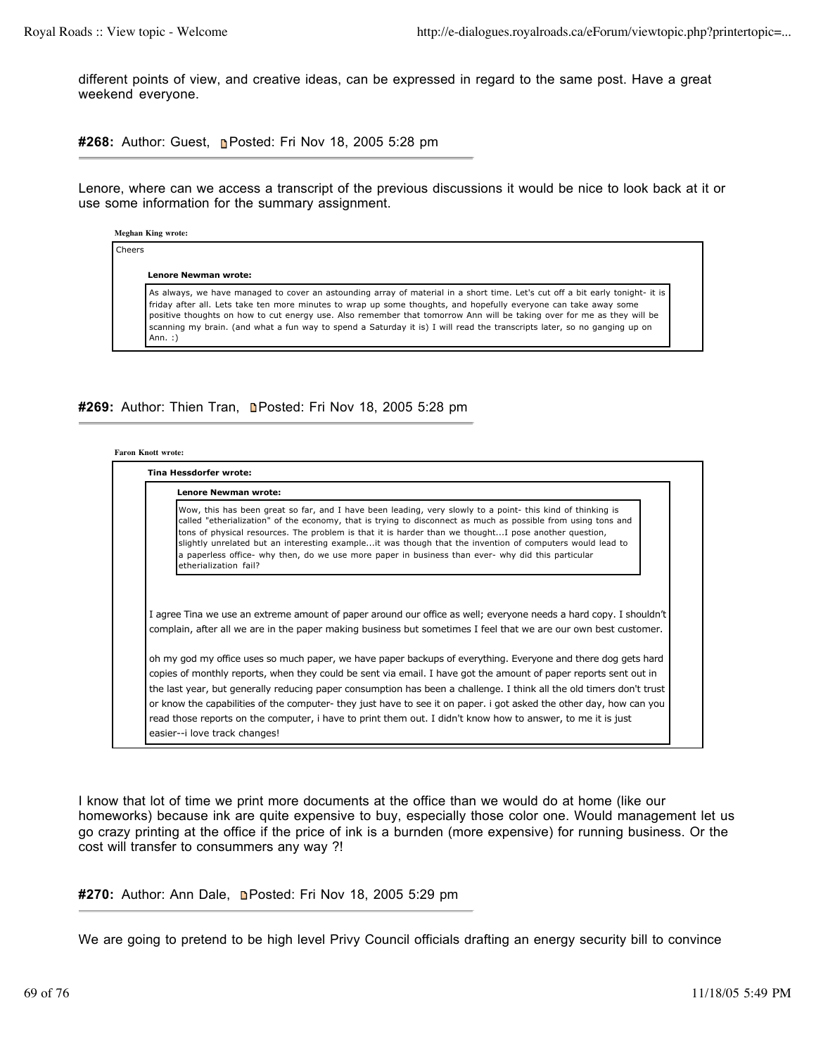different points of view, and creative ideas, can be expressed in regard to the same post. Have a great weekend everyone.

**#268:** Author: Guest, Posted: Fri Nov 18, 2005 5:28 pm

---

Lenore, where can we access a transcript of the previous discussions it would be nice to look back at it or use some information for the summary assignment.

> **Meghan King wrote:**
>
> Cheers
>
> > **Lenore Newman wrote:**
> >
> > As always, we have managed to cover an astounding array of material in a short time. Let's cut off a bit early tonight- it is friday after all. Lets take ten more minutes to wrap up some thoughts, and hopefully everyone can take away some positive thoughts on how to cut energy use. Also remember that tomorrow Ann will be taking over for me as they will be scanning my brain. (and what a fun way to spend a Saturday it is) I will read the transcripts later, so no ganging up on Ann. :)

**#269:** Author: Thien Tran, Posted: Fri Nov 18, 2005 5:28 pm

---

> **Faron Knott wrote:**
>
> > **Tina Hessdorfer wrote:**
> >
> > > **Lenore Newman wrote:**
> > >
> > > Wow, this has been great so far, and I have been leading, very slowly to a point- this kind of thinking is called "etherialization" of the economy, that is trying to disconnect as much as possible from using tons and tons of physical resources. The problem is that it is harder than we thought...I pose another question, slightly unrelated but an interesting example...it was though that the invention of computers would lead to a paperless office- why then, do we use more paper in business than ever- why did this particular etherialization fail?
> >
> > I agree Tina we use an extreme amount of paper around our office as well; everyone needs a hard copy. I shouldn't complain, after all we are in the paper making business but sometimes I feel that we are our own best customer.
> >
> > oh my god my office uses so much paper, we have paper backups of everything. Everyone and there dog gets hard copies of monthly reports, when they could be sent via email. I have got the amount of paper reports sent out in the last year, but generally reducing paper consumption has been a challenge. I think all the old timers don't trust or know the capabilities of the computer- they just have to see it on paper. i got asked the other day, how can you read those reports on the computer, i have to print them out. I didn't know how to answer, to me it is just easier--i love track changes!

I know that lot of time we print more documents at the office than we would do at home (like our homeworks) because ink are quite expensive to buy, especially those color one. Would management let us go crazy printing at the office if the price of ink is a burnden (more expensive) for running business. Or the cost will transfer to consummers any way ?!

**#270:** Author: Ann Dale, Posted: Fri Nov 18, 2005 5:29 pm

---

We are going to pretend to be high level Privy Council officials drafting an energy security bill to convince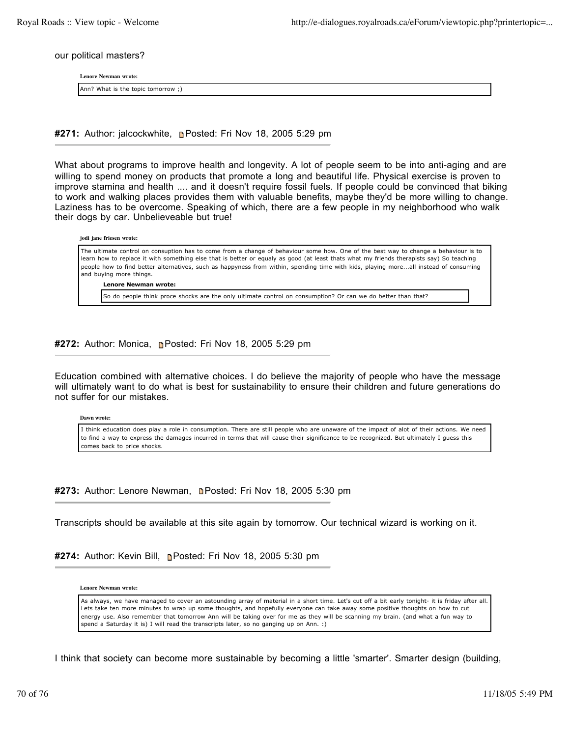our political masters?

> **Lenore Newman wrote:**
>
> Ann? What is the topic tomorrow ;)

**#271:** Author: jalcockwhite, Posted: Fri Nov 18, 2005 5:29 pm

---

What about programs to improve health and longevity. A lot of people seem to be into anti-aging and are willing to spend money on products that promote a long and beautiful life. Physical exercise is proven to improve stamina and health .... and it doesn't require fossil fuels. If people could be convinced that biking to work and walking places provides them with valuable benefits, maybe they'd be more willing to change. Laziness has to be overcome. Speaking of which, there are a few people in my neighborhood who walk their dogs by car. Unbelieveable but true!

> **jodi jane friesen wrote:**
>
> The ultimate control on consuption has to come from a change of behaviour some how. One of the best way to change a behaviour is to learn how to replace it with something else that is better or equaly as good (at least thats what my friends therapists say) So teaching people how to find better alternatives, such as happyness from within, spending time with kids, playing more...all instead of consuming and buying more things.
>
> > **Lenore Newman wrote:**
> >
> > So do people think proce shocks are the only ultimate control on consumption? Or can we do better than that?

**#272:** Author: Monica, Posted: Fri Nov 18, 2005 5:29 pm

---

Education combined with alternative choices. I do believe the majority of people who have the message will ultimately want to do what is best for sustainability to ensure their children and future generations do not suffer for our mistakes.

> **Dawn wrote:**
>
> I think education does play a role in consumption. There are still people who are unaware of the impact of alot of their actions. We need to find a way to express the damages incurred in terms that will cause their significance to be recognized. But ultimately I guess this comes back to price shocks.

**#273:** Author: Lenore Newman, Posted: Fri Nov 18, 2005 5:30 pm

---

Transcripts should be available at this site again by tomorrow. Our technical wizard is working on it.

**#274:** Author: Kevin Bill, Posted: Fri Nov 18, 2005 5:30 pm

---

> **Lenore Newman wrote:**
>
> As always, we have managed to cover an astounding array of material in a short time. Let's cut off a bit early tonight- it is friday after all. Lets take ten more minutes to wrap up some thoughts, and hopefully everyone can take away some positive thoughts on how to cut energy use. Also remember that tomorrow Ann will be taking over for me as they will be scanning my brain. (and what a fun way to spend a Saturday it is) I will read the transcripts later, so no ganging up on Ann. :)

I think that society can become more sustainable by becoming a little 'smarter'. Smarter design (building,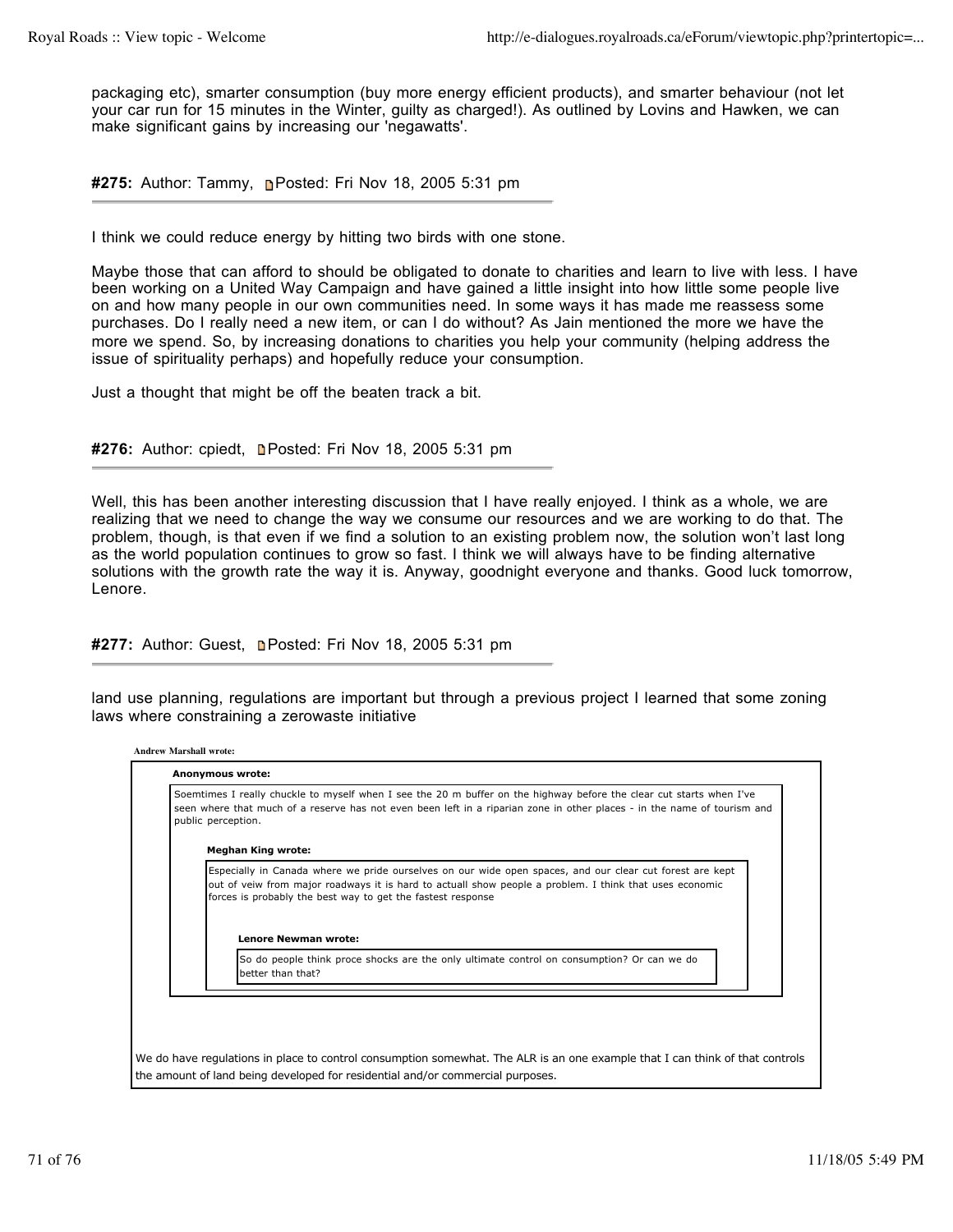packaging etc), smarter consumption (buy more energy efficient products), and smarter behaviour (not let your car run for 15 minutes in the Winter, guilty as charged!). As outlined by Lovins and Hawken, we can make significant gains by increasing our 'negawatts'.

**#275:** Author: Tammy, Posted: Fri Nov 18, 2005 5:31 pm

---

I think we could reduce energy by hitting two birds with one stone.

Maybe those that can afford to should be obligated to donate to charities and learn to live with less. I have been working on a United Way Campaign and have gained a little insight into how little some people live on and how many people in our own communities need. In some ways it has made me reassess some purchases. Do I really need a new item, or can I do without? As Jain mentioned the more we have the more we spend. So, by increasing donations to charities you help your community (helping address the issue of spirituality perhaps) and hopefully reduce your consumption.

Just a thought that might be off the beaten track a bit.

**#276:** Author: cpiedt, Posted: Fri Nov 18, 2005 5:31 pm

---

Well, this has been another interesting discussion that I have really enjoyed. I think as a whole, we are realizing that we need to change the way we consume our resources and we are working to do that. The problem, though, is that even if we find a solution to an existing problem now, the solution won't last long as the world population continues to grow so fast. I think we will always have to be finding alternative solutions with the growth rate the way it is. Anyway, goodnight everyone and thanks. Good luck tomorrow, Lenore.

**#277:** Author: Guest, Posted: Fri Nov 18, 2005 5:31 pm

---

land use planning, regulations are important but through a previous project I learned that some zoning laws where constraining a zerowaste initiative

> **Andrew Marshall wrote:**
>
> > **Anonymous wrote:**
> >
> > Soemtimes I really chuckle to myself when I see the 20 m buffer on the highway before the clear cut starts when I've seen where that much of a reserve has not even been left in a riparian zone in other places - in the name of tourism and public perception.
> >
> > > **Meghan King wrote:**
> > >
> > > Especially in Canada where we pride ourselves on our wide open spaces, and our clear cut forest are kept out of veiw from major roadways it is hard to actuall show people a problem. I think that uses economic forces is probably the best way to get the fastest response
> > >
> > > > **Lenore Newman wrote:**
> > > >
> > > > So do people think proce shocks are the only ultimate control on consumption? Or can we do better than that?
>
> We do have regulations in place to control consumption somewhat. The ALR is an one example that I can think of that controls the amount of land being developed for residential and/or commercial purposes.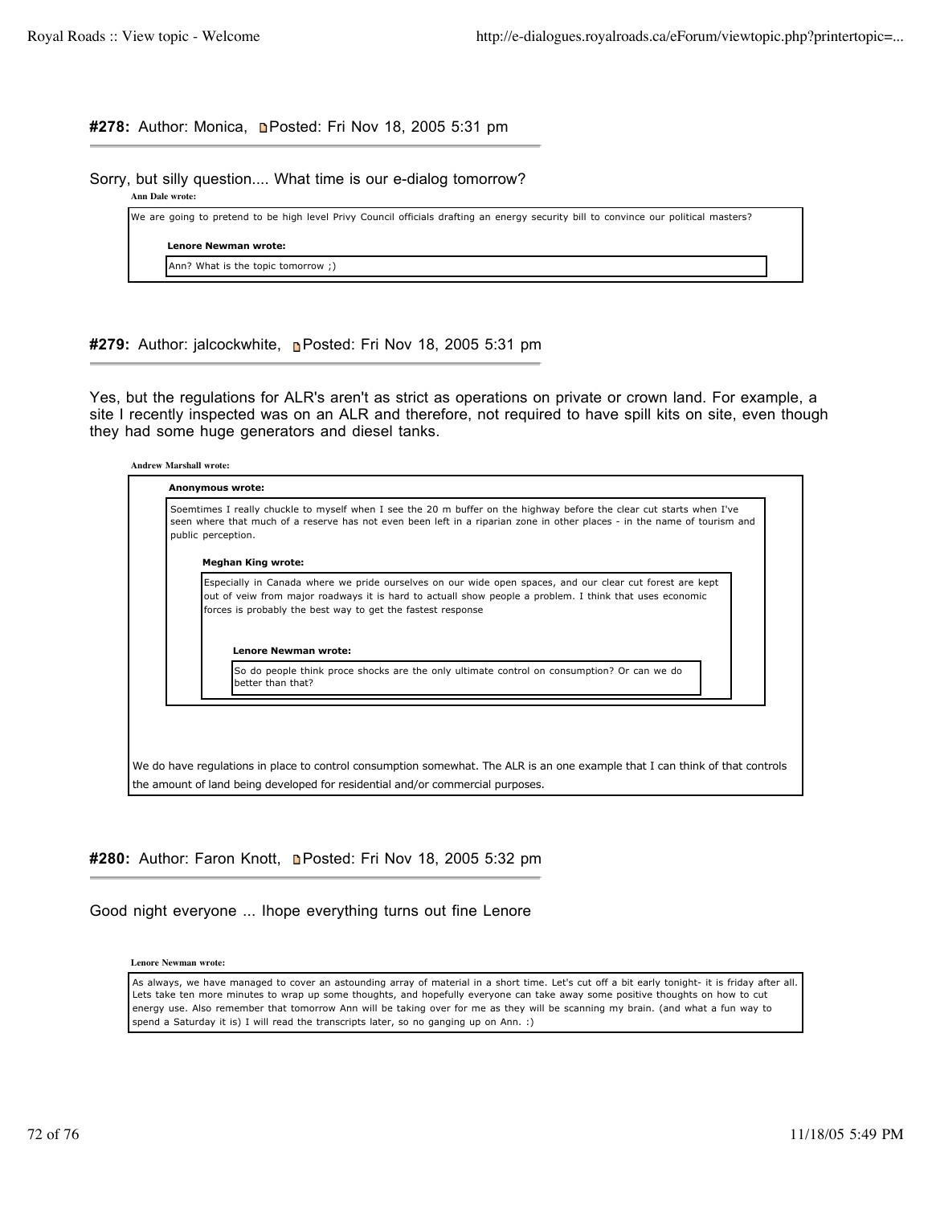**#278:** Author: Monica, Posted: Fri Nov 18, 2005 5:31 pm

Sorry, but silly question.... What time is our e-dialog tomorrow?

> **Ann Dale wrote:**
>
> We are going to pretend to be high level Privy Council officials drafting an energy security bill to convince our political masters?
>
> > **Lenore Newman wrote:**
> >
> > Ann? What is the topic tomorrow ;)

**#279:** Author: jalcockwhite, Posted: Fri Nov 18, 2005 5:31 pm

Yes, but the regulations for ALR's aren't as strict as operations on private or crown land. For example, a site I recently inspected was on an ALR and therefore, not required to have spill kits on site, even though they had some huge generators and diesel tanks.

> **Andrew Marshall wrote:**
>
> > **Anonymous wrote:**
> >
> > Soemtimes I really chuckle to myself when I see the 20 m buffer on the highway before the clear cut starts when I've seen where that much of a reserve has not even been left in a riparian zone in other places - in the name of tourism and public perception.
> >
> > > **Meghan King wrote:**
> > >
> > > Especially in Canada where we pride ourselves on our wide open spaces, and our clear cut forest are kept out of veiw from major roadways it is hard to actuall show people a problem. I think that uses economic forces is probably the best way to get the fastest response
> > >
> > > > **Lenore Newman wrote:**
> > > >
> > > > So do people think proce shocks are the only ultimate control on consumption? Or can we do better than that?
>
> We do have regulations in place to control consumption somewhat. The ALR is an one example that I can think of that controls the amount of land being developed for residential and/or commercial purposes.

**#280:** Author: Faron Knott, Posted: Fri Nov 18, 2005 5:32 pm

Good night everyone ... Ihope everything turns out fine Lenore

> **Lenore Newman wrote:**
>
> As always, we have managed to cover an astounding array of material in a short time. Let's cut off a bit early tonight- it is friday after all. Lets take ten more minutes to wrap up some thoughts, and hopefully everyone can take away some positive thoughts on how to cut energy use. Also remember that tomorrow Ann will be taking over for me as they will be scanning my brain. (and what a fun way to spend a Saturday it is) I will read the transcripts later, so no ganging up on Ann. :)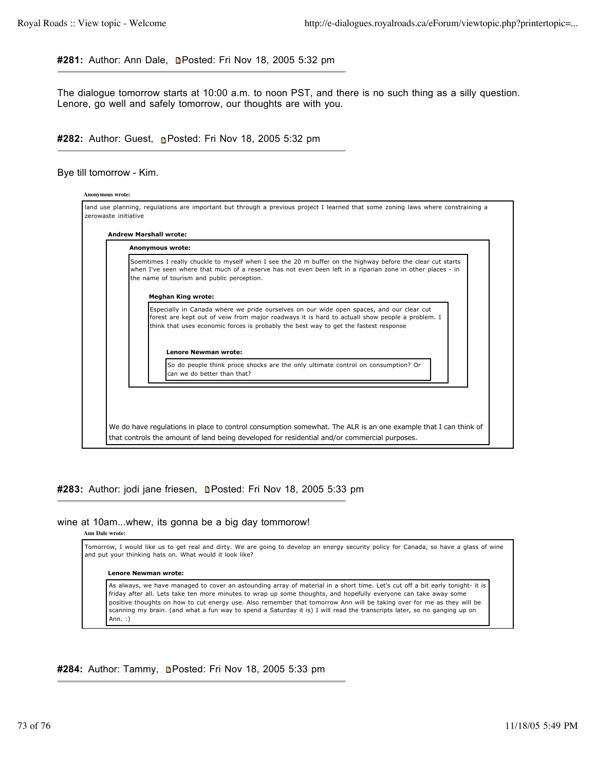**#281:** Author: Ann Dale, Posted: Fri Nov 18, 2005 5:32 pm

---

The dialogue tomorrow starts at 10:00 a.m. to noon PST, and there is no such thing as a silly question. Lenore, go well and safely tomorrow, our thoughts are with you.

**#282:** Author: Guest, Posted: Fri Nov 18, 2005 5:32 pm

---

Bye till tomorrow - Kim.

> **Anonymous wrote:**
>
> land use planning, regulations are important but through a previous project I learned that some zoning laws where constraining a zerowaste initiative
>
> > **Andrew Marshall wrote:**
> >
> > > **Anonymous wrote:**
> > >
> > > Soemtimes I really chuckle to myself when I see the 20 m buffer on the highway before the clear cut starts when I've seen where that much of a reserve has not even been left in a riparian zone in other places - in the name of tourism and public perception.
> > >
> > > > **Meghan King wrote:**
> > > >
> > > > Especially in Canada where we pride ourselves on our wide open spaces, and our clear cut forest are kept out of veiw from major roadways it is hard to actuall show people a problem. I think that uses economic forces is probably the best way to get the fastest response
> > > >
> > > > > **Lenore Newman wrote:**
> > > > >
> > > > > So do people think proce shocks are the only ultimate control on consumption? Or can we do better than that?
> >
> > We do have regulations in place to control consumption somewhat. The ALR is an one example that I can think of that controls the amount of land being developed for residential and/or commercial purposes.

**#283:** Author: jodi jane friesen, Posted: Fri Nov 18, 2005 5:33 pm

---

wine at 10am...whew, its gonna be a big day tommorow!

> **Ann Dale wrote:**
>
> Tomorrow, I would like us to get real and dirty. We are going to develop an energy security policy for Canada, so have a glass of wine and put your thinking hats on. What would it look like?
>
> > **Lenore Newman wrote:**
> >
> > As always, we have managed to cover an astounding array of material in a short time. Let's cut off a bit early tonight- it is friday after all. Lets take ten more minutes to wrap up some thoughts, and hopefully everyone can take away some positive thoughts on how to cut energy use. Also remember that tomorrow Ann will be taking over for me as they will be scanning my brain. (and what a fun way to spend a Saturday it is) I will read the transcripts later, so no ganging up on Ann. :)

**#284:** Author: Tammy, Posted: Fri Nov 18, 2005 5:33 pm

---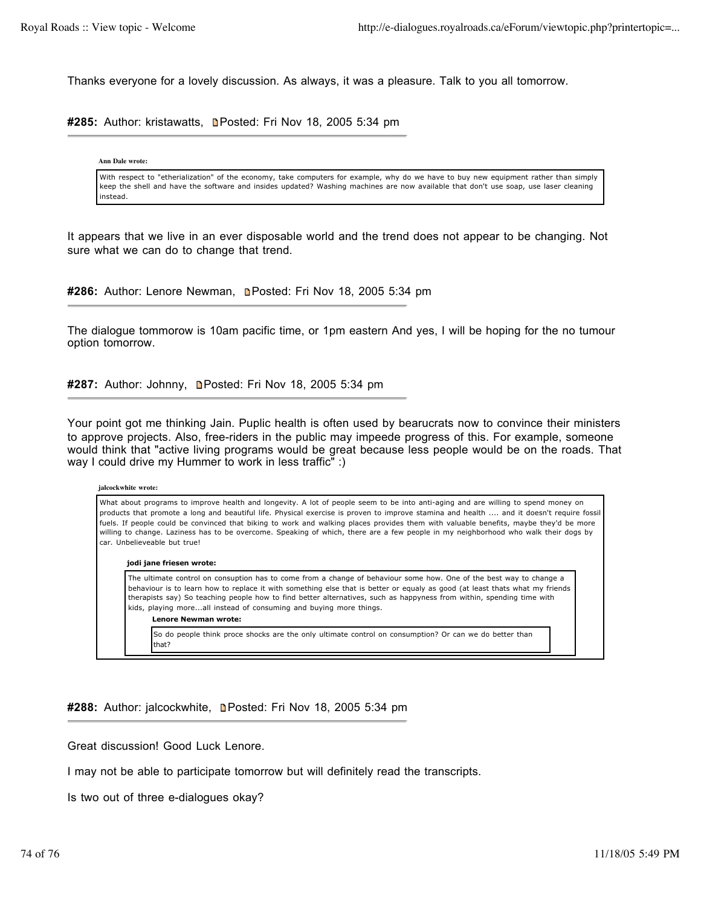Thanks everyone for a lovely discussion. As always, it was a pleasure. Talk to you all tomorrow.

**#285:** Author: kristawatts, Posted: Fri Nov 18, 2005 5:34 pm

> **Ann Dale wrote:**
>
> With respect to "etherialization" of the economy, take computers for example, why do we have to buy new equipment rather than simply keep the shell and have the software and insides updated? Washing machines are now available that don't use soap, use laser cleaning instead.

It appears that we live in an ever disposable world and the trend does not appear to be changing. Not sure what we can do to change that trend.

**#286:** Author: Lenore Newman, Posted: Fri Nov 18, 2005 5:34 pm

The dialogue tommorow is 10am pacific time, or 1pm eastern And yes, I will be hoping for the no tumour option tomorrow.

**#287:** Author: Johnny, Posted: Fri Nov 18, 2005 5:34 pm

Your point got me thinking Jain. Puplic health is often used by bearucrats now to convince their ministers to approve projects. Also, free-riders in the public may impeede progress of this. For example, someone would think that "active living programs would be great because less people would be on the roads. That way I could drive my Hummer to work in less traffic" :)

> **jalcockwhite wrote:**
>
> What about programs to improve health and longevity. A lot of people seem to be into anti-aging and are willing to spend money on products that promote a long and beautiful life. Physical exercise is proven to improve stamina and health .... and it doesn't require fossil fuels. If people could be convinced that biking to work and walking places provides them with valuable benefits, maybe they'd be more willing to change. Laziness has to be overcome. Speaking of which, there are a few people in my neighborhood who walk their dogs by car. Unbelieveable but true!
>
> > **jodi jane friesen wrote:**
> >
> > The ultimate control on consuption has to come from a change of behaviour some how. One of the best way to change a behaviour is to learn how to replace it with something else that is better or equaly as good (at least thats what my friends therapists say) So teaching people how to find better alternatives, such as happyness from within, spending time with kids, playing more...all instead of consuming and buying more things.
> >
> > > **Lenore Newman wrote:**
> > >
> > > So do people think proce shocks are the only ultimate control on consumption? Or can we do better than that?

**#288:** Author: jalcockwhite, Posted: Fri Nov 18, 2005 5:34 pm

Great discussion! Good Luck Lenore.

I may not be able to participate tomorrow but will definitely read the transcripts.

Is two out of three e-dialogues okay?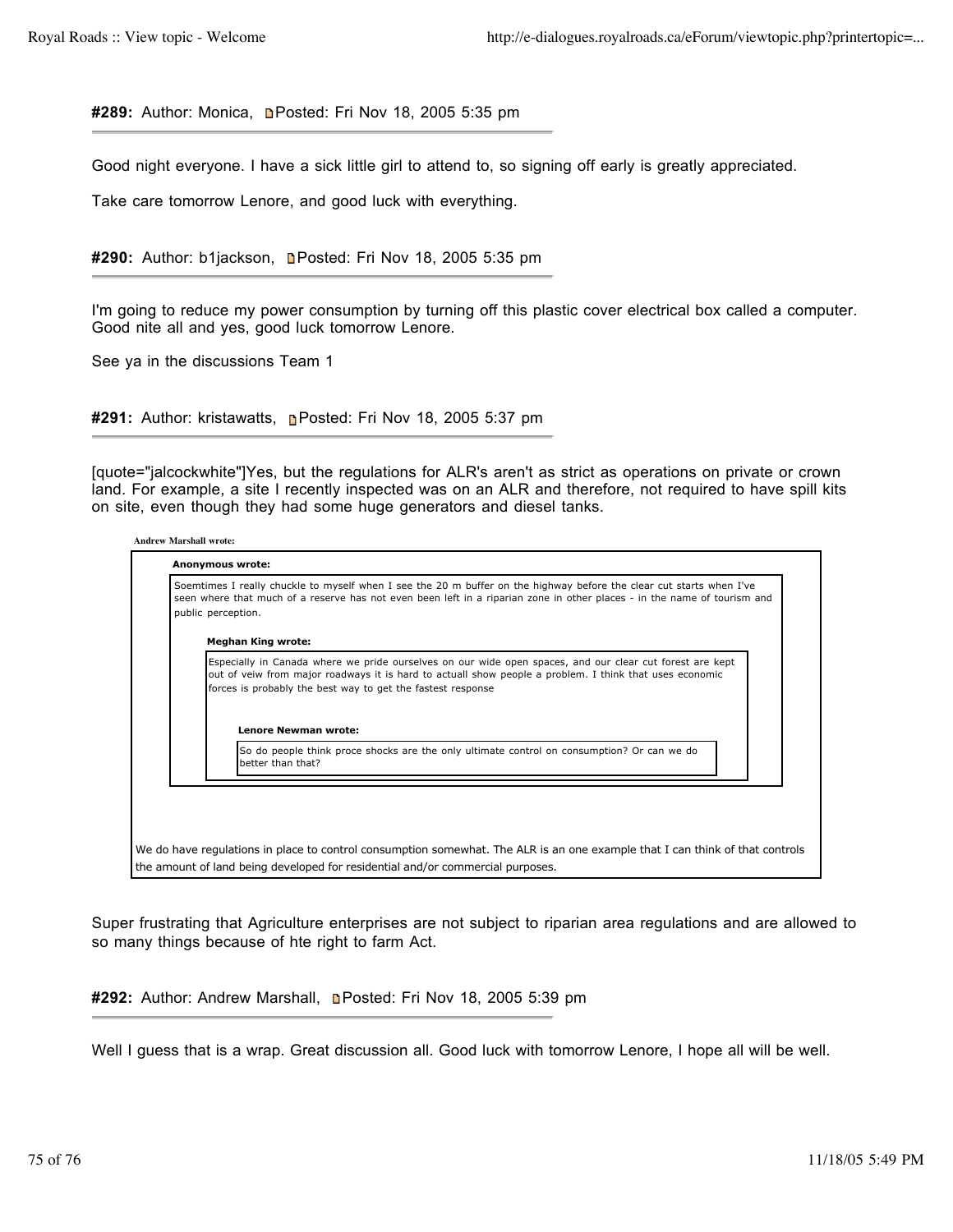**#289:** Author: Monica, Posted: Fri Nov 18, 2005 5:35 pm

Good night everyone. I have a sick little girl to attend to, so signing off early is greatly appreciated.

Take care tomorrow Lenore, and good luck with everything.

**#290:** Author: b1jackson, Posted: Fri Nov 18, 2005 5:35 pm

I'm going to reduce my power consumption by turning off this plastic cover electrical box called a computer. Good nite all and yes, good luck tomorrow Lenore.

See ya in the discussions Team 1

**#291:** Author: kristawatts, Posted: Fri Nov 18, 2005 5:37 pm

[quote="jalcockwhite"]Yes, but the regulations for ALR's aren't as strict as operations on private or crown land. For example, a site I recently inspected was on an ALR and therefore, not required to have spill kits on site, even though they had some huge generators and diesel tanks.

> **Andrew Marshall wrote:**
>
> > **Anonymous wrote:**
> >
> > Soemtimes I really chuckle to myself when I see the 20 m buffer on the highway before the clear cut starts when I've seen where that much of a reserve has not even been left in a riparian zone in other places - in the name of tourism and public perception.
> >
> > > **Meghan King wrote:**
> > >
> > > Especially in Canada where we pride ourselves on our wide open spaces, and our clear cut forest are kept out of veiw from major roadways it is hard to actuall show people a problem. I think that uses economic forces is probably the best way to get the fastest response
> > >
> > > > **Lenore Newman wrote:**
> > > >
> > > > So do people think proce shocks are the only ultimate control on consumption? Or can we do better than that?
>
> We do have regulations in place to control consumption somewhat. The ALR is an one example that I can think of that controls the amount of land being developed for residential and/or commercial purposes.

Super frustrating that Agriculture enterprises are not subject to riparian area regulations and are allowed to so many things because of hte right to farm Act.

**#292:** Author: Andrew Marshall, Posted: Fri Nov 18, 2005 5:39 pm

Well I guess that is a wrap. Great discussion all. Good luck with tomorrow Lenore, I hope all will be well.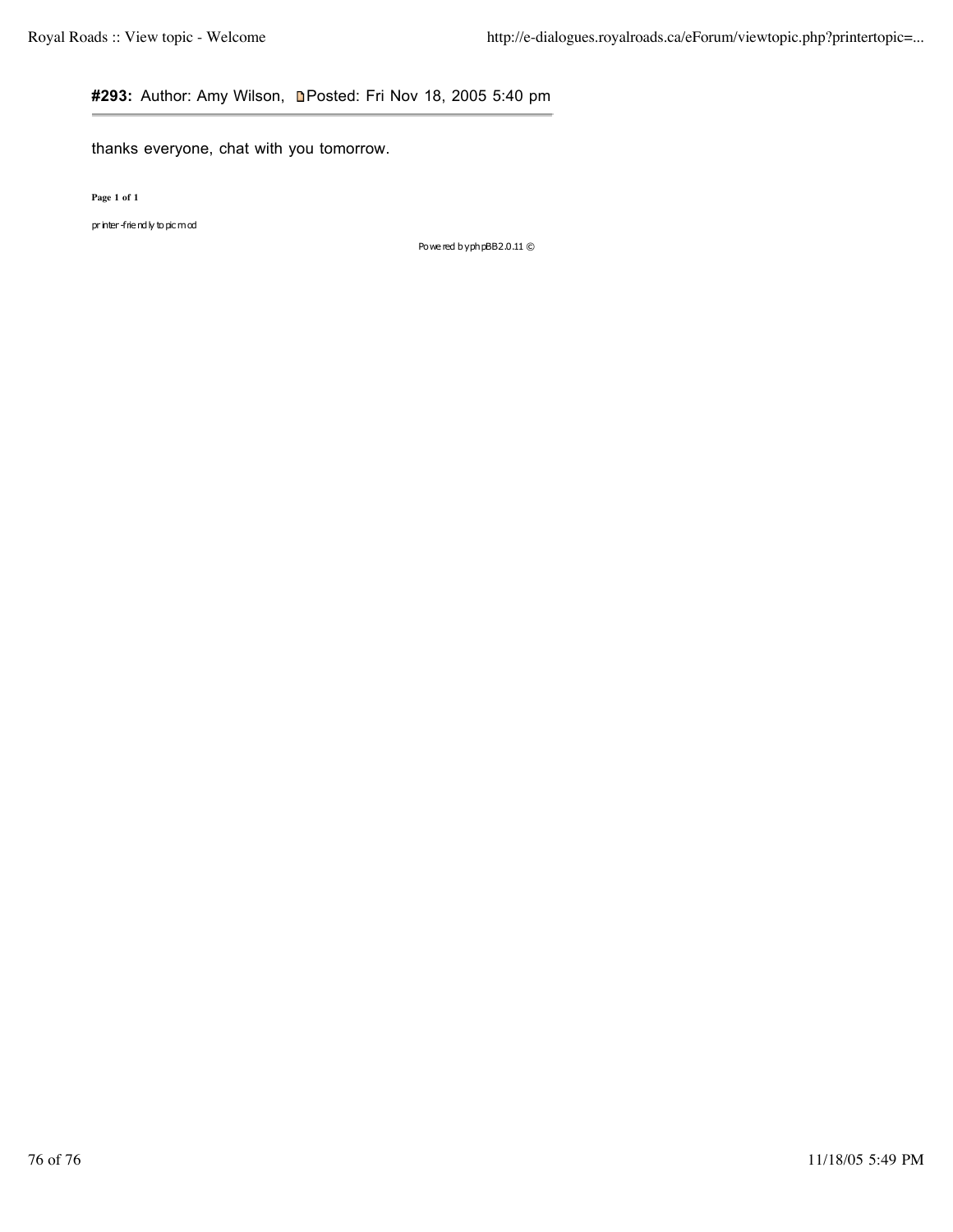**#293:** Author: Amy Wilson, Posted: Fri Nov 18, 2005 5:40 pm

thanks everyone, chat with you tomorrow.

**Page 1 of 1**

printer-friendly topic mod

Powered by phpBB 2.0.11 ©